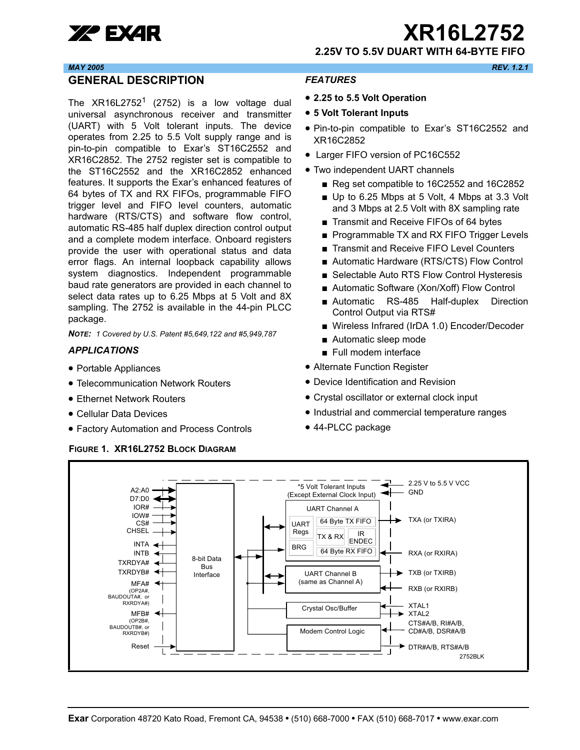# XR16L2752

## 2.25V TO 5.5V DUART WITH 64-BYTE FIFO

*MAY 2005* *REV. 1.2.1*

## GENERAL DESCRIPTION

The XR16L2752[1] (2752) is a low voltage dual universal asynchronous receiver and transmitter (UART) with 5 Volt tolerant inputs. The device operates from 2.25 to 5.5 Volt supply range and is pin-to-pin compatible to Exar's ST16C2552 and XR16C2852. The 2752 register set is compatible to the ST16C2552 and the XR16C2852 enhanced features. It supports the Exar's enhanced features of 64 bytes of TX and RX FIFOs, programmable FIFO trigger level and FIFO level counters, automatic hardware (RTS/CTS) and software flow control, automatic RS-485 half duplex direction control output and a complete modem interface. Onboard registers provide the user with operational status and data error flags. An internal loopback capability allows system diagnostics. Independent programmable baud rate generators are provided in each channel to select data rates up to 6.25 Mbps at 5 Volt and 8X sampling. The 2752 is available in the 44-pin PLCC package.

***NOTE:*** *1 Covered by U.S. Patent #5,649,122 and #5,949,787*

### *APPLICATIONS*

- Portable Appliances
- Telecommunication Network Routers
- Ethernet Network Routers
- Cellular Data Devices
- Factory Automation and Process Controls

### *FEATURES*

- **2.25 to 5.5 Volt Operation**
- **5 Volt Tolerant Inputs**
- Pin-to-pin compatible to Exar's ST16C2552 and XR16C2852
- Larger FIFO version of PC16C552
- Two independent UART channels
  - Reg set compatible to 16C2552 and 16C2852
  - Up to 6.25 Mbps at 5 Volt, 4 Mbps at 3.3 Volt and 3 Mbps at 2.5 Volt with 8X sampling rate
  - Transmit and Receive FIFOs of 64 bytes
  - Programmable TX and RX FIFO Trigger Levels
  - Transmit and Receive FIFO Level Counters
  - Automatic Hardware (RTS/CTS) Flow Control
  - Selectable Auto RTS Flow Control Hysteresis
  - Automatic Software (Xon/Xoff) Flow Control
  - Automatic RS-485 Half-duplex Direction Control Output via RTS#
  - Wireless Infrared (IrDA 1.0) Encoder/Decoder
  - Automatic sleep mode
  - Full modem interface
- Alternate Function Register
- Device Identification and Revision
- Crystal oscillator or external clock input
- Industrial and commercial temperature ranges
- 44-PLCC package

**FIGURE 1. XR16L2752 BLOCK DIAGRAM**

A2:A0, D7:D0, IOR#, IOW#, CS#, CHSEL, INTA, INTB, TXRDYA#, TXRDYB#, MFA# (OP2A#, BAUDOUTA#, or RXRDYA#), MFB# (OP2B#, BAUDOUTB#, or RXRDYB#), Reset

8-bit Data Bus Interface

*5 Volt Tolerant Inputs (Except External Clock Input)

UART Channel A: UART Regs, BRG, 64 Byte TX FIFO, TX & RX, IR ENDEC, 64 Byte RX FIFO

UART Channel B (same as Channel A)

Crystal Osc/Buffer

Modem Control Logic

2.25 V to 5.5 V VCC, GND, TXA (or TXIRA), RXA (or RXIRA), TXB (or TXIRB), RXB (or RXIRB), XTAL1, XTAL2, CTS#A/B, RI#A/B, CD#A/B, DSR#A/B, DTR#A/B, RTS#A/B

2752BLK

**Exar** Corporation 48720 Kato Road, Fremont CA, 94538 • (510) 668-7000 • FAX (510) 668-7017 • www.exar.com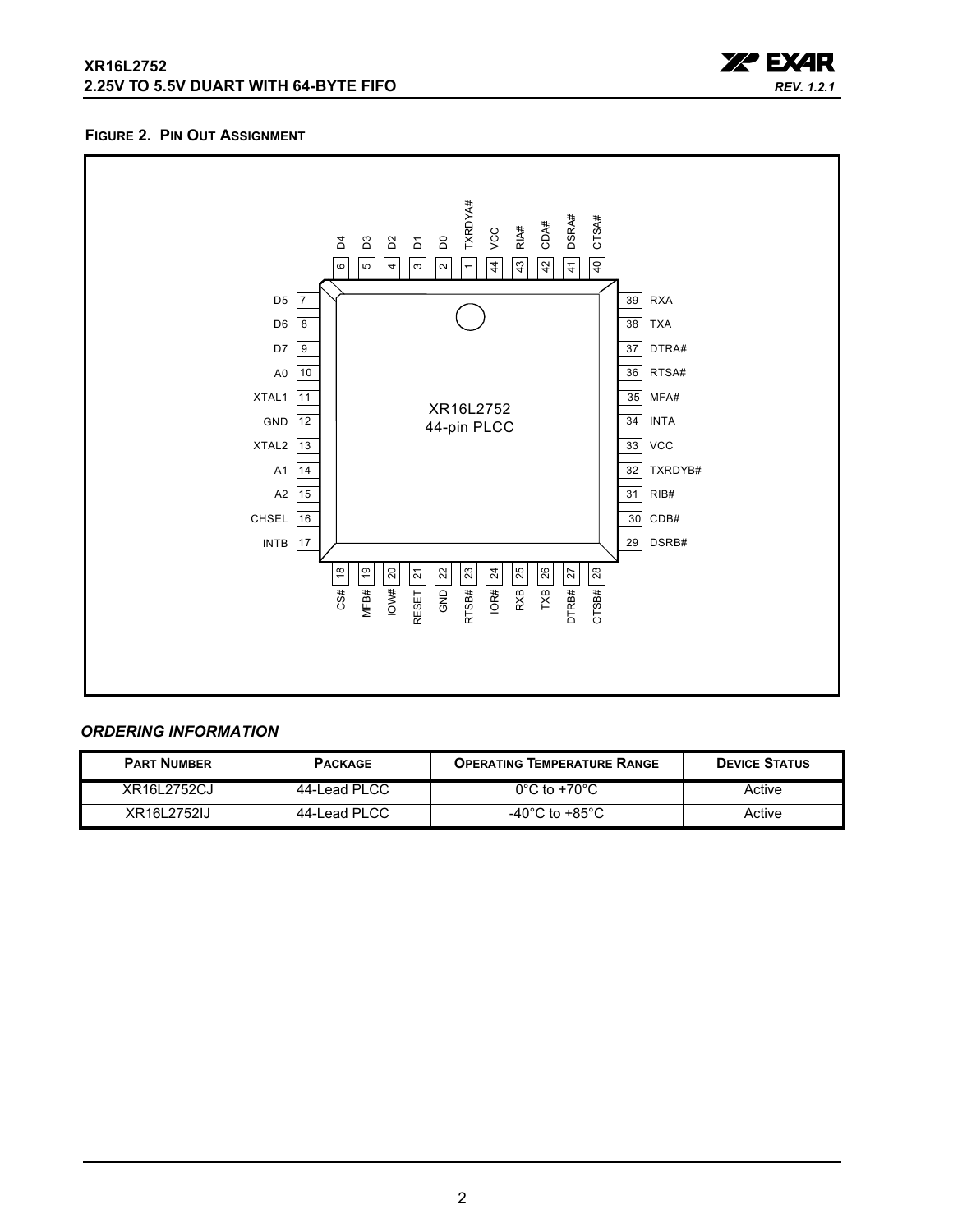**FIGURE 2. PIN OUT ASSIGNMENT**

| Pin | Name | Pin | Name |
|---|---|---|---|
| 1 | TXRDYA# | 23 | RTSB# |
| 2 | D0 | 24 | IOR# |
| 3 | D1 | 25 | RXB |
| 4 | D2 | 26 | TXB |
| 5 | D3 | 27 | DTRB# |
| 6 | D4 | 28 | CTSB# |
| 7 | D5 | 29 | DSRB# |
| 8 | D6 | 30 | CDB# |
| 9 | D7 | 31 | RIB# |
| 10 | A0 | 32 | TXRDYB# |
| 11 | XTAL1 | 33 | VCC |
| 12 | GND | 34 | INTA |
| 13 | XTAL2 | 35 | MFA# |
| 14 | A1 | 36 | RTSA# |
| 15 | A2 | 37 | DTRA# |
| 16 | CHSEL | 38 | TXA |
| 17 | INTB | 39 | RXA |
| 18 | CS# | 40 | CTSA# |
| 19 | MFB# | 41 | DSRA# |
| 20 | IOW# | 42 | CDA# |
| 21 | RESET | 43 | RIA# |
| 22 | GND | 44 | VCC |

XR16L2752
44-pin PLCC

### *ORDERING INFORMATION*

| PART NUMBER | PACKAGE | OPERATING TEMPERATURE RANGE | DEVICE STATUS |
|---|---|---|---|
| XR16L2752CJ | 44-Lead PLCC | 0°C to +70°C | Active |
| XR16L2752IJ | 44-Lead PLCC | -40°C to +85°C | Active |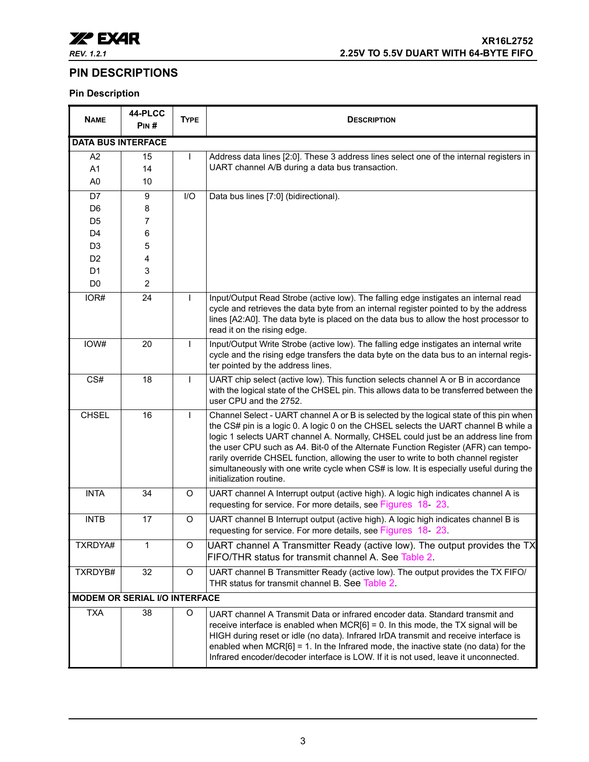## PIN DESCRIPTIONS

### Pin Description

| NAME | 44-PLCC PIN # | TYPE | DESCRIPTION |
|---|---|---|---|
| **DATA BUS INTERFACE** | | | |
| A2<br>A1<br>A0 | 15<br>14<br>10 | I | Address data lines [2:0]. These 3 address lines select one of the internal registers in UART channel A/B during a data bus transaction. |
| D7<br>D6<br>D5<br>D4<br>D3<br>D2<br>D1<br>D0 | 9<br>8<br>7<br>6<br>5<br>4<br>3<br>2 | I/O | Data bus lines [7:0] (bidirectional). |
| IOR# | 24 | I | Input/Output Read Strobe (active low). The falling edge instigates an internal read cycle and retrieves the data byte from an internal register pointed to by the address lines [A2:A0]. The data byte is placed on the data bus to allow the host processor to read it on the rising edge. |
| IOW# | 20 | I | Input/Output Write Strobe (active low). The falling edge instigates an internal write cycle and the rising edge transfers the data byte on the data bus to an internal register pointed by the address lines. |
| CS# | 18 | I | UART chip select (active low). This function selects channel A or B in accordance with the logical state of the CHSEL pin. This allows data to be transferred between the user CPU and the 2752. |
| CHSEL | 16 | I | Channel Select - UART channel A or B is selected by the logical state of this pin when the CS# pin is a logic 0. A logic 0 on the CHSEL selects the UART channel B while a logic 1 selects UART channel A. Normally, CHSEL could just be an address line from the user CPU such as A4. Bit-0 of the Alternate Function Register (AFR) can temporarily override CHSEL function, allowing the user to write to both channel register simultaneously with one write cycle when CS# is low. It is especially useful during the initialization routine. |
| INTA | 34 | O | UART channel A Interrupt output (active high). A logic high indicates channel A is requesting for service. For more details, see Figures 18- 23. |
| INTB | 17 | O | UART channel B Interrupt output (active high). A logic high indicates channel B is requesting for service. For more details, see Figures 18- 23. |
| TXRDYA# | 1 | O | UART channel A Transmitter Ready (active low). The output provides the TX FIFO/THR status for transmit channel A. See Table 2. |
| TXRDYB# | 32 | O | UART channel B Transmitter Ready (active low). The output provides the TX FIFO/THR status for transmit channel B. See Table 2. |
| **MODEM OR SERIAL I/O INTERFACE** | | | |
| TXA | 38 | O | UART channel A Transmit Data or infrared encoder data. Standard transmit and receive interface is enabled when MCR[6] = 0. In this mode, the TX signal will be HIGH during reset or idle (no data). Infrared IrDA transmit and receive interface is enabled when MCR[6] = 1. In the Infrared mode, the inactive state (no data) for the Infrared encoder/decoder interface is LOW. If it is not used, leave it unconnected. |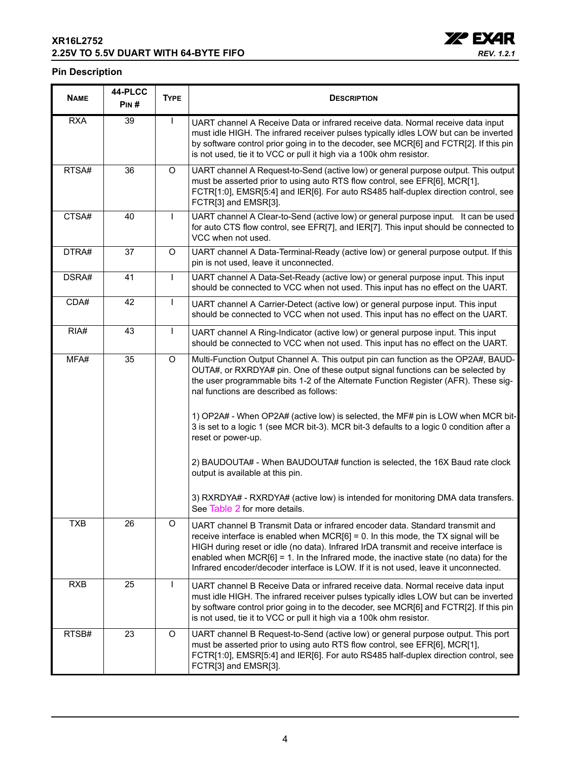### Pin Description

| Name | 44-PLCC Pin # | Type | Description |
|---|---|---|---|
| RXA | 39 | I | UART channel A Receive Data or infrared receive data. Normal receive data input must idle HIGH. The infrared receiver pulses typically idles LOW but can be inverted by software control prior going in to the decoder, see MCR[6] and FCTR[2]. If this pin is not used, tie it to VCC or pull it high via a 100k ohm resistor. |
| RTSA# | 36 | O | UART channel A Request-to-Send (active low) or general purpose output. This output must be asserted prior to using auto RTS flow control, see EFR[6], MCR[1], FCTR[1:0], EMSR[5:4] and IER[6]. For auto RS485 half-duplex direction control, see FCTR[3] and EMSR[3]. |
| CTSA# | 40 | I | UART channel A Clear-to-Send (active low) or general purpose input. It can be used for auto CTS flow control, see EFR[7], and IER[7]. This input should be connected to VCC when not used. |
| DTRA# | 37 | O | UART channel A Data-Terminal-Ready (active low) or general purpose output. If this pin is not used, leave it unconnected. |
| DSRA# | 41 | I | UART channel A Data-Set-Ready (active low) or general purpose input. This input should be connected to VCC when not used. This input has no effect on the UART. |
| CDA# | 42 | I | UART channel A Carrier-Detect (active low) or general purpose input. This input should be connected to VCC when not used. This input has no effect on the UART. |
| RIA# | 43 | I | UART channel A Ring-Indicator (active low) or general purpose input. This input should be connected to VCC when not used. This input has no effect on the UART. |
| MFA# | 35 | O | Multi-Function Output Channel A. This output pin can function as the OP2A#, BAUDOUTA#, or RXRDYA# pin. One of these output signal functions can be selected by the user programmable bits 1-2 of the Alternate Function Register (AFR). These signal functions are described as follows:<br><br>1) OP2A# - When OP2A# (active low) is selected, the MF# pin is LOW when MCR bit-3 is set to a logic 1 (see MCR bit-3). MCR bit-3 defaults to a logic 0 condition after a reset or power-up.<br><br>2) BAUDOUTA# - When BAUDOUTA# function is selected, the 16X Baud rate clock output is available at this pin.<br><br>3) RXRDYA# - RXRDYA# (active low) is intended for monitoring DMA data transfers. See Table 2 for more details. |
| TXB | 26 | O | UART channel B Transmit Data or infrared encoder data. Standard transmit and receive interface is enabled when MCR[6] = 0. In this mode, the TX signal will be HIGH during reset or idle (no data). Infrared IrDA transmit and receive interface is enabled when MCR[6] = 1. In the Infrared mode, the inactive state (no data) for the Infrared encoder/decoder interface is LOW. If it is not used, leave it unconnected. |
| RXB | 25 | I | UART channel B Receive Data or infrared receive data. Normal receive data input must idle HIGH. The infrared receiver pulses typically idles LOW but can be inverted by software control prior going in to the decoder, see MCR[6] and FCTR[2]. If this pin is not used, tie it to VCC or pull it high via a 100k ohm resistor. |
| RTSB# | 23 | O | UART channel B Request-to-Send (active low) or general purpose output. This port must be asserted prior to using auto RTS flow control, see EFR[6], MCR[1], FCTR[1:0], EMSR[5:4] and IER[6]. For auto RS485 half-duplex direction control, see FCTR[3] and EMSR[3]. |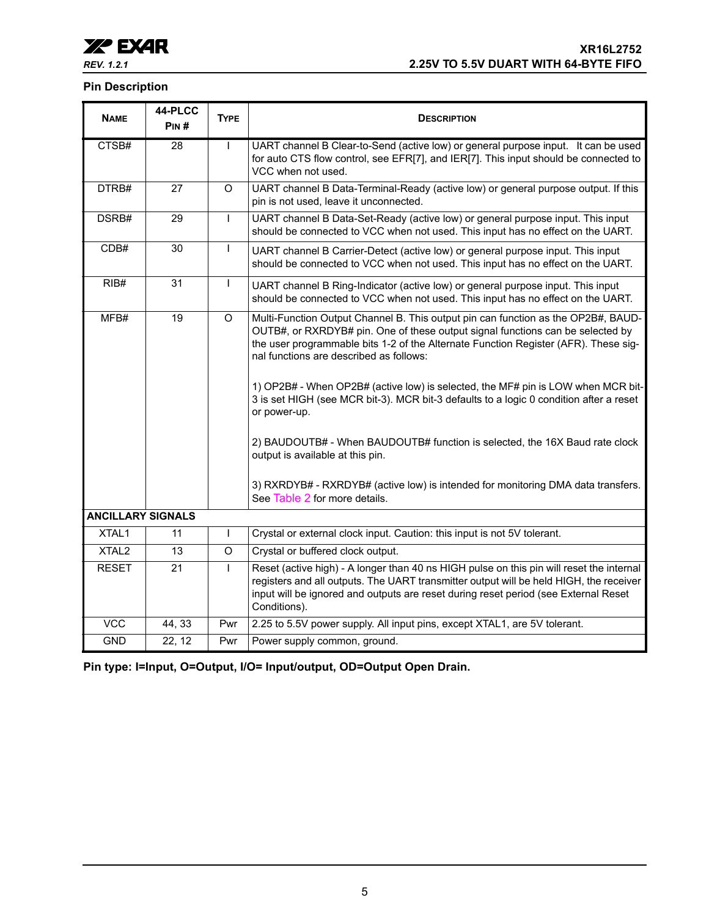## Pin Description

| NAME | 44-PLCC PIN # | TYPE | DESCRIPTION |
|---|---|---|---|
| CTSB# | 28 | I | UART channel B Clear-to-Send (active low) or general purpose input. It can be used for auto CTS flow control, see EFR[7], and IER[7]. This input should be connected to VCC when not used. |
| DTRB# | 27 | O | UART channel B Data-Terminal-Ready (active low) or general purpose output. If this pin is not used, leave it unconnected. |
| DSRB# | 29 | I | UART channel B Data-Set-Ready (active low) or general purpose input. This input should be connected to VCC when not used. This input has no effect on the UART. |
| CDB# | 30 | I | UART channel B Carrier-Detect (active low) or general purpose input. This input should be connected to VCC when not used. This input has no effect on the UART. |
| RIB# | 31 | I | UART channel B Ring-Indicator (active low) or general purpose input. This input should be connected to VCC when not used. This input has no effect on the UART. |
| MFB# | 19 | O | Multi-Function Output Channel B. This output pin can function as the OP2B#, BAUDOUTB#, or RXRDYB# pin. One of these output signal functions can be selected by the user programmable bits 1-2 of the Alternate Function Register (AFR). These signal functions are described as follows:<br><br>1) OP2B# - When OP2B# (active low) is selected, the MF# pin is LOW when MCR bit-3 is set HIGH (see MCR bit-3). MCR bit-3 defaults to a logic 0 condition after a reset or power-up.<br><br>2) BAUDOUTB# - When BAUDOUTB# function is selected, the 16X Baud rate clock output is available at this pin.<br><br>3) RXRDYB# - RXRDYB# (active low) is intended for monitoring DMA data transfers. See Table 2 for more details. |
| **ANCILLARY SIGNALS** | | | |
| XTAL1 | 11 | I | Crystal or external clock input. Caution: this input is not 5V tolerant. |
| XTAL2 | 13 | O | Crystal or buffered clock output. |
| RESET | 21 | I | Reset (active high) - A longer than 40 ns HIGH pulse on this pin will reset the internal registers and all outputs. The UART transmitter output will be held HIGH, the receiver input will be ignored and outputs are reset during reset period (see External Reset Conditions). |
| VCC | 44, 33 | Pwr | 2.25 to 5.5V power supply. All input pins, except XTAL1, are 5V tolerant. |
| GND | 22, 12 | Pwr | Power supply common, ground. |

**Pin type: I=Input, O=Output, I/O= Input/output, OD=Output Open Drain.**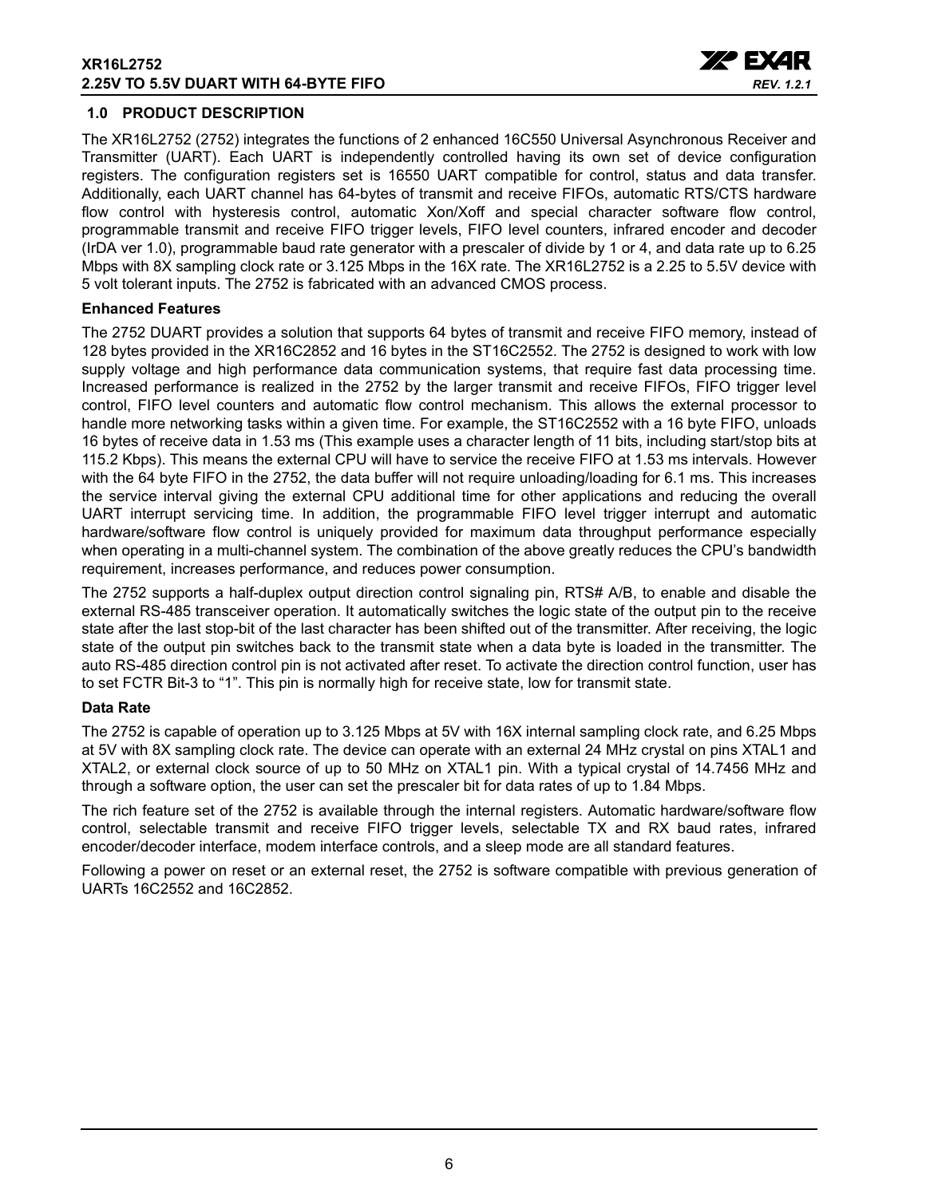## 1.0 PRODUCT DESCRIPTION

The XR16L2752 (2752) integrates the functions of 2 enhanced 16C550 Universal Asynchronous Receiver and Transmitter (UART). Each UART is independently controlled having its own set of device configuration registers. The configuration registers set is 16550 UART compatible for control, status and data transfer. Additionally, each UART channel has 64-bytes of transmit and receive FIFOs, automatic RTS/CTS hardware flow control with hysteresis control, automatic Xon/Xoff and special character software flow control, programmable transmit and receive FIFO trigger levels, FIFO level counters, infrared encoder and decoder (IrDA ver 1.0), programmable baud rate generator with a prescaler of divide by 1 or 4, and data rate up to 6.25 Mbps with 8X sampling clock rate or 3.125 Mbps in the 16X rate. The XR16L2752 is a 2.25 to 5.5V device with 5 volt tolerant inputs. The 2752 is fabricated with an advanced CMOS process.

**Enhanced Features**

The 2752 DUART provides a solution that supports 64 bytes of transmit and receive FIFO memory, instead of 128 bytes provided in the XR16C2852 and 16 bytes in the ST16C2552. The 2752 is designed to work with low supply voltage and high performance data communication systems, that require fast data processing time. Increased performance is realized in the 2752 by the larger transmit and receive FIFOs, FIFO trigger level control, FIFO level counters and automatic flow control mechanism. This allows the external processor to handle more networking tasks within a given time. For example, the ST16C2552 with a 16 byte FIFO, unloads 16 bytes of receive data in 1.53 ms (This example uses a character length of 11 bits, including start/stop bits at 115.2 Kbps). This means the external CPU will have to service the receive FIFO at 1.53 ms intervals. However with the 64 byte FIFO in the 2752, the data buffer will not require unloading/loading for 6.1 ms. This increases the service interval giving the external CPU additional time for other applications and reducing the overall UART interrupt servicing time. In addition, the programmable FIFO level trigger interrupt and automatic hardware/software flow control is uniquely provided for maximum data throughput performance especially when operating in a multi-channel system. The combination of the above greatly reduces the CPU's bandwidth requirement, increases performance, and reduces power consumption.

The 2752 supports a half-duplex output direction control signaling pin, RTS# A/B, to enable and disable the external RS-485 transceiver operation. It automatically switches the logic state of the output pin to the receive state after the last stop-bit of the last character has been shifted out of the transmitter. After receiving, the logic state of the output pin switches back to the transmit state when a data byte is loaded in the transmitter. The auto RS-485 direction control pin is not activated after reset. To activate the direction control function, user has to set FCTR Bit-3 to "1". This pin is normally high for receive state, low for transmit state.

**Data Rate**

The 2752 is capable of operation up to 3.125 Mbps at 5V with 16X internal sampling clock rate, and 6.25 Mbps at 5V with 8X sampling clock rate. The device can operate with an external 24 MHz crystal on pins XTAL1 and XTAL2, or external clock source of up to 50 MHz on XTAL1 pin. With a typical crystal of 14.7456 MHz and through a software option, the user can set the prescaler bit for data rates of up to 1.84 Mbps.

The rich feature set of the 2752 is available through the internal registers. Automatic hardware/software flow control, selectable transmit and receive FIFO trigger levels, selectable TX and RX baud rates, infrared encoder/decoder interface, modem interface controls, and a sleep mode are all standard features.

Following a power on reset or an external reset, the 2752 is software compatible with previous generation of UARTs 16C2552 and 16C2852.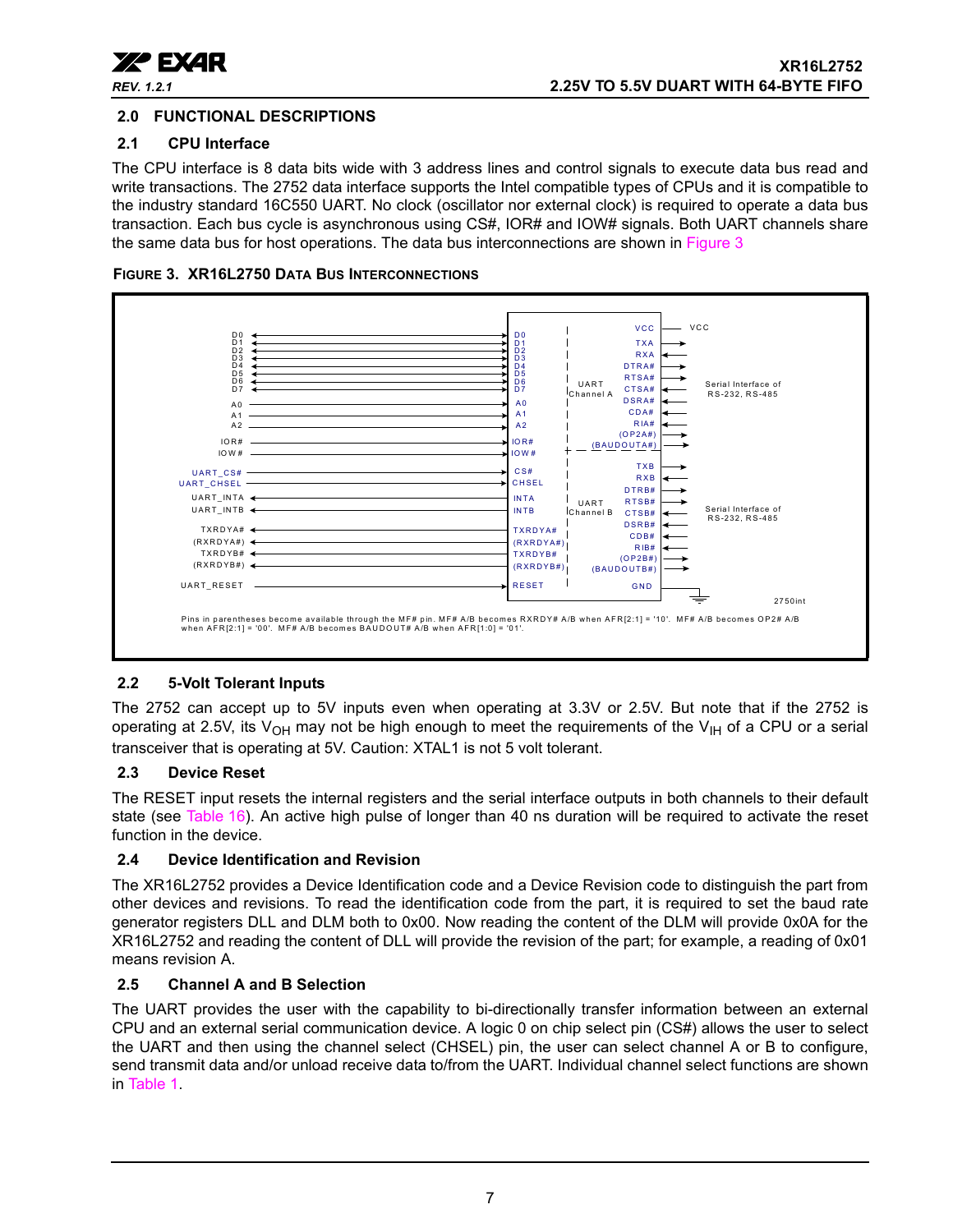## 2.0 FUNCTIONAL DESCRIPTIONS

### 2.1 CPU Interface

The CPU interface is 8 data bits wide with 3 address lines and control signals to execute data bus read and write transactions. The 2752 data interface supports the Intel compatible types of CPUs and it is compatible to the industry standard 16C550 UART. No clock (oscillator nor external clock) is required to operate a data bus transaction. Each bus cycle is asynchronous using CS#, IOR# and IOW# signals. Both UART channels share the same data bus for host operations. The data bus interconnections are shown in Figure 3

**FIGURE 3. XR16L2750 DATA BUS INTERCONNECTIONS**

Pins in parentheses become available through the MF# pin. MF# A/B becomes RXRDY# A/B when AFR[2:1] = '10'. MF# A/B becomes OP2# A/B when AFR[2:1] = '00'. MF# A/B becomes BAUDOUT# A/B when AFR[1:0] = '01'.

### 2.2 5-Volt Tolerant Inputs

The 2752 can accept up to 5V inputs even when operating at 3.3V or 2.5V. But note that if the 2752 is operating at 2.5V, its $V_{OH}$ may not be high enough to meet the requirements of the $V_{IH}$ of a CPU or a serial transceiver that is operating at 5V. Caution: XTAL1 is not 5 volt tolerant.

### 2.3 Device Reset

The RESET input resets the internal registers and the serial interface outputs in both channels to their default state (see Table 16). An active high pulse of longer than 40 ns duration will be required to activate the reset function in the device.

### 2.4 Device Identification and Revision

The XR16L2752 provides a Device Identification code and a Device Revision code to distinguish the part from other devices and revisions. To read the identification code from the part, it is required to set the baud rate generator registers DLL and DLM both to 0x00. Now reading the content of the DLM will provide 0x0A for the XR16L2752 and reading the content of DLL will provide the revision of the part; for example, a reading of 0x01 means revision A.

### 2.5 Channel A and B Selection

The UART provides the user with the capability to bi-directionally transfer information between an external CPU and an external serial communication device. A logic 0 on chip select pin (CS#) allows the user to select the UART and then using the channel select (CHSEL) pin, the user can select channel A or B to configure, send transmit data and/or unload receive data to/from the UART. Individual channel select functions are shown in Table 1.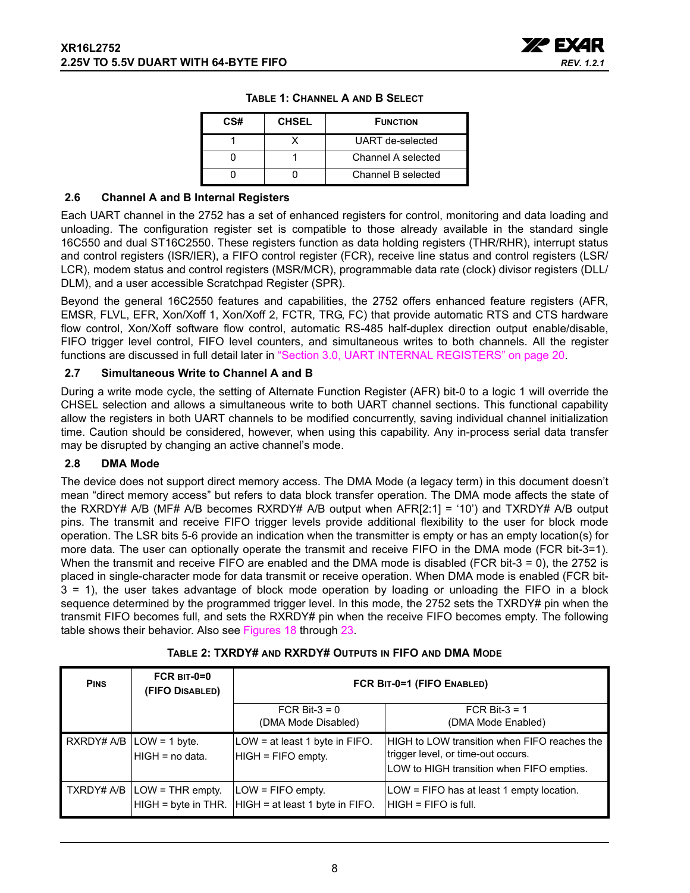**TABLE 1: CHANNEL A AND B SELECT**

| CS# | CHSEL | FUNCTION |
|---|---|---|
| 1 | X | UART de-selected |
| 0 | 1 | Channel A selected |
| 0 | 0 | Channel B selected |

## 2.6 Channel A and B Internal Registers

Each UART channel in the 2752 has a set of enhanced registers for control, monitoring and data loading and unloading. The configuration register set is compatible to those already available in the standard single 16C550 and dual ST16C2550. These registers function as data holding registers (THR/RHR), interrupt status and control registers (ISR/IER), a FIFO control register (FCR), receive line status and control registers (LSR/LCR), modem status and control registers (MSR/MCR), programmable data rate (clock) divisor registers (DLL/DLM), and a user accessible Scratchpad Register (SPR).

Beyond the general 16C2550 features and capabilities, the 2752 offers enhanced feature registers (AFR, EMSR, FLVL, EFR, Xon/Xoff 1, Xon/Xoff 2, FCTR, TRG, FC) that provide automatic RTS and CTS hardware flow control, Xon/Xoff software flow control, automatic RS-485 half-duplex direction output enable/disable, FIFO trigger level control, FIFO level counters, and simultaneous writes to both channels. All the register functions are discussed in full detail later in "Section 3.0, UART INTERNAL REGISTERS" on page 20.

## 2.7 Simultaneous Write to Channel A and B

During a write mode cycle, the setting of Alternate Function Register (AFR) bit-0 to a logic 1 will override the CHSEL selection and allows a simultaneous write to both UART channel sections. This functional capability allow the registers in both UART channels to be modified concurrently, saving individual channel initialization time. Caution should be considered, however, when using this capability. Any in-process serial data transfer may be disrupted by changing an active channel's mode.

## 2.8 DMA Mode

The device does not support direct memory access. The DMA Mode (a legacy term) in this document doesn't mean "direct memory access" but refers to data block transfer operation. The DMA mode affects the state of the RXRDY# A/B (MF# A/B becomes RXRDY# A/B output when AFR[2:1] = '10') and TXRDY# A/B output pins. The transmit and receive FIFO trigger levels provide additional flexibility to the user for block mode operation. The LSR bits 5-6 provide an indication when the transmitter is empty or has an empty location(s) for more data. The user can optionally operate the transmit and receive FIFO in the DMA mode (FCR bit-3=1). When the transmit and receive FIFO are enabled and the DMA mode is disabled (FCR bit-3 = 0), the 2752 is placed in single-character mode for data transmit or receive operation. When DMA mode is enabled (FCR bit-3 = 1), the user takes advantage of block mode operation by loading or unloading the FIFO in a block sequence determined by the programmed trigger level. In this mode, the 2752 sets the TXRDY# pin when the transmit FIFO becomes full, and sets the RXRDY# pin when the receive FIFO becomes empty. The following table shows their behavior. Also see Figures 18 through 23.

**TABLE 2: TXRDY# AND RXRDY# OUTPUTS IN FIFO AND DMA MODE**

| PINS | FCR BIT-0=0 (FIFO DISABLED) | FCR BIT-0=1 (FIFO ENABLED) | |
|---|---|---|---|
| | | FCR Bit-3 = 0 (DMA Mode Disabled) | FCR Bit-3 = 1 (DMA Mode Enabled) |
| RXRDY# A/B | LOW = 1 byte.<br>HIGH = no data. | LOW = at least 1 byte in FIFO.<br>HIGH = FIFO empty. | HIGH to LOW transition when FIFO reaches the trigger level, or time-out occurs.<br>LOW to HIGH transition when FIFO empties. |
| TXRDY# A/B | LOW = THR empty.<br>HIGH = byte in THR. | LOW = FIFO empty.<br>HIGH = at least 1 byte in FIFO. | LOW = FIFO has at least 1 empty location.<br>HIGH = FIFO is full. |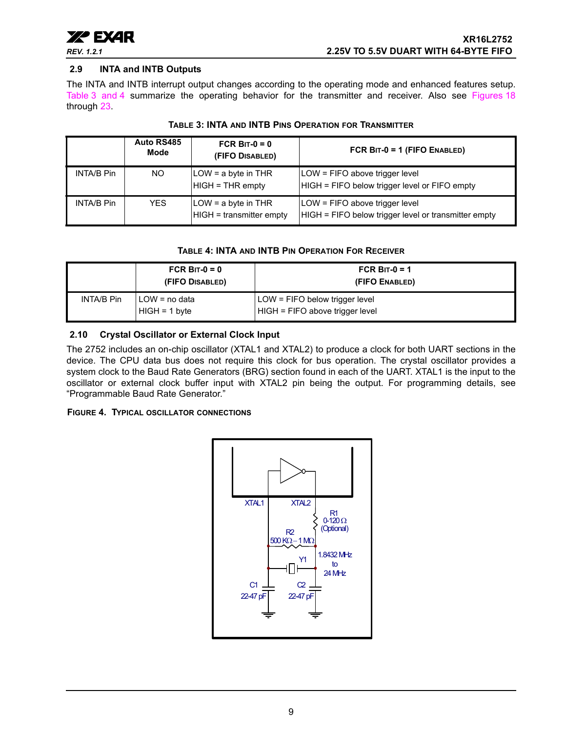## 2.9 INTA and INTB Outputs

The INTA and INTB interrupt output changes according to the operating mode and enhanced features setup. Table 3 and 4 summarize the operating behavior for the transmitter and receiver. Also see Figures 18 through 23.

**TABLE 3: INTA AND INTB PINS OPERATION FOR TRANSMITTER**

| | Auto RS485 Mode | FCR BIT-0 = 0 (FIFO DISABLED) | FCR BIT-0 = 1 (FIFO ENABLED) |
|---|---|---|---|
| INTA/B Pin | NO | LOW = a byte in THR<br>HIGH = THR empty | LOW = FIFO above trigger level<br>HIGH = FIFO below trigger level or FIFO empty |
| INTA/B Pin | YES | LOW = a byte in THR<br>HIGH = transmitter empty | LOW = FIFO above trigger level<br>HIGH = FIFO below trigger level or transmitter empty |

**TABLE 4: INTA AND INTB PIN OPERATION FOR RECEIVER**

| | FCR BIT-0 = 0 (FIFO DISABLED) | FCR BIT-0 = 1 (FIFO ENABLED) |
|---|---|---|
| INTA/B Pin | LOW = no data<br>HIGH = 1 byte | LOW = FIFO below trigger level<br>HIGH = FIFO above trigger level |

## 2.10 Crystal Oscillator or External Clock Input

The 2752 includes an on-chip oscillator (XTAL1 and XTAL2) to produce a clock for both UART sections in the device. The CPU data bus does not require this clock for bus operation. The crystal oscillator provides a system clock to the Baud Rate Generators (BRG) section found in each of the UART. XTAL1 is the input to the oscillator or external clock buffer input with XTAL2 pin being the output. For programming details, see "Programmable Baud Rate Generator."

**FIGURE 4. TYPICAL OSCILLATOR CONNECTIONS**

XTAL1 XTAL2 R1 0-120 Ω (Optional) R2 500 KΩ – 1 MΩ Y1 1.8432 MHz to 24 MHz C1 22-47 pF C2 22-47 pF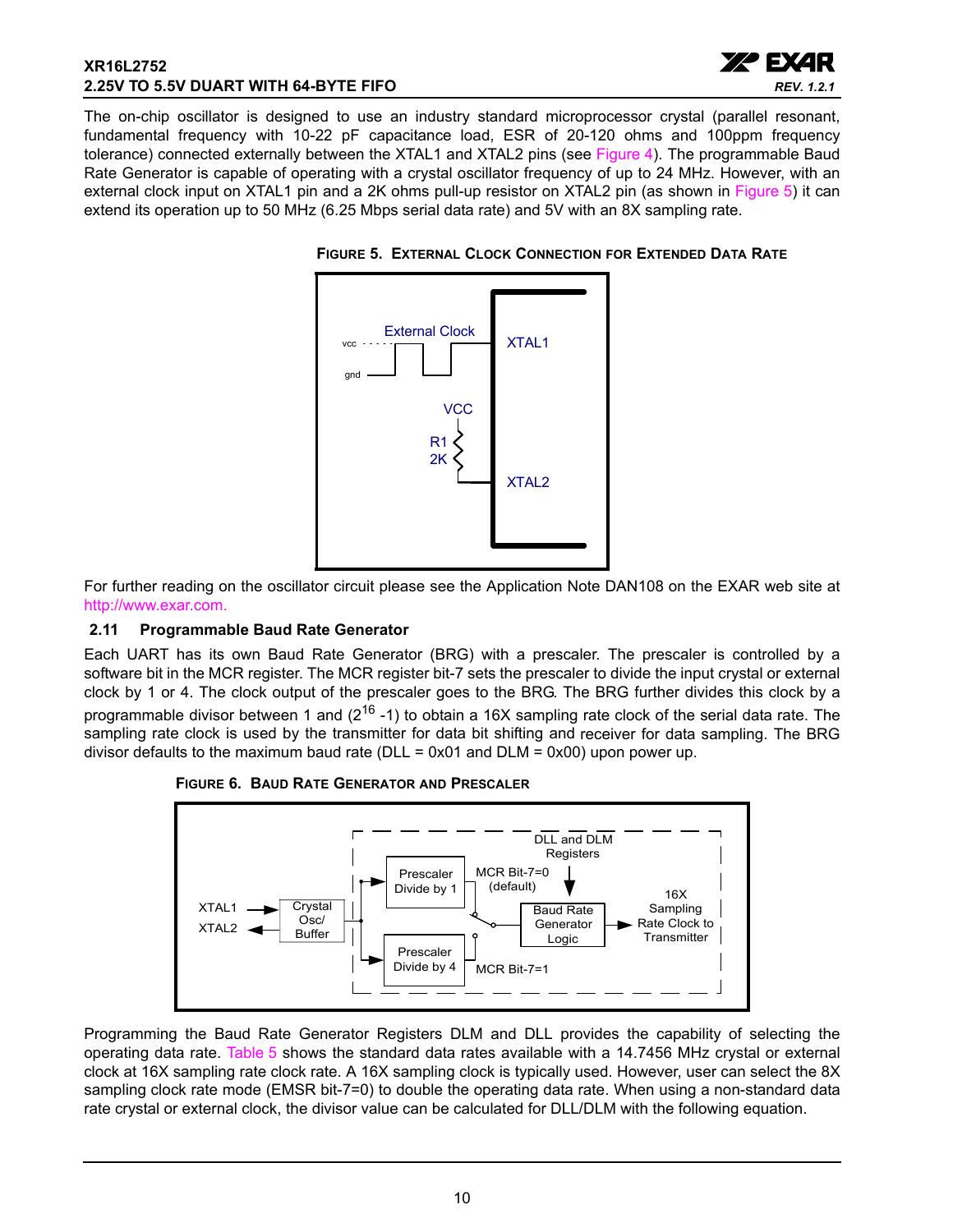The on-chip oscillator is designed to use an industry standard microprocessor crystal (parallel resonant, fundamental frequency with 10-22 pF capacitance load, ESR of 20-120 ohms and 100ppm frequency tolerance) connected externally between the XTAL1 and XTAL2 pins (see Figure 4). The programmable Baud Rate Generator is capable of operating with a crystal oscillator frequency of up to 24 MHz. However, with an external clock input on XTAL1 pin and a 2K ohms pull-up resistor on XTAL2 pin (as shown in Figure 5) it can extend its operation up to 50 MHz (6.25 Mbps serial data rate) and 5V with an 8X sampling rate.

**FIGURE 5. EXTERNAL CLOCK CONNECTION FOR EXTENDED DATA RATE**

For further reading on the oscillator circuit please see the Application Note DAN108 on the EXAR web site at http://www.exar.com.

### 2.11 Programmable Baud Rate Generator

Each UART has its own Baud Rate Generator (BRG) with a prescaler. The prescaler is controlled by a software bit in the MCR register. The MCR register bit-7 sets the prescaler to divide the input crystal or external clock by 1 or 4. The clock output of the prescaler goes to the BRG. The BRG further divides this clock by a programmable divisor between 1 and ($2^{16}$ -1) to obtain a 16X sampling rate clock of the serial data rate. The sampling rate clock is used by the transmitter for data bit shifting and receiver for data sampling. The BRG divisor defaults to the maximum baud rate (DLL = 0x01 and DLM = 0x00) upon power up.

**FIGURE 6. BAUD RATE GENERATOR AND PRESCALER**

Programming the Baud Rate Generator Registers DLM and DLL provides the capability of selecting the operating data rate. Table 5 shows the standard data rates available with a 14.7456 MHz crystal or external clock at 16X sampling rate clock rate. A 16X sampling clock is typically used. However, user can select the 8X sampling clock rate mode (EMSR bit-7=0) to double the operating data rate. When using a non-standard data rate crystal or external clock, the divisor value can be calculated for DLL/DLM with the following equation.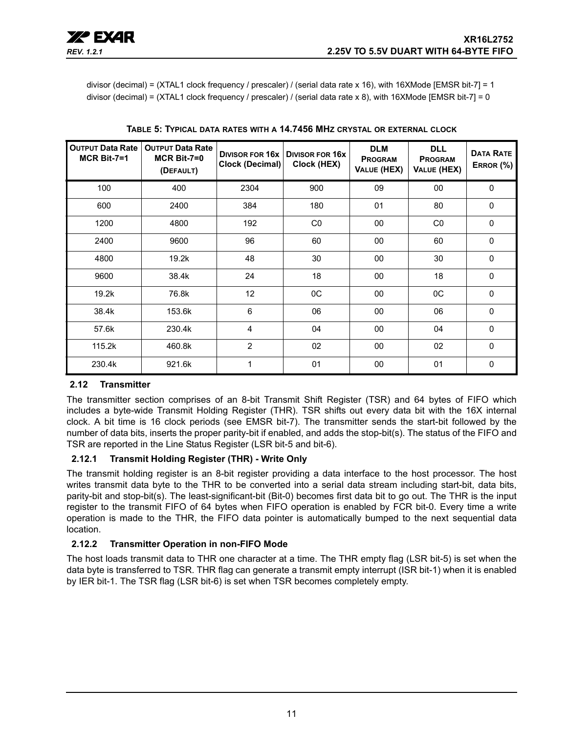divisor (decimal) = (XTAL1 clock frequency / prescaler) / (serial data rate x 16), with 16XMode [EMSR bit-7] = 1

divisor (decimal) = (XTAL1 clock frequency / prescaler) / (serial data rate x 8), with 16XMode [EMSR bit-7] = 0

**TABLE 5: TYPICAL DATA RATES WITH A 14.7456 MHZ CRYSTAL OR EXTERNAL CLOCK**

| OUTPUT Data Rate MCR Bit-7=1 | OUTPUT Data Rate MCR Bit-7=0 (DEFAULT) | DIVISOR FOR 16x Clock (Decimal) | DIVISOR FOR 16x Clock (HEX) | DLM PROGRAM VALUE (HEX) | DLL PROGRAM VALUE (HEX) | DATA RATE ERROR (%) |
|---|---|---|---|---|---|---|
| 100 | 400 | 2304 | 900 | 09 | 00 | 0 |
| 600 | 2400 | 384 | 180 | 01 | 80 | 0 |
| 1200 | 4800 | 192 | C0 | 00 | C0 | 0 |
| 2400 | 9600 | 96 | 60 | 00 | 60 | 0 |
| 4800 | 19.2k | 48 | 30 | 00 | 30 | 0 |
| 9600 | 38.4k | 24 | 18 | 00 | 18 | 0 |
| 19.2k | 76.8k | 12 | 0C | 00 | 0C | 0 |
| 38.4k | 153.6k | 6 | 06 | 00 | 06 | 0 |
| 57.6k | 230.4k | 4 | 04 | 00 | 04 | 0 |
| 115.2k | 460.8k | 2 | 02 | 00 | 02 | 0 |
| 230.4k | 921.6k | 1 | 01 | 00 | 01 | 0 |

### 2.12 Transmitter

The transmitter section comprises of an 8-bit Transmit Shift Register (TSR) and 64 bytes of FIFO which includes a byte-wide Transmit Holding Register (THR). TSR shifts out every data bit with the 16X internal clock. A bit time is 16 clock periods (see EMSR bit-7). The transmitter sends the start-bit followed by the number of data bits, inserts the proper parity-bit if enabled, and adds the stop-bit(s). The status of the FIFO and TSR are reported in the Line Status Register (LSR bit-5 and bit-6).

#### 2.12.1 Transmit Holding Register (THR) - Write Only

The transmit holding register is an 8-bit register providing a data interface to the host processor. The host writes transmit data byte to the THR to be converted into a serial data stream including start-bit, data bits, parity-bit and stop-bit(s). The least-significant-bit (Bit-0) becomes first data bit to go out. The THR is the input register to the transmit FIFO of 64 bytes when FIFO operation is enabled by FCR bit-0. Every time a write operation is made to the THR, the FIFO data pointer is automatically bumped to the next sequential data location.

#### 2.12.2 Transmitter Operation in non-FIFO Mode

The host loads transmit data to THR one character at a time. The THR empty flag (LSR bit-5) is set when the data byte is transferred to TSR. THR flag can generate a transmit empty interrupt (ISR bit-1) when it is enabled by IER bit-1. The TSR flag (LSR bit-6) is set when TSR becomes completely empty.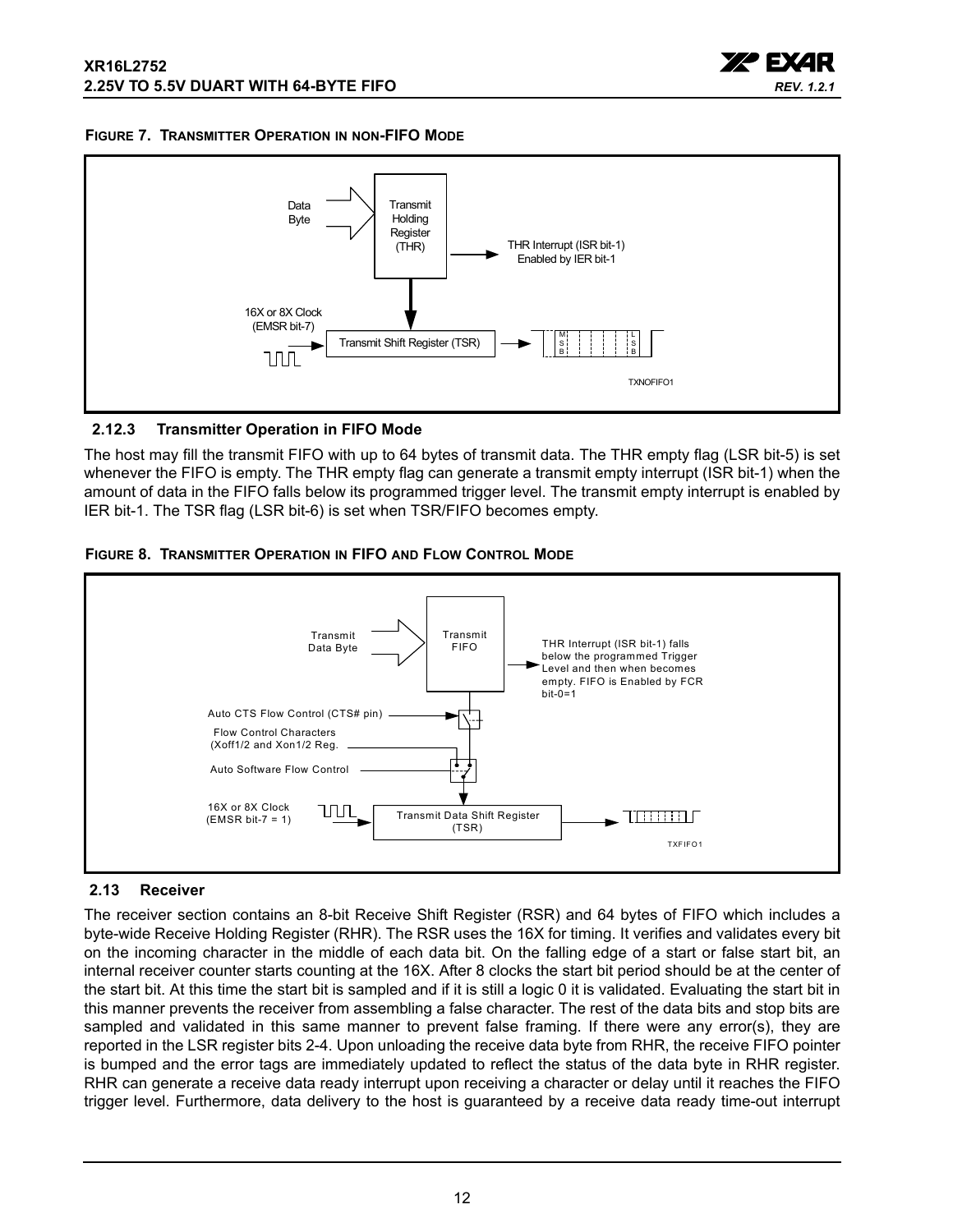**FIGURE 7. TRANSMITTER OPERATION IN NON-FIFO MODE**

Data Byte

Transmit Holding Register (THR)

THR Interrupt (ISR bit-1) Enabled by IER bit-1

16X or 8X Clock (EMSR bit-7)

Transmit Shift Register (TSR)

TXNOFIFO1

### 2.12.3 Transmitter Operation in FIFO Mode

The host may fill the transmit FIFO with up to 64 bytes of transmit data. The THR empty flag (LSR bit-5) is set whenever the FIFO is empty. The THR empty flag can generate a transmit empty interrupt (ISR bit-1) when the amount of data in the FIFO falls below its programmed trigger level. The transmit empty interrupt is enabled by IER bit-1. The TSR flag (LSR bit-6) is set when TSR/FIFO becomes empty.

**FIGURE 8. TRANSMITTER OPERATION IN FIFO AND FLOW CONTROL MODE**

Transmit Data Byte

Transmit FIFO

THR Interrupt (ISR bit-1) falls below the programmed Trigger Level and then when becomes empty. FIFO is Enabled by FCR bit-0=1

Auto CTS Flow Control (CTS# pin)

Flow Control Characters (Xoff1/2 and Xon1/2 Reg.

Auto Software Flow Control

16X or 8X Clock (EMSR bit-7 = 1)

Transmit Data Shift Register (TSR)

TXFIFO1

## 2.13 Receiver

The receiver section contains an 8-bit Receive Shift Register (RSR) and 64 bytes of FIFO which includes a byte-wide Receive Holding Register (RHR). The RSR uses the 16X for timing. It verifies and validates every bit on the incoming character in the middle of each data bit. On the falling edge of a start or false start bit, an internal receiver counter starts counting at the 16X. After 8 clocks the start bit period should be at the center of the start bit. At this time the start bit is sampled and if it is still a logic 0 it is validated. Evaluating the start bit in this manner prevents the receiver from assembling a false character. The rest of the data bits and stop bits are sampled and validated in this same manner to prevent false framing. If there were any error(s), they are reported in the LSR register bits 2-4. Upon unloading the receive data byte from RHR, the receive FIFO pointer is bumped and the error tags are immediately updated to reflect the status of the data byte in RHR register. RHR can generate a receive data ready interrupt upon receiving a character or delay until it reaches the FIFO trigger level. Furthermore, data delivery to the host is guaranteed by a receive data ready time-out interrupt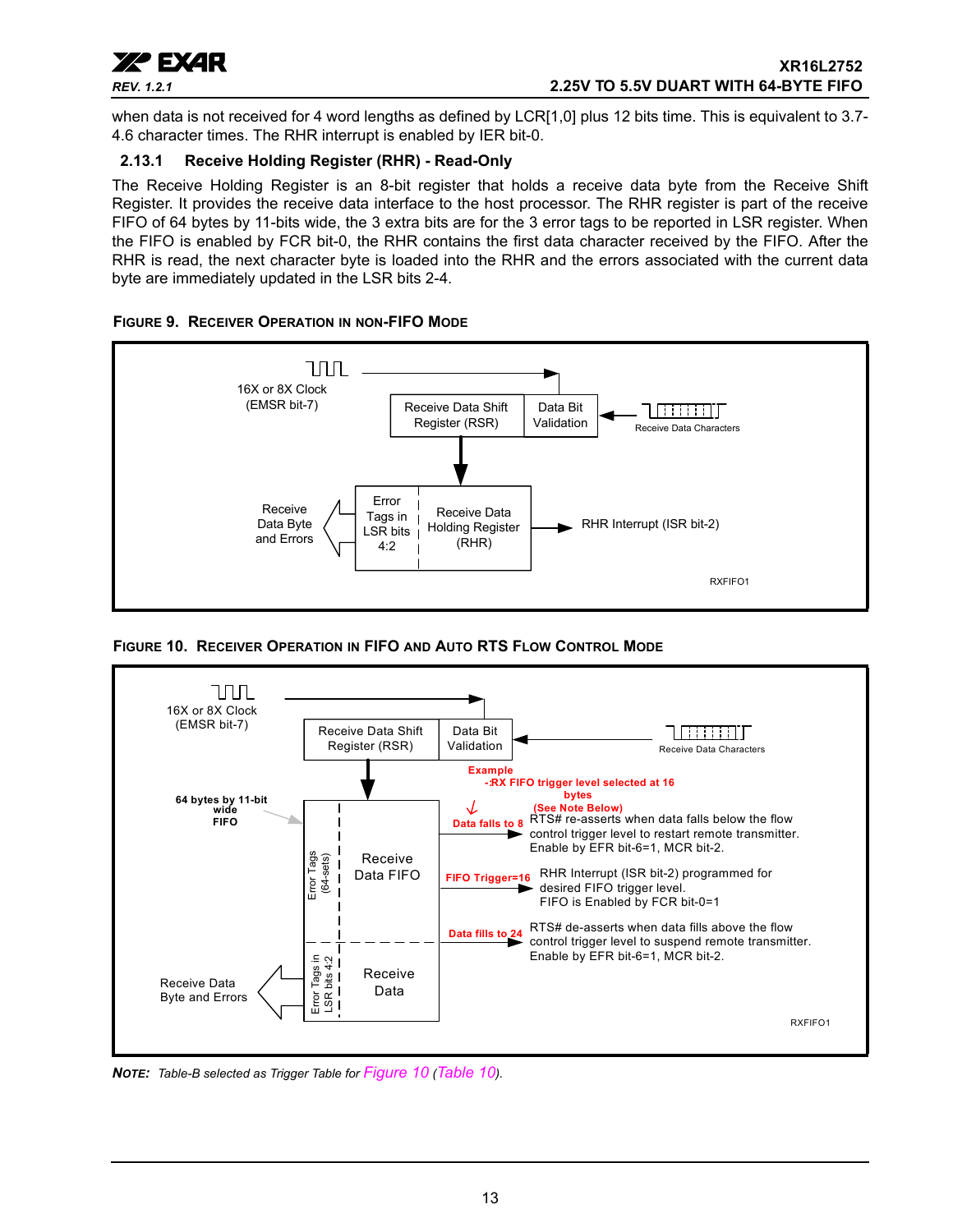when data is not received for 4 word lengths as defined by LCR[1,0] plus 12 bits time. This is equivalent to 3.7-4.6 character times. The RHR interrupt is enabled by IER bit-0.

### 2.13.1 Receive Holding Register (RHR) - Read-Only

The Receive Holding Register is an 8-bit register that holds a receive data byte from the Receive Shift Register. It provides the receive data interface to the host processor. The RHR register is part of the receive FIFO of 64 bytes by 11-bits wide, the 3 extra bits are for the 3 error tags to be reported in LSR register. When the FIFO is enabled by FCR bit-0, the RHR contains the first data character received by the FIFO. After the RHR is read, the next character byte is loaded into the RHR and the errors associated with the current data byte are immediately updated in the LSR bits 2-4.

**FIGURE 9. RECEIVER OPERATION IN NON-FIFO MODE**

16X or 8X Clock (EMSR bit-7)

Receive Data Shift Register (RSR) | Data Bit Validation | Receive Data Characters

Receive Data Byte and Errors | Error Tags in LSR bits 4:2 | Receive Data Holding Register (RHR) | RHR Interrupt (ISR bit-2)

RXFIFO1

**FIGURE 10. RECEIVER OPERATION IN FIFO AND AUTO RTS FLOW CONTROL MODE**

16X or 8X Clock (EMSR bit-7)

Receive Data Shift Register (RSR) | Data Bit Validation | Receive Data Characters

64 bytes by 11-bit wide FIFO

Error Tags (64-sets) | Receive Data FIFO

Example
- :RX FIFO trigger level selected at 16 bytes
(See Note Below)

Data falls to 8: RTS# re-asserts when data falls below the flow control trigger level to restart remote transmitter. Enable by EFR bit-6=1, MCR bit-2.

FIFO Trigger=16: RHR Interrupt (ISR bit-2) programmed for desired FIFO trigger level. FIFO is Enabled by FCR bit-0=1

Data fills to 24: RTS# de-asserts when data fills above the flow control trigger level to suspend remote transmitter. Enable by EFR bit-6=1, MCR bit-2.

Receive Data Byte and Errors | Error Tags in LSR bits 4:2 | Receive Data

RXFIFO1

***NOTE:*** *Table-B selected as Trigger Table for Figure 10 (Table 10).*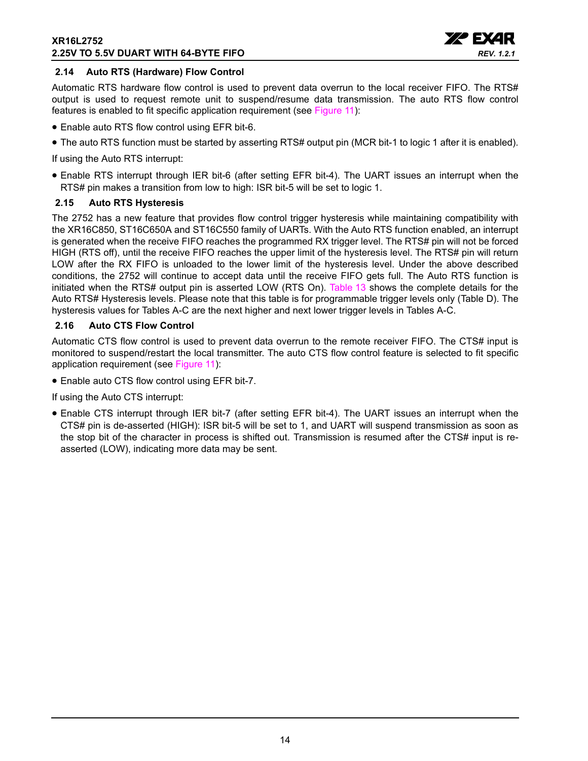### 2.14 Auto RTS (Hardware) Flow Control

Automatic RTS hardware flow control is used to prevent data overrun to the local receiver FIFO. The RTS# output is used to request remote unit to suspend/resume data transmission. The auto RTS flow control features is enabled to fit specific application requirement (see Figure 11):

- Enable auto RTS flow control using EFR bit-6.
- The auto RTS function must be started by asserting RTS# output pin (MCR bit-1 to logic 1 after it is enabled).

If using the Auto RTS interrupt:

- Enable RTS interrupt through IER bit-6 (after setting EFR bit-4). The UART issues an interrupt when the RTS# pin makes a transition from low to high: ISR bit-5 will be set to logic 1.

### 2.15 Auto RTS Hysteresis

The 2752 has a new feature that provides flow control trigger hysteresis while maintaining compatibility with the XR16C850, ST16C650A and ST16C550 family of UARTs. With the Auto RTS function enabled, an interrupt is generated when the receive FIFO reaches the programmed RX trigger level. The RTS# pin will not be forced HIGH (RTS off), until the receive FIFO reaches the upper limit of the hysteresis level. The RTS# pin will return LOW after the RX FIFO is unloaded to the lower limit of the hysteresis level. Under the above described conditions, the 2752 will continue to accept data until the receive FIFO gets full. The Auto RTS function is initiated when the RTS# output pin is asserted LOW (RTS On). Table 13 shows the complete details for the Auto RTS# Hysteresis levels. Please note that this table is for programmable trigger levels only (Table D). The hysteresis values for Tables A-C are the next higher and next lower trigger levels in Tables A-C.

### 2.16 Auto CTS Flow Control

Automatic CTS flow control is used to prevent data overrun to the remote receiver FIFO. The CTS# input is monitored to suspend/restart the local transmitter. The auto CTS flow control feature is selected to fit specific application requirement (see Figure 11):

- Enable auto CTS flow control using EFR bit-7.

If using the Auto CTS interrupt:

- Enable CTS interrupt through IER bit-7 (after setting EFR bit-4). The UART issues an interrupt when the CTS# pin is de-asserted (HIGH): ISR bit-5 will be set to 1, and UART will suspend transmission as soon as the stop bit of the character in process is shifted out. Transmission is resumed after the CTS# input is re-asserted (LOW), indicating more data may be sent.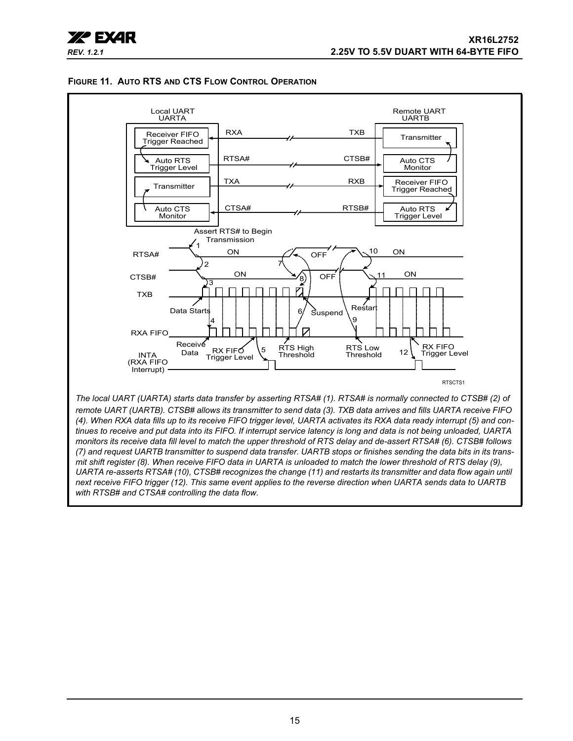**FIGURE 11. AUTO RTS AND CTS FLOW CONTROL OPERATION**

*The local UART (UARTA) starts data transfer by asserting RTSA# (1). RTSA# is normally connected to CTSB# (2) of remote UART (UARTB). CTSB# allows its transmitter to send data (3). TXB data arrives and fills UARTA receive FIFO (4). When RXA data fills up to its receive FIFO trigger level, UARTA activates its RXA data ready interrupt (5) and continues to receive and put data into its FIFO. If interrupt service latency is long and data is not being unloaded, UARTA monitors its receive data fill level to match the upper threshold of RTS delay and de-assert RTSA# (6). CTSB# follows (7) and request UARTB transmitter to suspend data transfer. UARTB stops or finishes sending the data bits in its transmit shift register (8). When receive FIFO data in UARTA is unloaded to match the lower threshold of RTS delay (9), UARTA re-asserts RTSA# (10), CTSB# recognizes the change (11) and restarts its transmitter and data flow again until next receive FIFO trigger (12). This same event applies to the reverse direction when UARTA sends data to UARTB with RTSB# and CTSA# controlling the data flow.*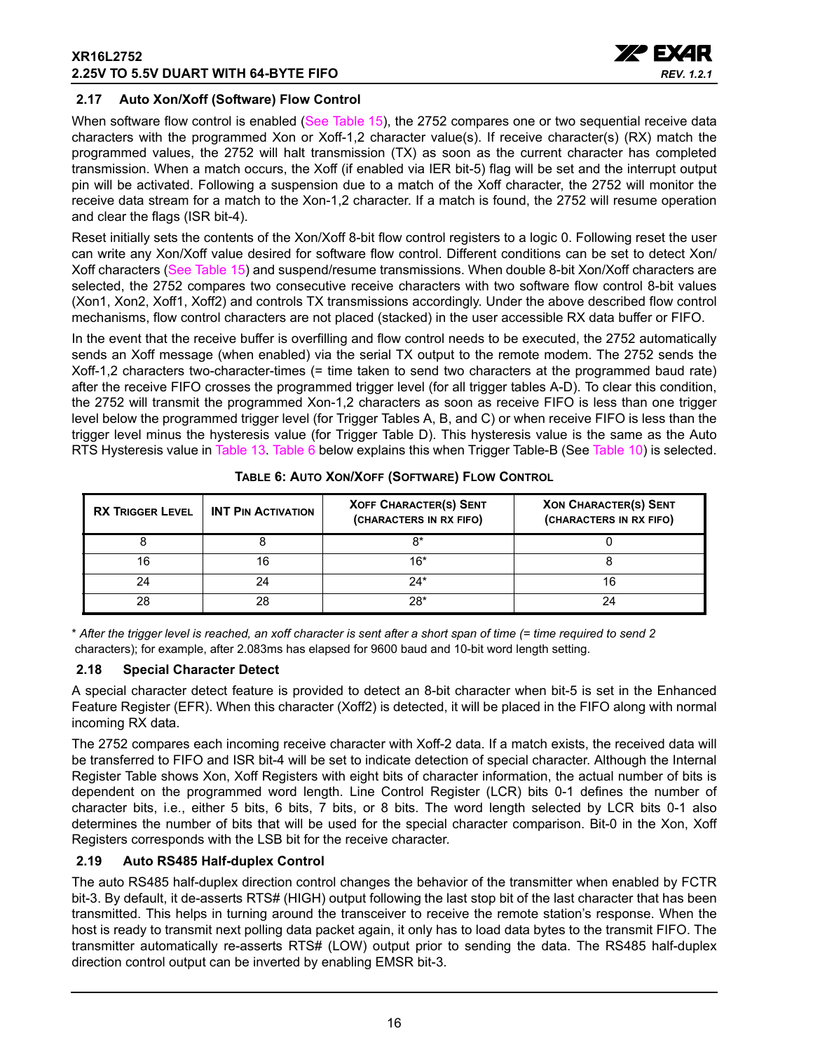### 2.17 Auto Xon/Xoff (Software) Flow Control

When software flow control is enabled (See Table 15), the 2752 compares one or two sequential receive data characters with the programmed Xon or Xoff-1,2 character value(s). If receive character(s) (RX) match the programmed values, the 2752 will halt transmission (TX) as soon as the current character has completed transmission. When a match occurs, the Xoff (if enabled via IER bit-5) flag will be set and the interrupt output pin will be activated. Following a suspension due to a match of the Xoff character, the 2752 will monitor the receive data stream for a match to the Xon-1,2 character. If a match is found, the 2752 will resume operation and clear the flags (ISR bit-4).

Reset initially sets the contents of the Xon/Xoff 8-bit flow control registers to a logic 0. Following reset the user can write any Xon/Xoff value desired for software flow control. Different conditions can be set to detect Xon/ Xoff characters (See Table 15) and suspend/resume transmissions. When double 8-bit Xon/Xoff characters are selected, the 2752 compares two consecutive receive characters with two software flow control 8-bit values (Xon1, Xon2, Xoff1, Xoff2) and controls TX transmissions accordingly. Under the above described flow control mechanisms, flow control characters are not placed (stacked) in the user accessible RX data buffer or FIFO.

In the event that the receive buffer is overfilling and flow control needs to be executed, the 2752 automatically sends an Xoff message (when enabled) via the serial TX output to the remote modem. The 2752 sends the Xoff-1,2 characters two-character-times (= time taken to send two characters at the programmed baud rate) after the receive FIFO crosses the programmed trigger level (for all trigger tables A-D). To clear this condition, the 2752 will transmit the programmed Xon-1,2 characters as soon as receive FIFO is less than one trigger level below the programmed trigger level (for Trigger Tables A, B, and C) or when receive FIFO is less than the trigger level minus the hysteresis value (for Trigger Table D). This hysteresis value is the same as the Auto RTS Hysteresis value in Table 13. Table 6 below explains this when Trigger Table-B (See Table 10) is selected.

**TABLE 6: AUTO XON/XOFF (SOFTWARE) FLOW CONTROL**

| RX TRIGGER LEVEL | INT PIN ACTIVATION | XOFF CHARACTER(S) SENT (CHARACTERS IN RX FIFO) | XON CHARACTER(S) SENT (CHARACTERS IN RX FIFO) |
|---|---|---|---|
| 8 | 8 | 8* | 0 |
| 16 | 16 | 16* | 8 |
| 24 | 24 | 24* | 16 |
| 28 | 28 | 28* | 24 |

* *After the trigger level is reached, an xoff character is sent after a short span of time (= time required to send 2* characters); for example, after 2.083ms has elapsed for 9600 baud and 10-bit word length setting.

### 2.18 Special Character Detect

A special character detect feature is provided to detect an 8-bit character when bit-5 is set in the Enhanced Feature Register (EFR). When this character (Xoff2) is detected, it will be placed in the FIFO along with normal incoming RX data.

The 2752 compares each incoming receive character with Xoff-2 data. If a match exists, the received data will be transferred to FIFO and ISR bit-4 will be set to indicate detection of special character. Although the Internal Register Table shows Xon, Xoff Registers with eight bits of character information, the actual number of bits is dependent on the programmed word length. Line Control Register (LCR) bits 0-1 defines the number of character bits, i.e., either 5 bits, 6 bits, 7 bits, or 8 bits. The word length selected by LCR bits 0-1 also determines the number of bits that will be used for the special character comparison. Bit-0 in the Xon, Xoff Registers corresponds with the LSB bit for the receive character.

### 2.19 Auto RS485 Half-duplex Control

The auto RS485 half-duplex direction control changes the behavior of the transmitter when enabled by FCTR bit-3. By default, it de-asserts RTS# (HIGH) output following the last stop bit of the last character that has been transmitted. This helps in turning around the transceiver to receive the remote station's response. When the host is ready to transmit next polling data packet again, it only has to load data bytes to the transmit FIFO. The transmitter automatically re-asserts RTS# (LOW) output prior to sending the data. The RS485 half-duplex direction control output can be inverted by enabling EMSR bit-3.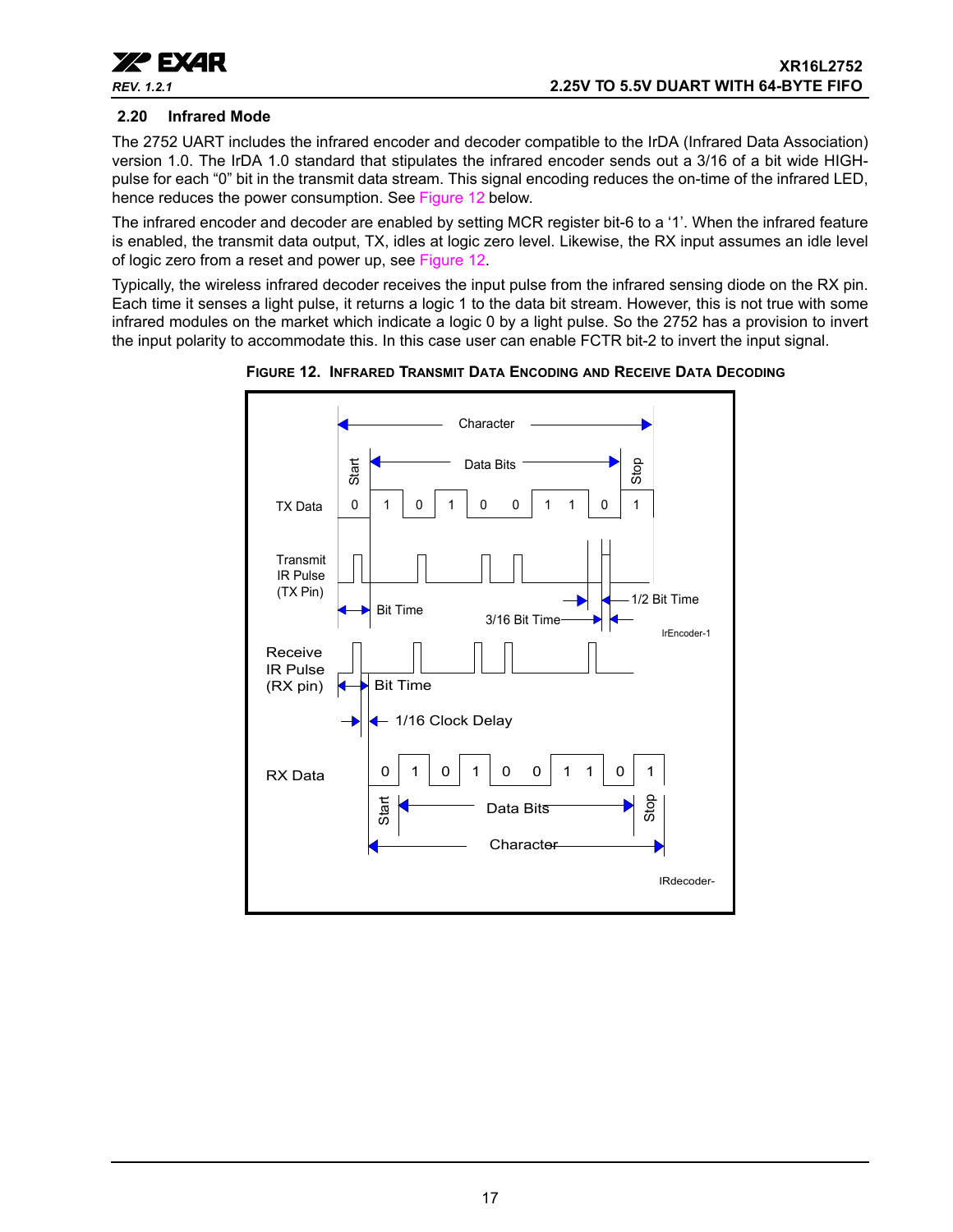### 2.20 Infrared Mode

The 2752 UART includes the infrared encoder and decoder compatible to the IrDA (Infrared Data Association) version 1.0. The IrDA 1.0 standard that stipulates the infrared encoder sends out a 3/16 of a bit wide HIGH-pulse for each “0” bit in the transmit data stream. This signal encoding reduces the on-time of the infrared LED, hence reduces the power consumption. See Figure 12 below.

The infrared encoder and decoder are enabled by setting MCR register bit-6 to a ‘1’. When the infrared feature is enabled, the transmit data output, TX, idles at logic zero level. Likewise, the RX input assumes an idle level of logic zero from a reset and power up, see Figure 12.

Typically, the wireless infrared decoder receives the input pulse from the infrared sensing diode on the RX pin. Each time it senses a light pulse, it returns a logic 1 to the data bit stream. However, this is not true with some infrared modules on the market which indicate a logic 0 by a light pulse. So the 2752 has a provision to invert the input polarity to accommodate this. In this case user can enable FCTR bit-2 to invert the input signal.

**FIGURE 12. INFRARED TRANSMIT DATA ENCODING AND RECEIVE DATA DECODING**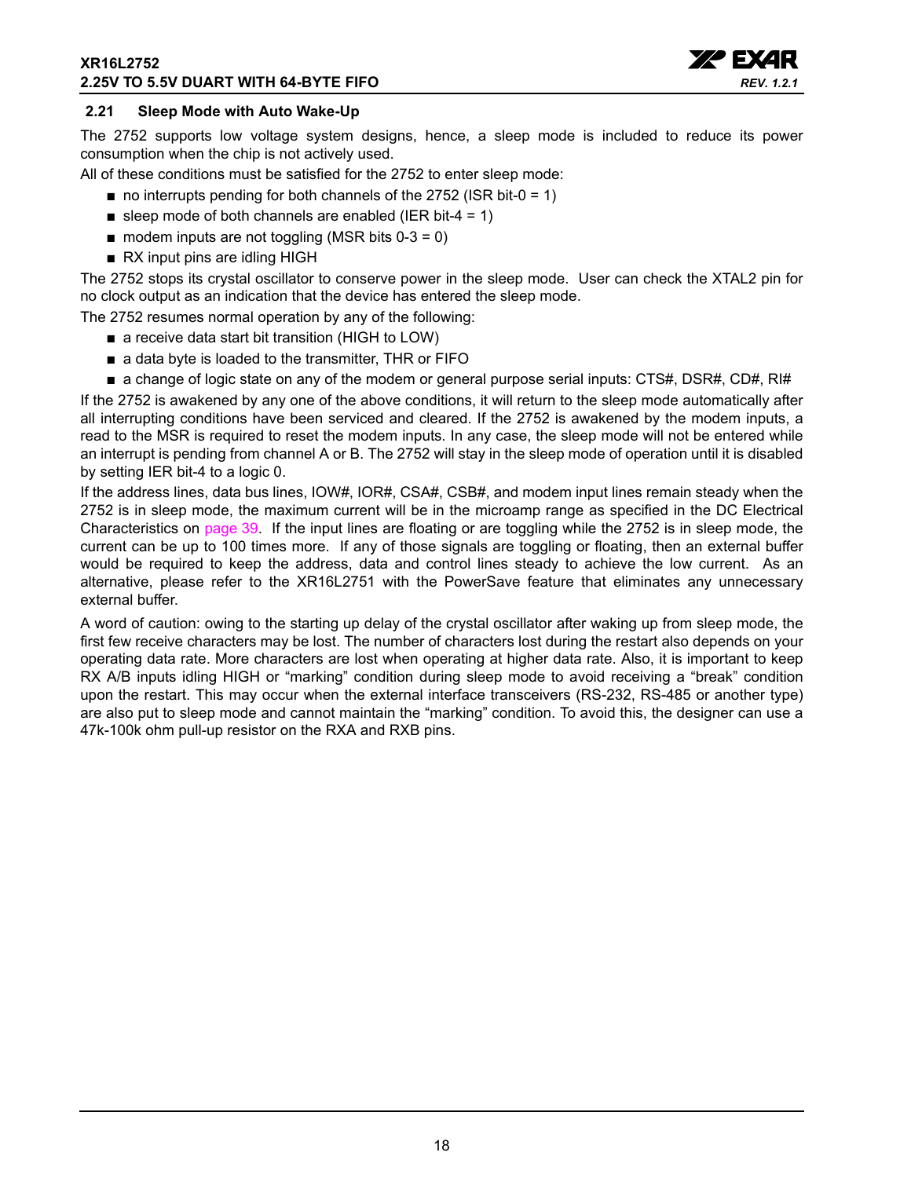### 2.21 Sleep Mode with Auto Wake-Up

The 2752 supports low voltage system designs, hence, a sleep mode is included to reduce its power consumption when the chip is not actively used.

All of these conditions must be satisfied for the 2752 to enter sleep mode:

- no interrupts pending for both channels of the 2752 (ISR bit-0 = 1)
- sleep mode of both channels are enabled (IER bit-4 = 1)
- modem inputs are not toggling (MSR bits 0-3 = 0)
- RX input pins are idling HIGH

The 2752 stops its crystal oscillator to conserve power in the sleep mode. User can check the XTAL2 pin for no clock output as an indication that the device has entered the sleep mode.

The 2752 resumes normal operation by any of the following:

- a receive data start bit transition (HIGH to LOW)
- a data byte is loaded to the transmitter, THR or FIFO
- a change of logic state on any of the modem or general purpose serial inputs: CTS#, DSR#, CD#, RI#

If the 2752 is awakened by any one of the above conditions, it will return to the sleep mode automatically after all interrupting conditions have been serviced and cleared. If the 2752 is awakened by the modem inputs, a read to the MSR is required to reset the modem inputs. In any case, the sleep mode will not be entered while an interrupt is pending from channel A or B. The 2752 will stay in the sleep mode of operation until it is disabled by setting IER bit-4 to a logic 0.

If the address lines, data bus lines, IOW#, IOR#, CSA#, CSB#, and modem input lines remain steady when the 2752 is in sleep mode, the maximum current will be in the microamp range as specified in the DC Electrical Characteristics on page 39. If the input lines are floating or are toggling while the 2752 is in sleep mode, the current can be up to 100 times more. If any of those signals are toggling or floating, then an external buffer would be required to keep the address, data and control lines steady to achieve the low current. As an alternative, please refer to the XR16L2751 with the PowerSave feature that eliminates any unnecessary external buffer.

A word of caution: owing to the starting up delay of the crystal oscillator after waking up from sleep mode, the first few receive characters may be lost. The number of characters lost during the restart also depends on your operating data rate. More characters are lost when operating at higher data rate. Also, it is important to keep RX A/B inputs idling HIGH or "marking" condition during sleep mode to avoid receiving a "break" condition upon the restart. This may occur when the external interface transceivers (RS-232, RS-485 or another type) are also put to sleep mode and cannot maintain the "marking" condition. To avoid this, the designer can use a 47k-100k ohm pull-up resistor on the RXA and RXB pins.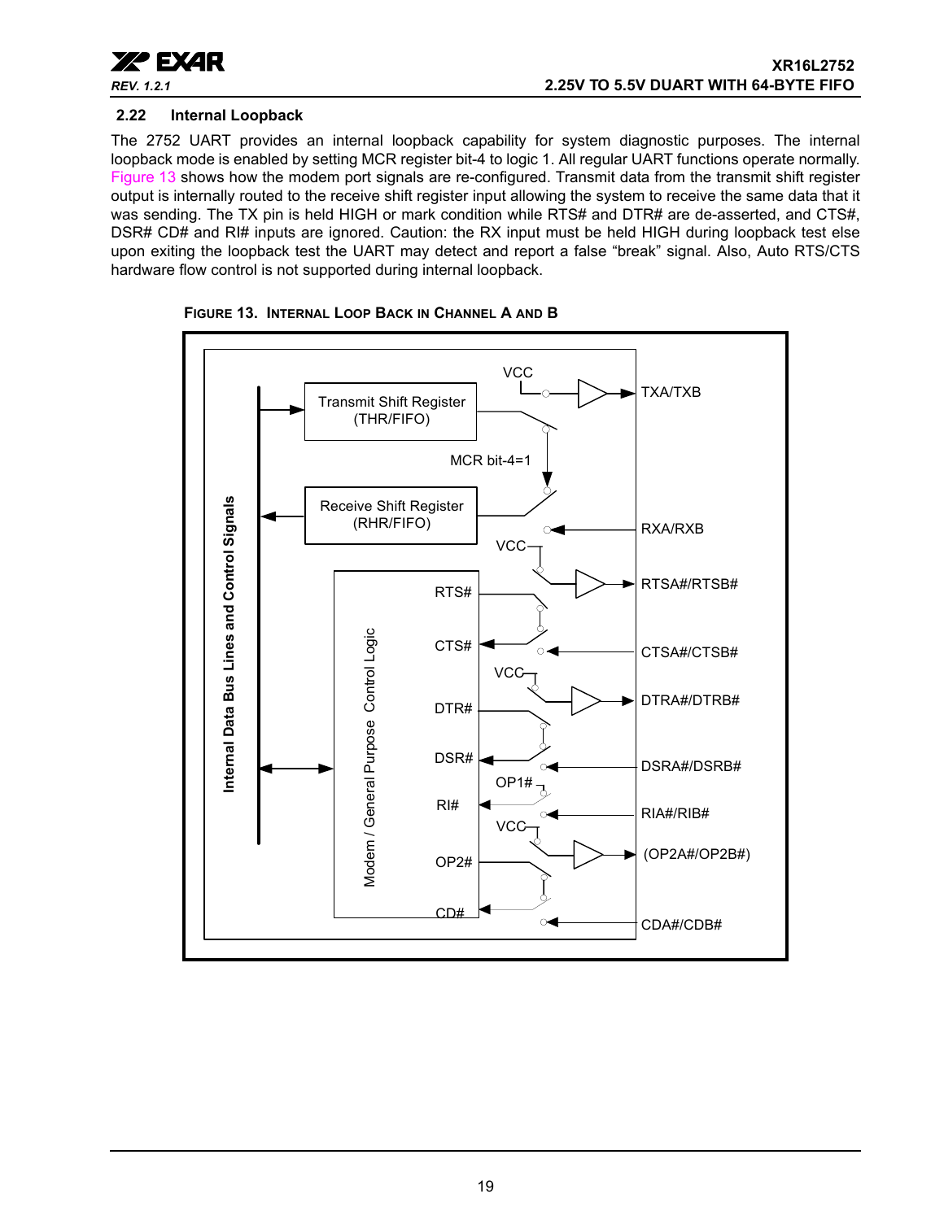### 2.22 Internal Loopback

The 2752 UART provides an internal loopback capability for system diagnostic purposes. The internal loopback mode is enabled by setting MCR register bit-4 to logic 1. All regular UART functions operate normally. Figure 13 shows how the modem port signals are re-configured. Transmit data from the transmit shift register output is internally routed to the receive shift register input allowing the system to receive the same data that it was sending. The TX pin is held HIGH or mark condition while RTS# and DTR# are de-asserted, and CTS#, DSR# CD# and RI# inputs are ignored. Caution: the RX input must be held HIGH during loopback test else upon exiting the loopback test the UART may detect and report a false "break" signal. Also, Auto RTS/CTS hardware flow control is not supported during internal loopback.

**FIGURE 13. INTERNAL LOOP BACK IN CHANNEL A AND B**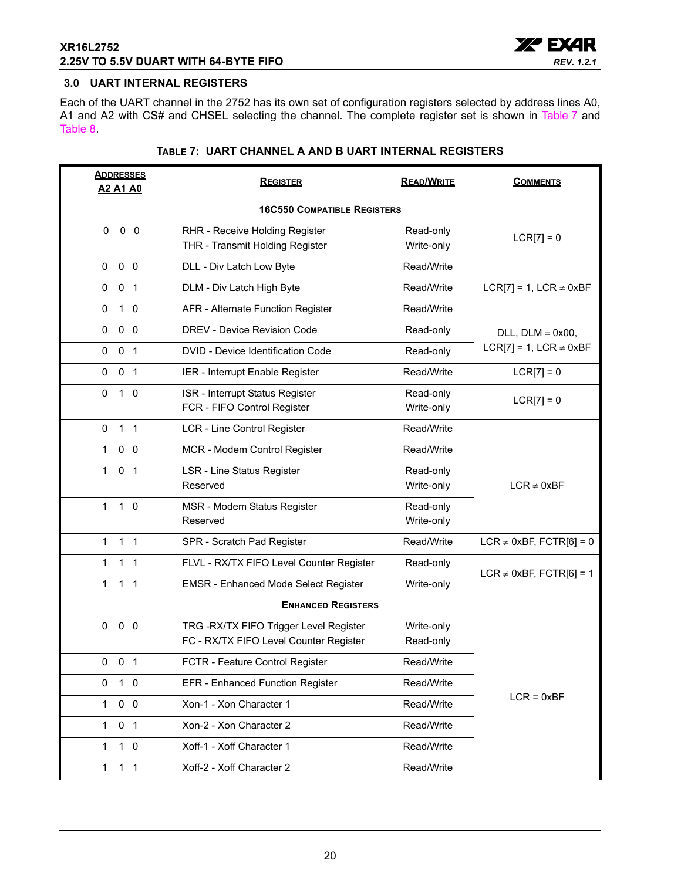## 3.0 UART INTERNAL REGISTERS

Each of the UART channel in the 2752 has its own set of configuration registers selected by address lines A0, A1 and A2 with CS# and CHSEL selecting the channel. The complete register set is shown in Table 7 and Table 8.

**TABLE 7: UART CHANNEL A AND B UART INTERNAL REGISTERS**

| ADDRESSES A2 A1 A0 | REGISTER | READ/WRITE | COMMENTS |
|---|---|---|---|
| **16C550 COMPATIBLE REGISTERS** | | | |
| 0 0 0 | RHR - Receive Holding Register<br>THR - Transmit Holding Register | Read-only<br>Write-only | LCR[7] = 0 |
| 0 0 0 | DLL - Div Latch Low Byte | Read/Write | LCR[7] = 1, LCR ≠ 0xBF |
| 0 0 1 | DLM - Div Latch High Byte | Read/Write | |
| 0 1 0 | AFR - Alternate Function Register | Read/Write | |
| 0 0 0 | DREV - Device Revision Code | Read-only | DLL, DLM = 0x00, LCR[7] = 1, LCR ≠ 0xBF |
| 0 0 1 | DVID - Device Identification Code | Read-only | |
| 0 0 1 | IER - Interrupt Enable Register | Read/Write | LCR[7] = 0 |
| 0 1 0 | ISR - Interrupt Status Register<br>FCR - FIFO Control Register | Read-only<br>Write-only | LCR[7] = 0 |
| 0 1 1 | LCR - Line Control Register | Read/Write | |
| 1 0 0 | MCR - Modem Control Register | Read/Write | LCR ≠ 0xBF |
| 1 0 1 | LSR - Line Status Register<br>Reserved | Read-only<br>Write-only | |
| 1 1 0 | MSR - Modem Status Register<br>Reserved | Read-only<br>Write-only | |
| 1 1 1 | SPR - Scratch Pad Register | Read/Write | LCR ≠ 0xBF, FCTR[6] = 0 |
| 1 1 1 | FLVL - RX/TX FIFO Level Counter Register | Read-only | LCR ≠ 0xBF, FCTR[6] = 1 |
| 1 1 1 | EMSR - Enhanced Mode Select Register | Write-only | |
| **ENHANCED REGISTERS** | | | |
| 0 0 0 | TRG -RX/TX FIFO Trigger Level Register<br>FC - RX/TX FIFO Level Counter Register | Write-only<br>Read-only | LCR = 0xBF |
| 0 0 1 | FCTR - Feature Control Register | Read/Write | |
| 0 1 0 | EFR - Enhanced Function Register | Read/Write | |
| 1 0 0 | Xon-1 - Xon Character 1 | Read/Write | |
| 1 0 1 | Xon-2 - Xon Character 2 | Read/Write | |
| 1 1 0 | Xoff-1 - Xoff Character 1 | Read/Write | |
| 1 1 1 | Xoff-2 - Xoff Character 2 | Read/Write | |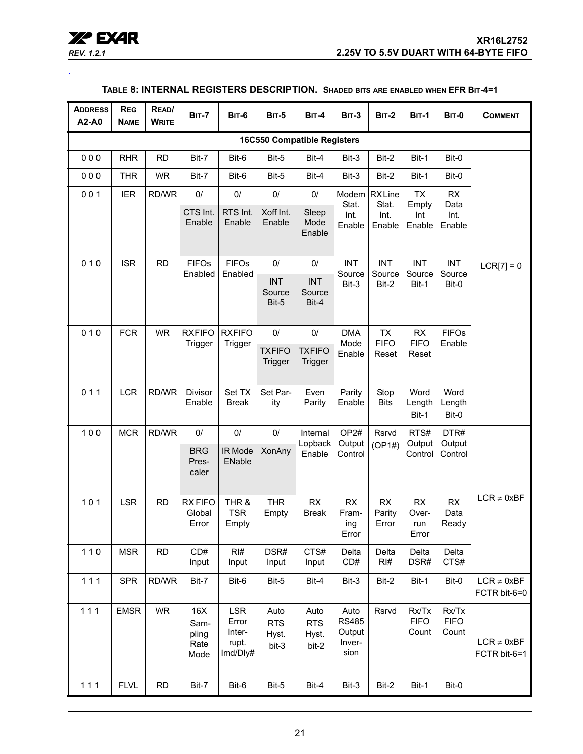**TABLE 8: INTERNAL REGISTERS DESCRIPTION.** SHADED BITS ARE ENABLED WHEN EFR BIT-4=1

| ADDRESS A2-A0 | REG NAME | READ/ WRITE | BIT-7 | BIT-6 | BIT-5 | BIT-4 | BIT-3 | BIT-2 | BIT-1 | BIT-0 | COMMENT |
|---|---|---|---|---|---|---|---|---|---|---|---|
| **16C550 Compatible Registers** | | | | | | | | | | | |
| 0 0 0 | RHR | RD | Bit-7 | Bit-6 | Bit-5 | Bit-4 | Bit-3 | Bit-2 | Bit-1 | Bit-0 | LCR[7] = 0 |
| 0 0 0 | THR | WR | Bit-7 | Bit-6 | Bit-5 | Bit-4 | Bit-3 | Bit-2 | Bit-1 | Bit-0 | |
| 0 0 1 | IER | RD/WR | 0/ CTS Int. Enable | 0/ RTS Int. Enable | 0/ Xoff Int. Enable | 0/ Sleep Mode Enable | Modem Stat. Int. Enable | RX Line Stat. Int. Enable | TX Empty Int Enable | RX Data Int. Enable | |
| 0 1 0 | ISR | RD | FIFOs Enabled | FIFOs Enabled | 0/ INT Source Bit-5 | 0/ INT Source Bit-4 | INT Source Bit-3 | INT Source Bit-2 | INT Source Bit-1 | INT Source Bit-0 | |
| 0 1 0 | FCR | WR | RXFIFO Trigger | RXFIFO Trigger | 0/ TXFIFO Trigger | 0/ TXFIFO Trigger | DMA Mode Enable | TX FIFO Reset | RX FIFO Reset | FIFOs Enable | |
| 0 1 1 | LCR | RD/WR | Divisor Enable | Set TX Break | Set Parity | Even Parity | Parity Enable | Stop Bits | Word Length Bit-1 | Word Length Bit-0 | |
| 1 0 0 | MCR | RD/WR | 0/ BRG Pres-caler | 0/ IR Mode ENable | 0/ XonAny | Internal Lopback Enable | OP2# Output Control | Rsrvd (OP1#) | RTS# Output Control | DTR# Output Control | LCR ≠ 0xBF |
| 1 0 1 | LSR | RD | RX FIFO Global Error | THR & TSR Empty | THR Empty | RX Break | RX Framing Error | RX Parity Error | RX Overrun Error | RX Data Ready | |
| 1 1 0 | MSR | RD | CD# Input | RI# Input | DSR# Input | CTS# Input | Delta CD# | Delta RI# | Delta DSR# | Delta CTS# | |
| 1 1 1 | SPR | RD/WR | Bit-7 | Bit-6 | Bit-5 | Bit-4 | Bit-3 | Bit-2 | Bit-1 | Bit-0 | LCR ≠ 0xBF FCTR bit-6=0 |
| 1 1 1 | EMSR | WR | 16X Sampling Rate Mode | LSR Error Interrupt. Imd/Dly# | Auto RTS Hyst. bit-3 | Auto RTS Hyst. bit-2 | Auto RS485 Output Inversion | Rsrvd | Rx/Tx FIFO Count | Rx/Tx FIFO Count | LCR ≠ 0xBF FCTR bit-6=1 |
| 1 1 1 | FLVL | RD | Bit-7 | Bit-6 | Bit-5 | Bit-4 | Bit-3 | Bit-2 | Bit-1 | Bit-0 | |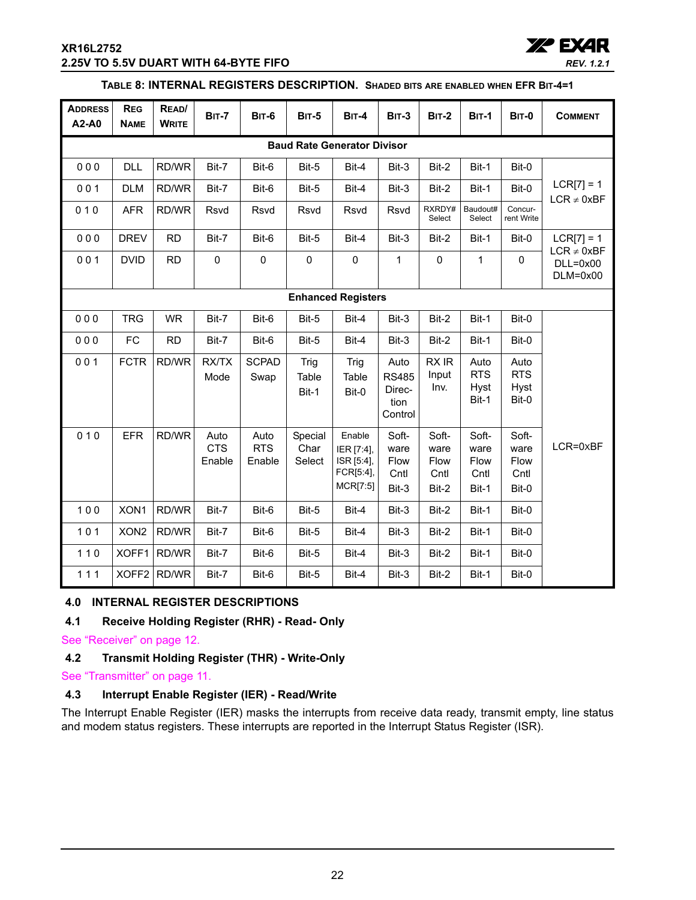**TABLE 8: INTERNAL REGISTERS DESCRIPTION.** SHADED BITS ARE ENABLED WHEN EFR BIT-4=1

| ADDRESS A2-A0 | REG NAME | READ/ WRITE | BIT-7 | BIT-6 | BIT-5 | BIT-4 | BIT-3 | BIT-2 | BIT-1 | BIT-0 | COMMENT |
|---|---|---|---|---|---|---|---|---|---|---|---|
| | | | | | | **Baud Rate Generator Divisor** | | | | | |
| 0 0 0 | DLL | RD/WR | Bit-7 | Bit-6 | Bit-5 | Bit-4 | Bit-3 | Bit-2 | Bit-1 | Bit-0 | LCR[7] = 1 LCR ≠ 0xBF |
| 0 0 1 | DLM | RD/WR | Bit-7 | Bit-6 | Bit-5 | Bit-4 | Bit-3 | Bit-2 | Bit-1 | Bit-0 | |
| 0 1 0 | AFR | RD/WR | Rsvd | Rsvd | Rsvd | Rsvd | Rsvd | RXRDY# Select | Baudout# Select | Concurrent Write | |
| 0 0 0 | DREV | RD | Bit-7 | Bit-6 | Bit-5 | Bit-4 | Bit-3 | Bit-2 | Bit-1 | Bit-0 | LCR[7] = 1 LCR ≠ 0xBF DLL=0x00 DLM=0x00 |
| 0 0 1 | DVID | RD | 0 | 0 | 0 | 0 | 1 | 0 | 1 | 0 | |
| | | | | | | **Enhanced Registers** | | | | | |
| 0 0 0 | TRG | WR | Bit-7 | Bit-6 | Bit-5 | Bit-4 | Bit-3 | Bit-2 | Bit-1 | Bit-0 | LCR=0xBF |
| 0 0 0 | FC | RD | Bit-7 | Bit-6 | Bit-5 | Bit-4 | Bit-3 | Bit-2 | Bit-1 | Bit-0 | |
| 0 0 1 | FCTR | RD/WR | RX/TX Mode | SCPAD Swap | Trig Table Bit-1 | Trig Table Bit-0 | Auto RS485 Direction Control | RX IR Input Inv. | Auto RTS Hyst Bit-1 | Auto RTS Hyst Bit-0 | |
| 0 1 0 | EFR | RD/WR | Auto CTS Enable | Auto RTS Enable | Special Char Select | Enable IER [7:4], ISR [5:4], FCR[5:4], MCR[7:5] | Software Flow Cntl Bit-3 | Software Flow Cntl Bit-2 | Software Flow Cntl Bit-1 | Software Flow Cntl Bit-0 | |
| 1 0 0 | XON1 | RD/WR | Bit-7 | Bit-6 | Bit-5 | Bit-4 | Bit-3 | Bit-2 | Bit-1 | Bit-0 | |
| 1 0 1 | XON2 | RD/WR | Bit-7 | Bit-6 | Bit-5 | Bit-4 | Bit-3 | Bit-2 | Bit-1 | Bit-0 | |
| 1 1 0 | XOFF1 | RD/WR | Bit-7 | Bit-6 | Bit-5 | Bit-4 | Bit-3 | Bit-2 | Bit-1 | Bit-0 | |
| 1 1 1 | XOFF2 | RD/WR | Bit-7 | Bit-6 | Bit-5 | Bit-4 | Bit-3 | Bit-2 | Bit-1 | Bit-0 | |

## 4.0 INTERNAL REGISTER DESCRIPTIONS

### 4.1 Receive Holding Register (RHR) - Read- Only

See "Receiver" on page 12.

### 4.2 Transmit Holding Register (THR) - Write-Only

See "Transmitter" on page 11.

### 4.3 Interrupt Enable Register (IER) - Read/Write

The Interrupt Enable Register (IER) masks the interrupts from receive data ready, transmit empty, line status and modem status registers. These interrupts are reported in the Interrupt Status Register (ISR).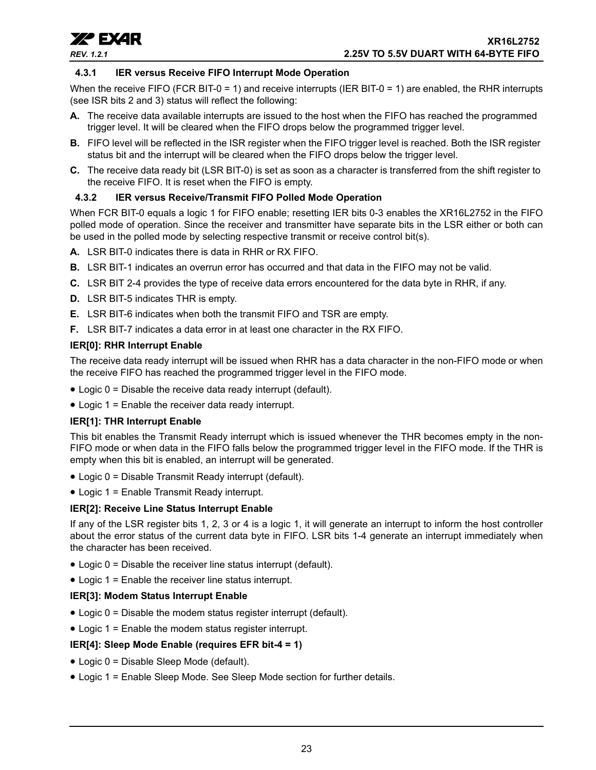#### 4.3.1 IER versus Receive FIFO Interrupt Mode Operation

When the receive FIFO (FCR BIT-0 = 1) and receive interrupts (IER BIT-0 = 1) are enabled, the RHR interrupts (see ISR bits 2 and 3) status will reflect the following:

**A.** The receive data available interrupts are issued to the host when the FIFO has reached the programmed trigger level. It will be cleared when the FIFO drops below the programmed trigger level.

**B.** FIFO level will be reflected in the ISR register when the FIFO trigger level is reached. Both the ISR register status bit and the interrupt will be cleared when the FIFO drops below the trigger level.

**C.** The receive data ready bit (LSR BIT-0) is set as soon as a character is transferred from the shift register to the receive FIFO. It is reset when the FIFO is empty.

#### 4.3.2 IER versus Receive/Transmit FIFO Polled Mode Operation

When FCR BIT-0 equals a logic 1 for FIFO enable; resetting IER bits 0-3 enables the XR16L2752 in the FIFO polled mode of operation. Since the receiver and transmitter have separate bits in the LSR either or both can be used in the polled mode by selecting respective transmit or receive control bit(s).

**A.** LSR BIT-0 indicates there is data in RHR or RX FIFO.

**B.** LSR BIT-1 indicates an overrun error has occurred and that data in the FIFO may not be valid.

**C.** LSR BIT 2-4 provides the type of receive data errors encountered for the data byte in RHR, if any.

**D.** LSR BIT-5 indicates THR is empty.

**E.** LSR BIT-6 indicates when both the transmit FIFO and TSR are empty.

**F.** LSR BIT-7 indicates a data error in at least one character in the RX FIFO.

**IER[0]: RHR Interrupt Enable**

The receive data ready interrupt will be issued when RHR has a data character in the non-FIFO mode or when the receive FIFO has reached the programmed trigger level in the FIFO mode.

- Logic 0 = Disable the receive data ready interrupt (default).
- Logic 1 = Enable the receiver data ready interrupt.

**IER[1]: THR Interrupt Enable**

This bit enables the Transmit Ready interrupt which is issued whenever the THR becomes empty in the non-FIFO mode or when data in the FIFO falls below the programmed trigger level in the FIFO mode. If the THR is empty when this bit is enabled, an interrupt will be generated.

- Logic 0 = Disable Transmit Ready interrupt (default).
- Logic 1 = Enable Transmit Ready interrupt.

**IER[2]: Receive Line Status Interrupt Enable**

If any of the LSR register bits 1, 2, 3 or 4 is a logic 1, it will generate an interrupt to inform the host controller about the error status of the current data byte in FIFO. LSR bits 1-4 generate an interrupt immediately when the character has been received.

- Logic 0 = Disable the receiver line status interrupt (default).
- Logic 1 = Enable the receiver line status interrupt.

**IER[3]: Modem Status Interrupt Enable**

- Logic 0 = Disable the modem status register interrupt (default).
- Logic 1 = Enable the modem status register interrupt.

**IER[4]: Sleep Mode Enable (requires EFR bit-4 = 1)**

- Logic 0 = Disable Sleep Mode (default).
- Logic 1 = Enable Sleep Mode. See Sleep Mode section for further details.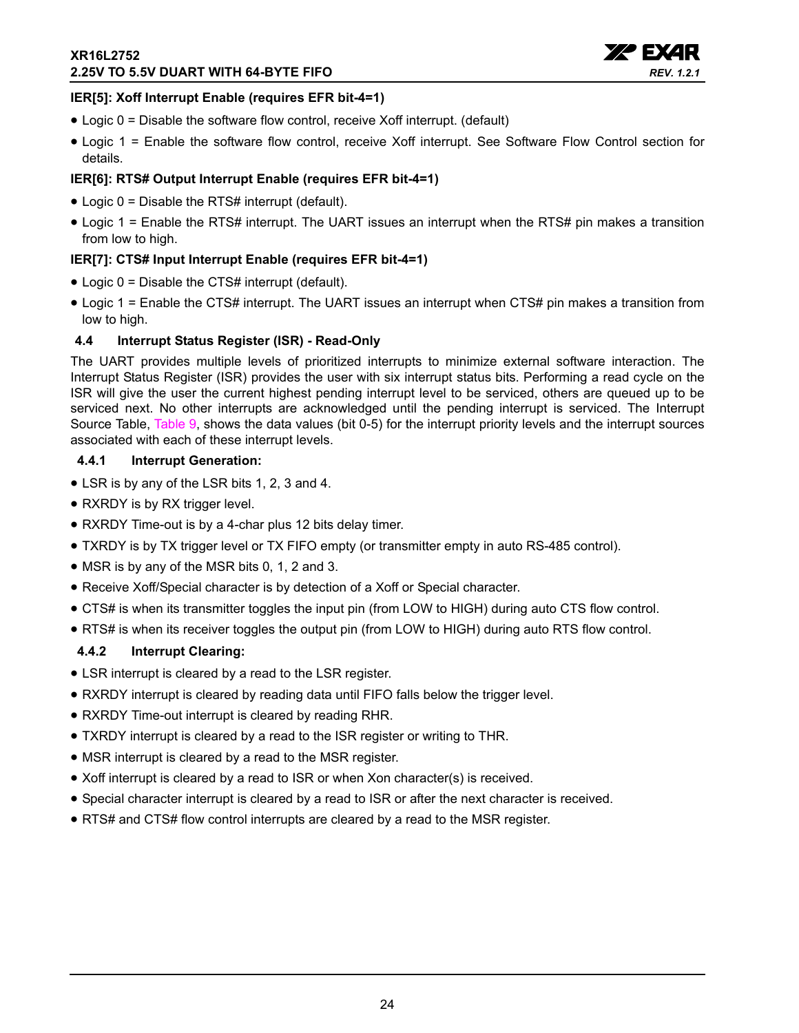**IER[5]: Xoff Interrupt Enable (requires EFR bit-4=1)**

- Logic 0 = Disable the software flow control, receive Xoff interrupt. (default)
- Logic 1 = Enable the software flow control, receive Xoff interrupt. See Software Flow Control section for details.

**IER[6]: RTS# Output Interrupt Enable (requires EFR bit-4=1)**

- Logic 0 = Disable the RTS# interrupt (default).
- Logic 1 = Enable the RTS# interrupt. The UART issues an interrupt when the RTS# pin makes a transition from low to high.

**IER[7]: CTS# Input Interrupt Enable (requires EFR bit-4=1)**

- Logic 0 = Disable the CTS# interrupt (default).
- Logic 1 = Enable the CTS# interrupt. The UART issues an interrupt when CTS# pin makes a transition from low to high.

### 4.4 Interrupt Status Register (ISR) - Read-Only

The UART provides multiple levels of prioritized interrupts to minimize external software interaction. The Interrupt Status Register (ISR) provides the user with six interrupt status bits. Performing a read cycle on the ISR will give the user the current highest pending interrupt level to be serviced, others are queued up to be serviced next. No other interrupts are acknowledged until the pending interrupt is serviced. The Interrupt Source Table, Table 9, shows the data values (bit 0-5) for the interrupt priority levels and the interrupt sources associated with each of these interrupt levels.

#### 4.4.1 Interrupt Generation:

- LSR is by any of the LSR bits 1, 2, 3 and 4.
- RXRDY is by RX trigger level.
- RXRDY Time-out is by a 4-char plus 12 bits delay timer.
- TXRDY is by TX trigger level or TX FIFO empty (or transmitter empty in auto RS-485 control).
- MSR is by any of the MSR bits 0, 1, 2 and 3.
- Receive Xoff/Special character is by detection of a Xoff or Special character.
- CTS# is when its transmitter toggles the input pin (from LOW to HIGH) during auto CTS flow control.
- RTS# is when its receiver toggles the output pin (from LOW to HIGH) during auto RTS flow control.

#### 4.4.2 Interrupt Clearing:

- LSR interrupt is cleared by a read to the LSR register.
- RXRDY interrupt is cleared by reading data until FIFO falls below the trigger level.
- RXRDY Time-out interrupt is cleared by reading RHR.
- TXRDY interrupt is cleared by a read to the ISR register or writing to THR.
- MSR interrupt is cleared by a read to the MSR register.
- Xoff interrupt is cleared by a read to ISR or when Xon character(s) is received.
- Special character interrupt is cleared by a read to ISR or after the next character is received.
- RTS# and CTS# flow control interrupts are cleared by a read to the MSR register.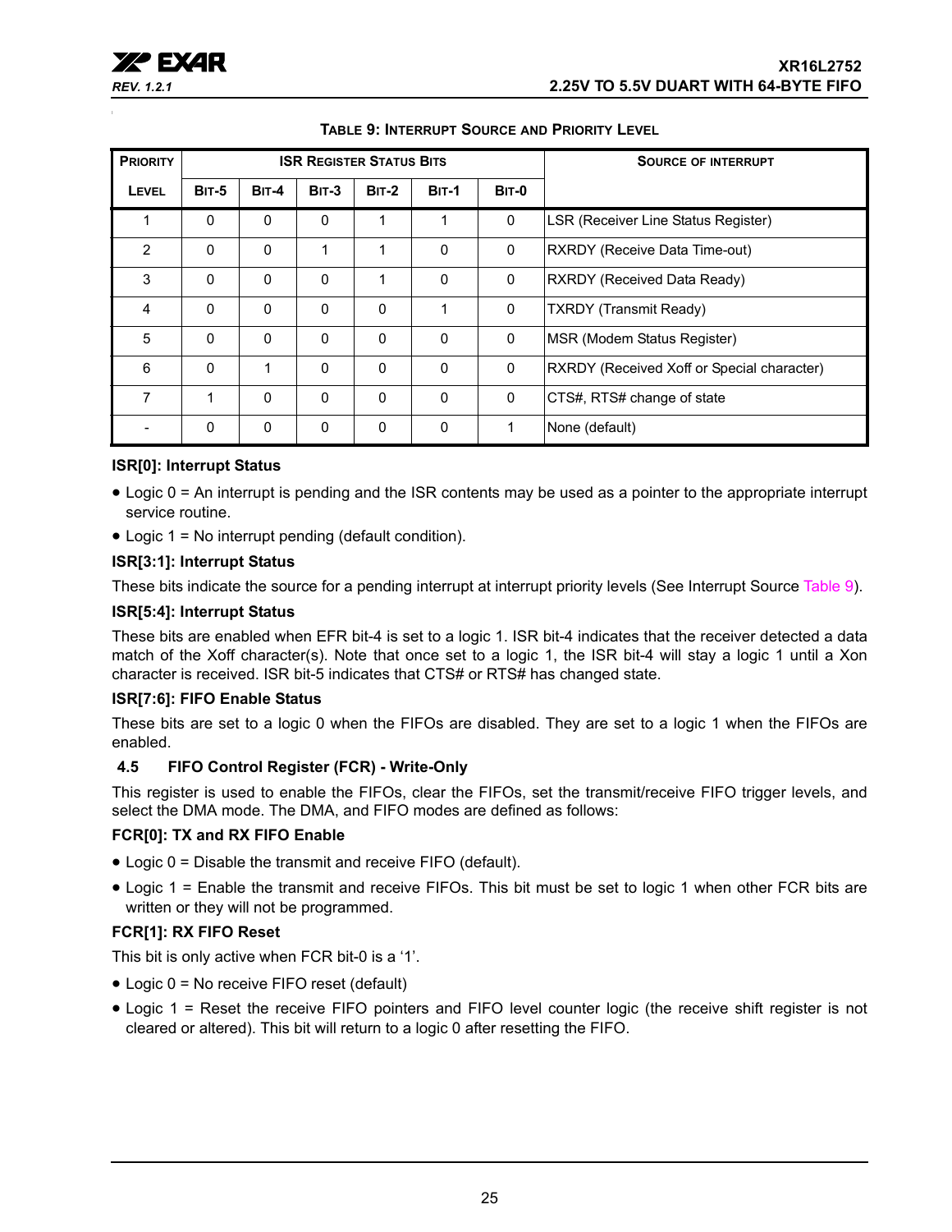**TABLE 9: INTERRUPT SOURCE AND PRIORITY LEVEL**

| PRIORITY | ISR REGISTER STATUS BITS | | | | | | SOURCE OF INTERRUPT |
|---|---|---|---|---|---|---|---|
| LEVEL | BIT-5 | BIT-4 | BIT-3 | BIT-2 | BIT-1 | BIT-0 | |
| 1 | 0 | 0 | 0 | 1 | 1 | 0 | LSR (Receiver Line Status Register) |
| 2 | 0 | 0 | 1 | 1 | 0 | 0 | RXRDY (Receive Data Time-out) |
| 3 | 0 | 0 | 0 | 1 | 0 | 0 | RXRDY (Received Data Ready) |
| 4 | 0 | 0 | 0 | 0 | 1 | 0 | TXRDY (Transmit Ready) |
| 5 | 0 | 0 | 0 | 0 | 0 | 0 | MSR (Modem Status Register) |
| 6 | 0 | 1 | 0 | 0 | 0 | 0 | RXRDY (Received Xoff or Special character) |
| 7 | 1 | 0 | 0 | 0 | 0 | 0 | CTS#, RTS# change of state |
| - | 0 | 0 | 0 | 0 | 0 | 1 | None (default) |

**ISR[0]: Interrupt Status**

- Logic 0 = An interrupt is pending and the ISR contents may be used as a pointer to the appropriate interrupt service routine.
- Logic 1 = No interrupt pending (default condition).

**ISR[3:1]: Interrupt Status**

These bits indicate the source for a pending interrupt at interrupt priority levels (See Interrupt Source Table 9).

**ISR[5:4]: Interrupt Status**

These bits are enabled when EFR bit-4 is set to a logic 1. ISR bit-4 indicates that the receiver detected a data match of the Xoff character(s). Note that once set to a logic 1, the ISR bit-4 will stay a logic 1 until a Xon character is received. ISR bit-5 indicates that CTS# or RTS# has changed state.

**ISR[7:6]: FIFO Enable Status**

These bits are set to a logic 0 when the FIFOs are disabled. They are set to a logic 1 when the FIFOs are enabled.

### 4.5 FIFO Control Register (FCR) - Write-Only

This register is used to enable the FIFOs, clear the FIFOs, set the transmit/receive FIFO trigger levels, and select the DMA mode. The DMA, and FIFO modes are defined as follows:

**FCR[0]: TX and RX FIFO Enable**

- Logic 0 = Disable the transmit and receive FIFO (default).
- Logic 1 = Enable the transmit and receive FIFOs. This bit must be set to logic 1 when other FCR bits are written or they will not be programmed.

**FCR[1]: RX FIFO Reset**

This bit is only active when FCR bit-0 is a '1'.

- Logic 0 = No receive FIFO reset (default)
- Logic 1 = Reset the receive FIFO pointers and FIFO level counter logic (the receive shift register is not cleared or altered). This bit will return to a logic 0 after resetting the FIFO.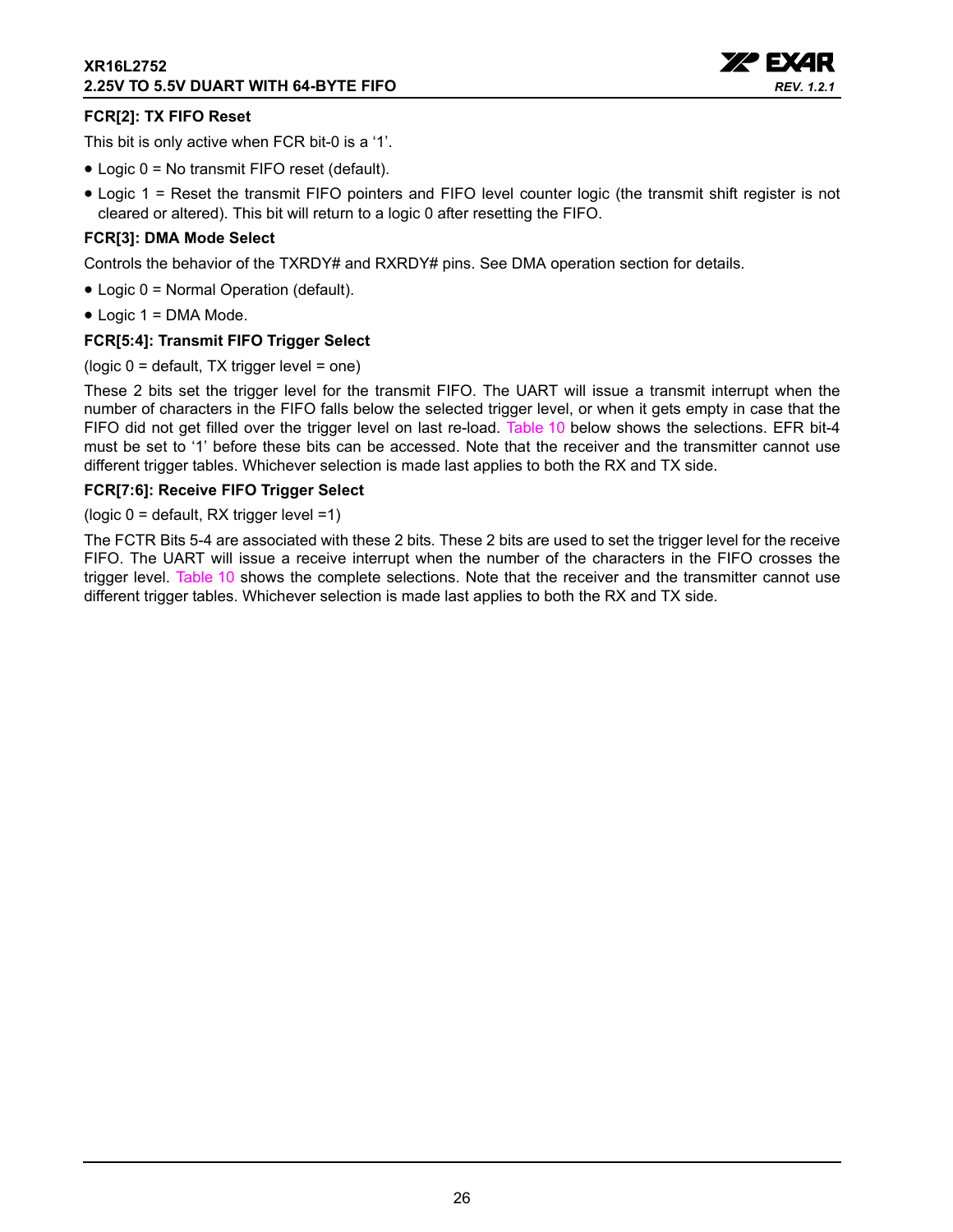### FCR[2]: TX FIFO Reset

This bit is only active when FCR bit-0 is a ‘1’.

- Logic 0 = No transmit FIFO reset (default).
- Logic 1 = Reset the transmit FIFO pointers and FIFO level counter logic (the transmit shift register is not cleared or altered). This bit will return to a logic 0 after resetting the FIFO.

### FCR[3]: DMA Mode Select

Controls the behavior of the TXRDY# and RXRDY# pins. See DMA operation section for details.

- Logic 0 = Normal Operation (default).
- Logic 1 = DMA Mode.

### FCR[5:4]: Transmit FIFO Trigger Select

(logic 0 = default, TX trigger level = one)

These 2 bits set the trigger level for the transmit FIFO. The UART will issue a transmit interrupt when the number of characters in the FIFO falls below the selected trigger level, or when it gets empty in case that the FIFO did not get filled over the trigger level on last re-load. Table 10 below shows the selections. EFR bit-4 must be set to ‘1’ before these bits can be accessed. Note that the receiver and the transmitter cannot use different trigger tables. Whichever selection is made last applies to both the RX and TX side.

### FCR[7:6]: Receive FIFO Trigger Select

(logic 0 = default, RX trigger level =1)

The FCTR Bits 5-4 are associated with these 2 bits. These 2 bits are used to set the trigger level for the receive FIFO. The UART will issue a receive interrupt when the number of the characters in the FIFO crosses the trigger level. Table 10 shows the complete selections. Note that the receiver and the transmitter cannot use different trigger tables. Whichever selection is made last applies to both the RX and TX side.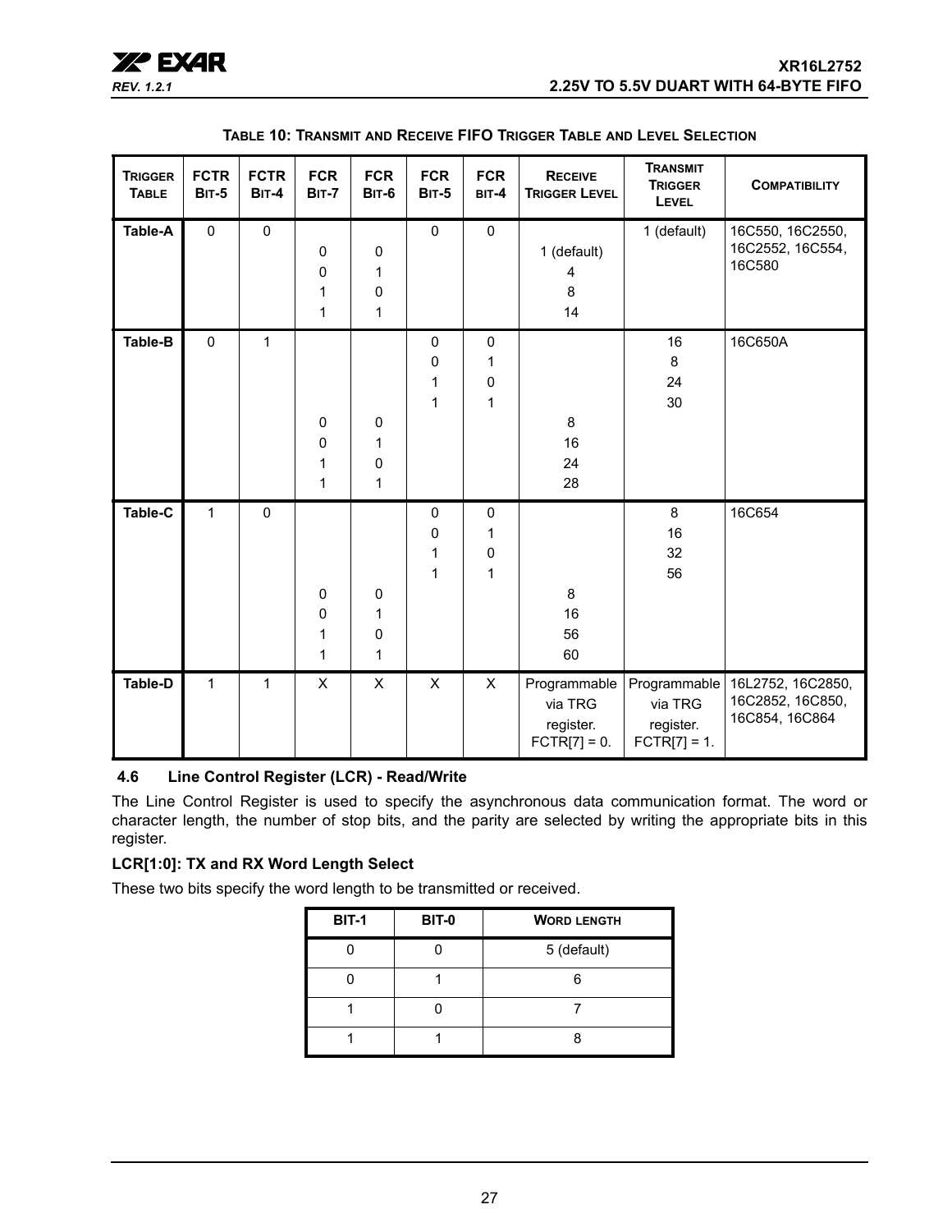**Table 10: Transmit and Receive FIFO Trigger Table and Level Selection**

| Trigger Table | FCTR Bit-5 | FCTR Bit-4 | FCR Bit-7 | FCR Bit-6 | FCR Bit-5 | FCR Bit-4 | Receive Trigger Level | Transmit Trigger Level | Compatibility |
|---|---|---|---|---|---|---|---|---|---|
| Table-A | 0 | 0 | | | 0 | 0 | | 1 (default) | 16C550, 16C2550, 16C2552, 16C554, 16C580 |
| | | | 0 | 0 | | | 1 (default) | | |
| | | | 0 | 1 | | | 4 | | |
| | | | 1 | 0 | | | 8 | | |
| | | | 1 | 1 | | | 14 | | |
| Table-B | 0 | 1 | | | 0 | 0 | | 16 | 16C650A |
| | | | | | 0 | 1 | | 8 | |
| | | | | | 1 | 0 | | 24 | |
| | | | | | 1 | 1 | | 30 | |
| | | | 0 | 0 | | | 8 | | |
| | | | 0 | 1 | | | 16 | | |
| | | | 1 | 0 | | | 24 | | |
| | | | 1 | 1 | | | 28 | | |
| Table-C | 1 | 0 | | | 0 | 0 | | 8 | 16C654 |
| | | | | | 0 | 1 | | 16 | |
| | | | | | 1 | 0 | | 32 | |
| | | | | | 1 | 1 | | 56 | |
| | | | 0 | 0 | | | 8 | | |
| | | | 0 | 1 | | | 16 | | |
| | | | 1 | 0 | | | 56 | | |
| | | | 1 | 1 | | | 60 | | |
| Table-D | 1 | 1 | X | X | X | X | Programmable via TRG register. FCTR[7] = 0. | Programmable via TRG register. FCTR[7] = 1. | 16L2752, 16C2850, 16C2852, 16C850, 16C854, 16C864 |

### 4.6 Line Control Register (LCR) - Read/Write

The Line Control Register is used to specify the asynchronous data communication format. The word or character length, the number of stop bits, and the parity are selected by writing the appropriate bits in this register.

**LCR[1:0]: TX and RX Word Length Select**

These two bits specify the word length to be transmitted or received.

| BIT-1 | BIT-0 | Word length |
|---|---|---|
| 0 | 0 | 5 (default) |
| 0 | 1 | 6 |
| 1 | 0 | 7 |
| 1 | 1 | 8 |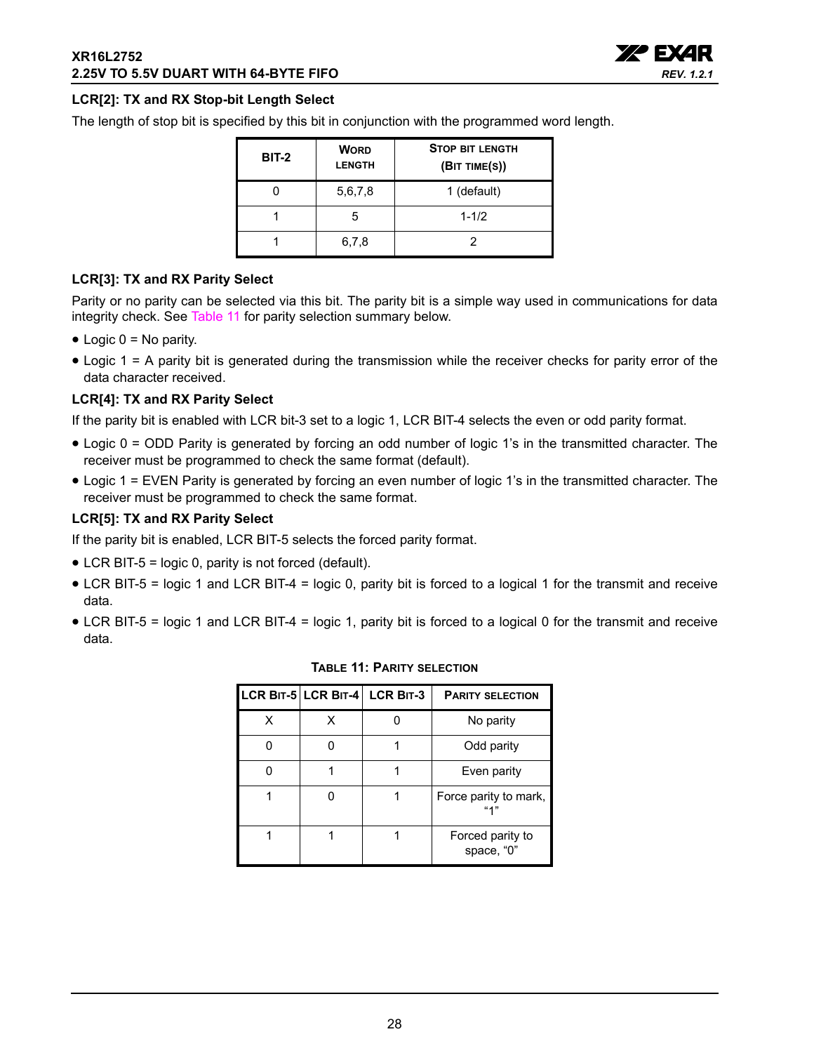#### LCR[2]: TX and RX Stop-bit Length Select

The length of stop bit is specified by this bit in conjunction with the programmed word length.

| BIT-2 | WORD LENGTH | STOP BIT LENGTH (BIT TIME(S)) |
|---|---|---|
| 0 | 5,6,7,8 | 1 (default) |
| 1 | 5 | 1-1/2 |
| 1 | 6,7,8 | 2 |

#### LCR[3]: TX and RX Parity Select

Parity or no parity can be selected via this bit. The parity bit is a simple way used in communications for data integrity check. See Table 11 for parity selection summary below.

- Logic 0 = No parity.
- Logic 1 = A parity bit is generated during the transmission while the receiver checks for parity error of the data character received.

#### LCR[4]: TX and RX Parity Select

If the parity bit is enabled with LCR bit-3 set to a logic 1, LCR BIT-4 selects the even or odd parity format.

- Logic 0 = ODD Parity is generated by forcing an odd number of logic 1's in the transmitted character. The receiver must be programmed to check the same format (default).
- Logic 1 = EVEN Parity is generated by forcing an even number of logic 1's in the transmitted character. The receiver must be programmed to check the same format.

#### LCR[5]: TX and RX Parity Select

If the parity bit is enabled, LCR BIT-5 selects the forced parity format.

- LCR BIT-5 = logic 0, parity is not forced (default).
- LCR BIT-5 = logic 1 and LCR BIT-4 = logic 0, parity bit is forced to a logical 1 for the transmit and receive data.
- LCR BIT-5 = logic 1 and LCR BIT-4 = logic 1, parity bit is forced to a logical 0 for the transmit and receive data.

**TABLE 11: PARITY SELECTION**

| LCR BIT-5 | LCR BIT-4 | LCR BIT-3 | PARITY SELECTION |
|---|---|---|---|
| X | X | 0 | No parity |
| 0 | 0 | 1 | Odd parity |
| 0 | 1 | 1 | Even parity |
| 1 | 0 | 1 | Force parity to mark, "1" |
| 1 | 1 | 1 | Forced parity to space, "0" |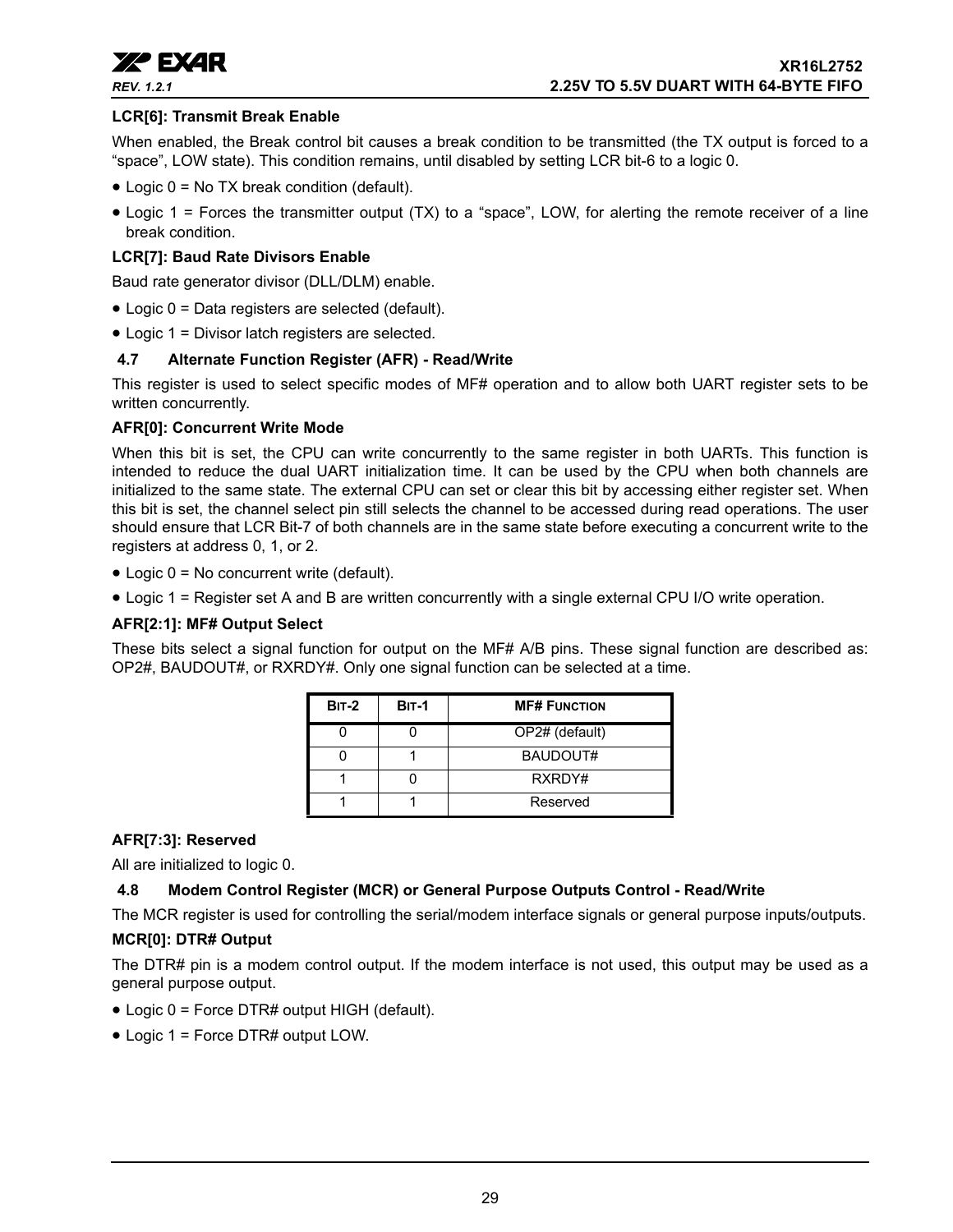**LCR[6]: Transmit Break Enable**

When enabled, the Break control bit causes a break condition to be transmitted (the TX output is forced to a "space", LOW state). This condition remains, until disabled by setting LCR bit-6 to a logic 0.

- Logic 0 = No TX break condition (default).
- Logic 1 = Forces the transmitter output (TX) to a "space", LOW, for alerting the remote receiver of a line break condition.

**LCR[7]: Baud Rate Divisors Enable**

Baud rate generator divisor (DLL/DLM) enable.

- Logic 0 = Data registers are selected (default).
- Logic 1 = Divisor latch registers are selected.

### 4.7 Alternate Function Register (AFR) - Read/Write

This register is used to select specific modes of MF# operation and to allow both UART register sets to be written concurrently.

**AFR[0]: Concurrent Write Mode**

When this bit is set, the CPU can write concurrently to the same register in both UARTs. This function is intended to reduce the dual UART initialization time. It can be used by the CPU when both channels are initialized to the same state. The external CPU can set or clear this bit by accessing either register set. When this bit is set, the channel select pin still selects the channel to be accessed during read operations. The user should ensure that LCR Bit-7 of both channels are in the same state before executing a concurrent write to the registers at address 0, 1, or 2.

- Logic 0 = No concurrent write (default).
- Logic 1 = Register set A and B are written concurrently with a single external CPU I/O write operation.

**AFR[2:1]: MF# Output Select**

These bits select a signal function for output on the MF# A/B pins. These signal function are described as: OP2#, BAUDOUT#, or RXRDY#. Only one signal function can be selected at a time.

| BIT-2 | BIT-1 | MF# FUNCTION |
|---|---|---|
| 0 | 0 | OP2# (default) |
| 0 | 1 | BAUDOUT# |
| 1 | 0 | RXRDY# |
| 1 | 1 | Reserved |

**AFR[7:3]: Reserved**

All are initialized to logic 0.

### 4.8 Modem Control Register (MCR) or General Purpose Outputs Control - Read/Write

The MCR register is used for controlling the serial/modem interface signals or general purpose inputs/outputs.

**MCR[0]: DTR# Output**

The DTR# pin is a modem control output. If the modem interface is not used, this output may be used as a general purpose output.

- Logic 0 = Force DTR# output HIGH (default).
- Logic 1 = Force DTR# output LOW.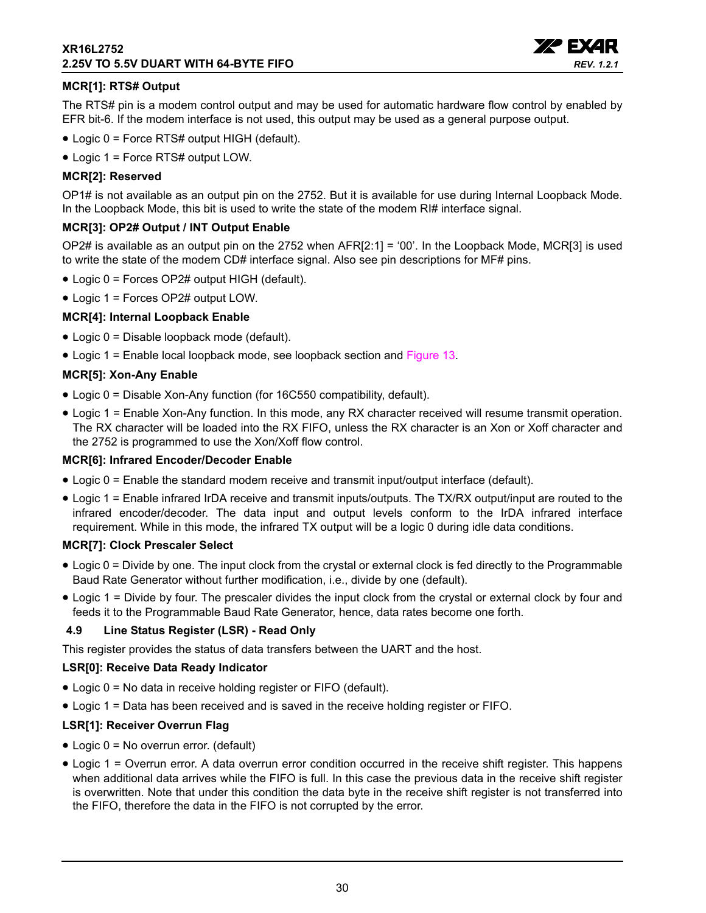**MCR[1]: RTS# Output**

The RTS# pin is a modem control output and may be used for automatic hardware flow control by enabled by EFR bit-6. If the modem interface is not used, this output may be used as a general purpose output.

- Logic 0 = Force RTS# output HIGH (default).
- Logic 1 = Force RTS# output LOW.

**MCR[2]: Reserved**

OP1# is not available as an output pin on the 2752. But it is available for use during Internal Loopback Mode. In the Loopback Mode, this bit is used to write the state of the modem RI# interface signal.

**MCR[3]: OP2# Output / INT Output Enable**

OP2# is available as an output pin on the 2752 when AFR[2:1] = '00'. In the Loopback Mode, MCR[3] is used to write the state of the modem CD# interface signal. Also see pin descriptions for MF# pins.

- Logic 0 = Forces OP2# output HIGH (default).
- Logic 1 = Forces OP2# output LOW.

**MCR[4]: Internal Loopback Enable**

- Logic 0 = Disable loopback mode (default).
- Logic 1 = Enable local loopback mode, see loopback section and Figure 13.

**MCR[5]: Xon-Any Enable**

- Logic 0 = Disable Xon-Any function (for 16C550 compatibility, default).
- Logic 1 = Enable Xon-Any function. In this mode, any RX character received will resume transmit operation. The RX character will be loaded into the RX FIFO, unless the RX character is an Xon or Xoff character and the 2752 is programmed to use the Xon/Xoff flow control.

**MCR[6]: Infrared Encoder/Decoder Enable**

- Logic 0 = Enable the standard modem receive and transmit input/output interface (default).
- Logic 1 = Enable infrared IrDA receive and transmit inputs/outputs. The TX/RX output/input are routed to the infrared encoder/decoder. The data input and output levels conform to the IrDA infrared interface requirement. While in this mode, the infrared TX output will be a logic 0 during idle data conditions.

**MCR[7]: Clock Prescaler Select**

- Logic 0 = Divide by one. The input clock from the crystal or external clock is fed directly to the Programmable Baud Rate Generator without further modification, i.e., divide by one (default).
- Logic 1 = Divide by four. The prescaler divides the input clock from the crystal or external clock by four and feeds it to the Programmable Baud Rate Generator, hence, data rates become one forth.

### 4.9 Line Status Register (LSR) - Read Only

This register provides the status of data transfers between the UART and the host.

**LSR[0]: Receive Data Ready Indicator**

- Logic 0 = No data in receive holding register or FIFO (default).
- Logic 1 = Data has been received and is saved in the receive holding register or FIFO.

**LSR[1]: Receiver Overrun Flag**

- Logic 0 = No overrun error. (default)
- Logic 1 = Overrun error. A data overrun error condition occurred in the receive shift register. This happens when additional data arrives while the FIFO is full. In this case the previous data in the receive shift register is overwritten. Note that under this condition the data byte in the receive shift register is not transferred into the FIFO, therefore the data in the FIFO is not corrupted by the error.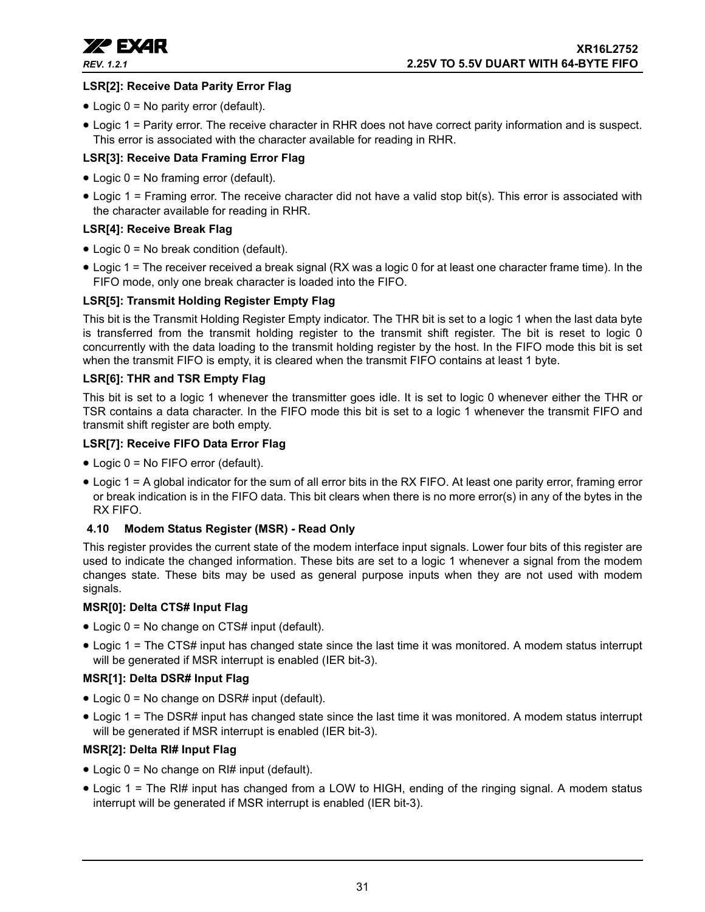**LSR[2]: Receive Data Parity Error Flag**

- Logic 0 = No parity error (default).
- Logic 1 = Parity error. The receive character in RHR does not have correct parity information and is suspect. This error is associated with the character available for reading in RHR.

**LSR[3]: Receive Data Framing Error Flag**

- Logic 0 = No framing error (default).
- Logic 1 = Framing error. The receive character did not have a valid stop bit(s). This error is associated with the character available for reading in RHR.

**LSR[4]: Receive Break Flag**

- Logic 0 = No break condition (default).
- Logic 1 = The receiver received a break signal (RX was a logic 0 for at least one character frame time). In the FIFO mode, only one break character is loaded into the FIFO.

**LSR[5]: Transmit Holding Register Empty Flag**

This bit is the Transmit Holding Register Empty indicator. The THR bit is set to a logic 1 when the last data byte is transferred from the transmit holding register to the transmit shift register. The bit is reset to logic 0 concurrently with the data loading to the transmit holding register by the host. In the FIFO mode this bit is set when the transmit FIFO is empty, it is cleared when the transmit FIFO contains at least 1 byte.

**LSR[6]: THR and TSR Empty Flag**

This bit is set to a logic 1 whenever the transmitter goes idle. It is set to logic 0 whenever either the THR or TSR contains a data character. In the FIFO mode this bit is set to a logic 1 whenever the transmit FIFO and transmit shift register are both empty.

**LSR[7]: Receive FIFO Data Error Flag**

- Logic 0 = No FIFO error (default).
- Logic 1 = A global indicator for the sum of all error bits in the RX FIFO. At least one parity error, framing error or break indication is in the FIFO data. This bit clears when there is no more error(s) in any of the bytes in the RX FIFO.

## 4.10 Modem Status Register (MSR) - Read Only

This register provides the current state of the modem interface input signals. Lower four bits of this register are used to indicate the changed information. These bits are set to a logic 1 whenever a signal from the modem changes state. These bits may be used as general purpose inputs when they are not used with modem signals.

**MSR[0]: Delta CTS# Input Flag**

- Logic 0 = No change on CTS# input (default).
- Logic 1 = The CTS# input has changed state since the last time it was monitored. A modem status interrupt will be generated if MSR interrupt is enabled (IER bit-3).

**MSR[1]: Delta DSR# Input Flag**

- Logic 0 = No change on DSR# input (default).
- Logic 1 = The DSR# input has changed state since the last time it was monitored. A modem status interrupt will be generated if MSR interrupt is enabled (IER bit-3).

**MSR[2]: Delta RI# Input Flag**

- Logic 0 = No change on RI# input (default).
- Logic 1 = The RI# input has changed from a LOW to HIGH, ending of the ringing signal. A modem status interrupt will be generated if MSR interrupt is enabled (IER bit-3).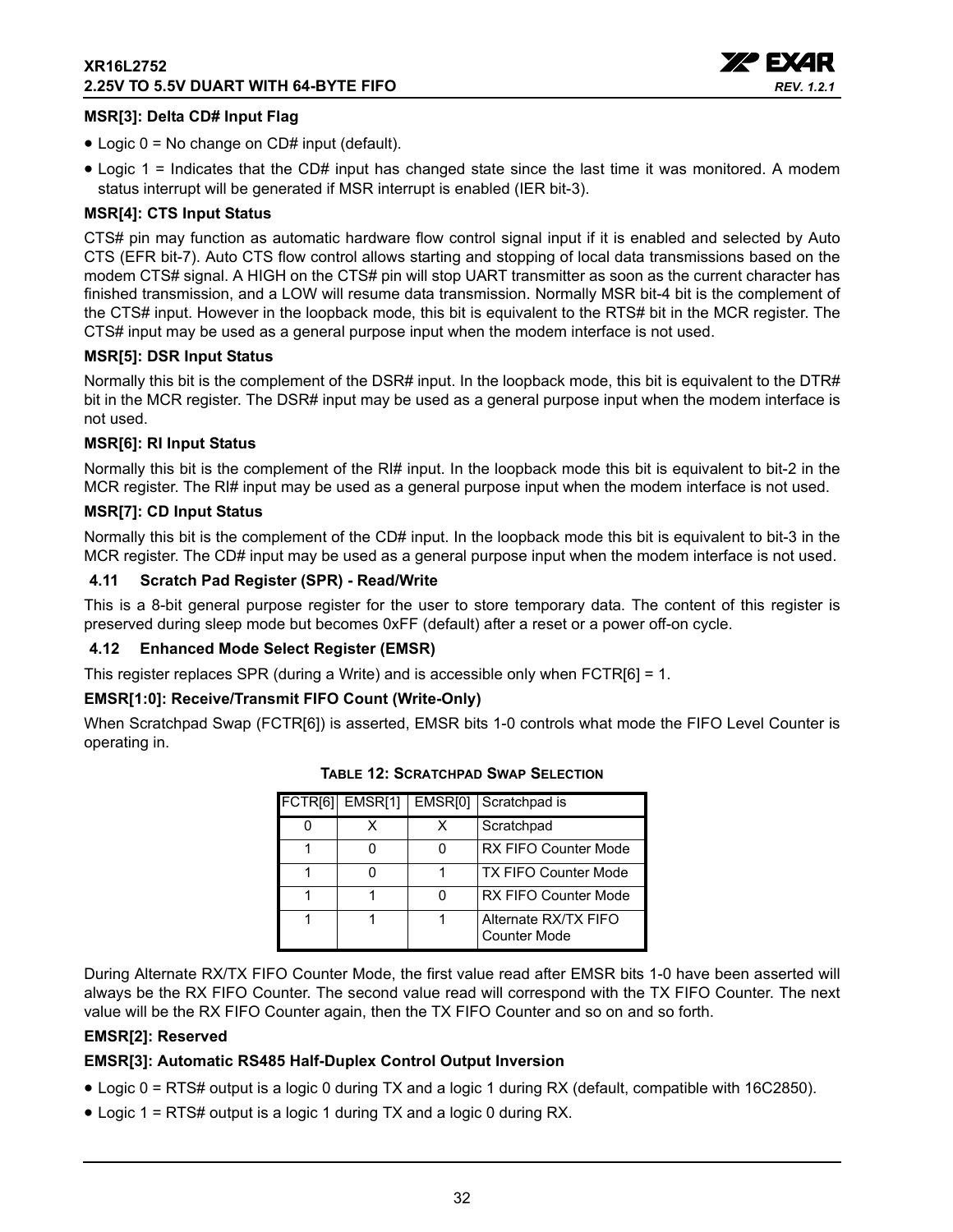**MSR[3]: Delta CD# Input Flag**

- Logic 0 = No change on CD# input (default).
- Logic 1 = Indicates that the CD# input has changed state since the last time it was monitored. A modem status interrupt will be generated if MSR interrupt is enabled (IER bit-3).

**MSR[4]: CTS Input Status**

CTS# pin may function as automatic hardware flow control signal input if it is enabled and selected by Auto CTS (EFR bit-7). Auto CTS flow control allows starting and stopping of local data transmissions based on the modem CTS# signal. A HIGH on the CTS# pin will stop UART transmitter as soon as the current character has finished transmission, and a LOW will resume data transmission. Normally MSR bit-4 bit is the complement of the CTS# input. However in the loopback mode, this bit is equivalent to the RTS# bit in the MCR register. The CTS# input may be used as a general purpose input when the modem interface is not used.

**MSR[5]: DSR Input Status**

Normally this bit is the complement of the DSR# input. In the loopback mode, this bit is equivalent to the DTR# bit in the MCR register. The DSR# input may be used as a general purpose input when the modem interface is not used.

**MSR[6]: RI Input Status**

Normally this bit is the complement of the RI# input. In the loopback mode this bit is equivalent to bit-2 in the MCR register. The RI# input may be used as a general purpose input when the modem interface is not used.

**MSR[7]: CD Input Status**

Normally this bit is the complement of the CD# input. In the loopback mode this bit is equivalent to bit-3 in the MCR register. The CD# input may be used as a general purpose input when the modem interface is not used.

### 4.11 Scratch Pad Register (SPR) - Read/Write

This is a 8-bit general purpose register for the user to store temporary data. The content of this register is preserved during sleep mode but becomes 0xFF (default) after a reset or a power off-on cycle.

### 4.12 Enhanced Mode Select Register (EMSR)

This register replaces SPR (during a Write) and is accessible only when FCTR[6] = 1.

**EMSR[1:0]: Receive/Transmit FIFO Count (Write-Only)**

When Scratchpad Swap (FCTR[6]) is asserted, EMSR bits 1-0 controls what mode the FIFO Level Counter is operating in.

**TABLE 12: SCRATCHPAD SWAP SELECTION**

| FCTR[6] | EMSR[1] | EMSR[0] | Scratchpad is |
|---|---|---|---|
| 0 | X | X | Scratchpad |
| 1 | 0 | 0 | RX FIFO Counter Mode |
| 1 | 0 | 1 | TX FIFO Counter Mode |
| 1 | 1 | 0 | RX FIFO Counter Mode |
| 1 | 1 | 1 | Alternate RX/TX FIFO Counter Mode |

During Alternate RX/TX FIFO Counter Mode, the first value read after EMSR bits 1-0 have been asserted will always be the RX FIFO Counter. The second value read will correspond with the TX FIFO Counter. The next value will be the RX FIFO Counter again, then the TX FIFO Counter and so on and so forth.

**EMSR[2]: Reserved**

**EMSR[3]: Automatic RS485 Half-Duplex Control Output Inversion**

- Logic 0 = RTS# output is a logic 0 during TX and a logic 1 during RX (default, compatible with 16C2850).
- Logic 1 = RTS# output is a logic 1 during TX and a logic 0 during RX.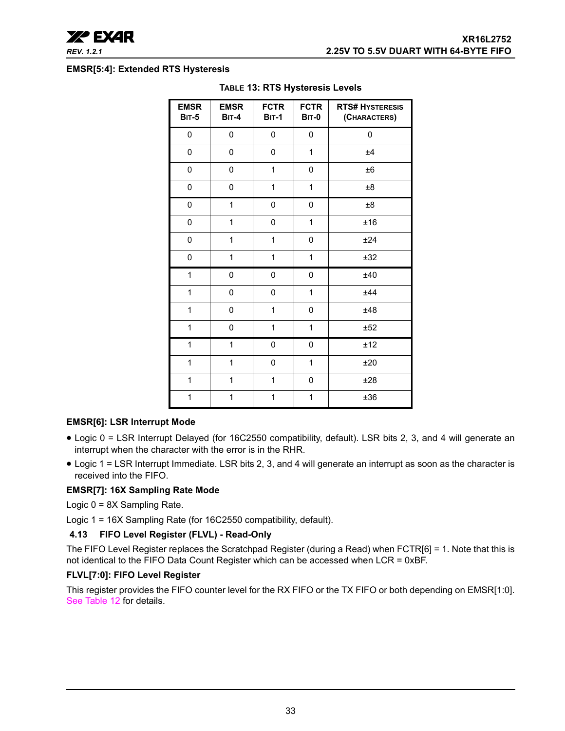### EMSR[5:4]: Extended RTS Hysteresis

**TABLE 13: RTS Hysteresis Levels**

| EMSR BIT-5 | EMSR BIT-4 | FCTR BIT-1 | FCTR BIT-0 | RTS# HYSTERESIS (CHARACTERS) |
|---|---|---|---|---|
| 0 | 0 | 0 | 0 | 0 |
| 0 | 0 | 0 | 1 | ±4 |
| 0 | 0 | 1 | 0 | ±6 |
| 0 | 0 | 1 | 1 | ±8 |
| 0 | 1 | 0 | 0 | ±8 |
| 0 | 1 | 0 | 1 | ±16 |
| 0 | 1 | 1 | 0 | ±24 |
| 0 | 1 | 1 | 1 | ±32 |
| 1 | 0 | 0 | 0 | ±40 |
| 1 | 0 | 0 | 1 | ±44 |
| 1 | 0 | 1 | 0 | ±48 |
| 1 | 0 | 1 | 1 | ±52 |
| 1 | 1 | 0 | 0 | ±12 |
| 1 | 1 | 0 | 1 | ±20 |
| 1 | 1 | 1 | 0 | ±28 |
| 1 | 1 | 1 | 1 | ±36 |

### EMSR[6]: LSR Interrupt Mode

- Logic 0 = LSR Interrupt Delayed (for 16C2550 compatibility, default). LSR bits 2, 3, and 4 will generate an interrupt when the character with the error is in the RHR.
- Logic 1 = LSR Interrupt Immediate. LSR bits 2, 3, and 4 will generate an interrupt as soon as the character is received into the FIFO.

### EMSR[7]: 16X Sampling Rate Mode

Logic 0 = 8X Sampling Rate.

Logic 1 = 16X Sampling Rate (for 16C2550 compatibility, default).

## 4.13 FIFO Level Register (FLVL) - Read-Only

The FIFO Level Register replaces the Scratchpad Register (during a Read) when FCTR[6] = 1. Note that this is not identical to the FIFO Data Count Register which can be accessed when LCR = 0xBF.

### FLVL[7:0]: FIFO Level Register

This register provides the FIFO counter level for the RX FIFO or the TX FIFO or both depending on EMSR[1:0]. See Table 12 for details.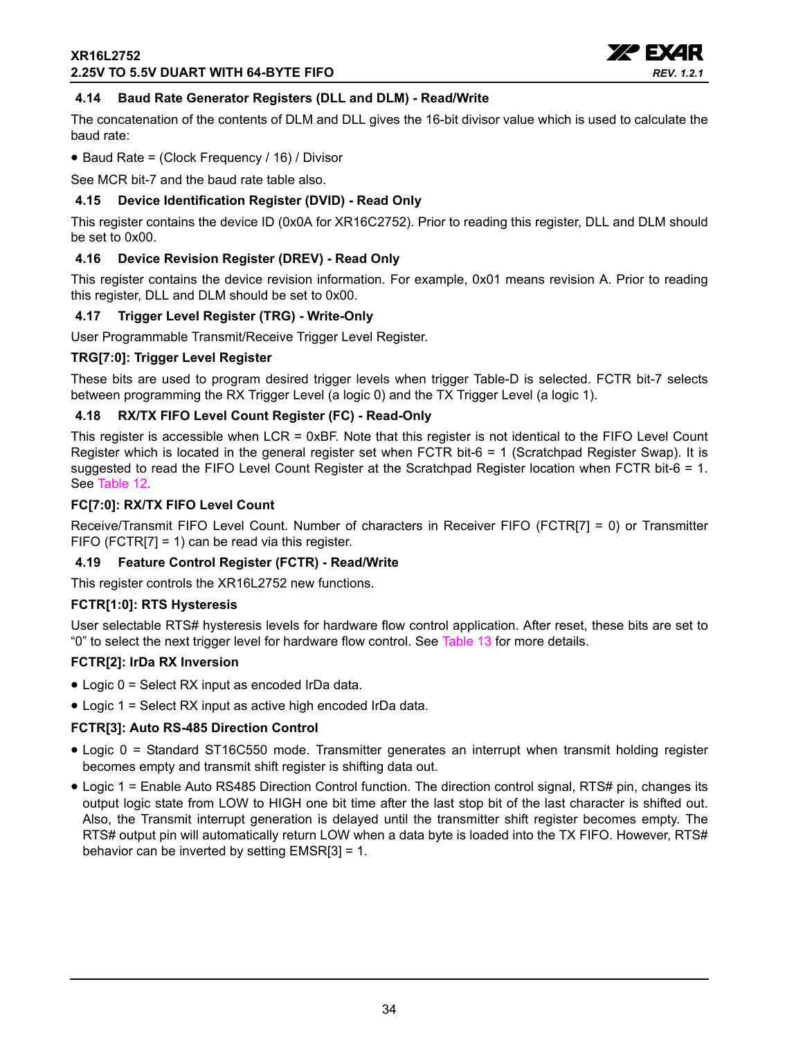### 4.14 Baud Rate Generator Registers (DLL and DLM) - Read/Write

The concatenation of the contents of DLM and DLL gives the 16-bit divisor value which is used to calculate the baud rate:

- Baud Rate = (Clock Frequency / 16) / Divisor

See MCR bit-7 and the baud rate table also.

### 4.15 Device Identification Register (DVID) - Read Only

This register contains the device ID (0x0A for XR16C2752). Prior to reading this register, DLL and DLM should be set to 0x00.

### 4.16 Device Revision Register (DREV) - Read Only

This register contains the device revision information. For example, 0x01 means revision A. Prior to reading this register, DLL and DLM should be set to 0x00.

### 4.17 Trigger Level Register (TRG) - Write-Only

User Programmable Transmit/Receive Trigger Level Register.

**TRG[7:0]: Trigger Level Register**

These bits are used to program desired trigger levels when trigger Table-D is selected. FCTR bit-7 selects between programming the RX Trigger Level (a logic 0) and the TX Trigger Level (a logic 1).

### 4.18 RX/TX FIFO Level Count Register (FC) - Read-Only

This register is accessible when LCR = 0xBF. Note that this register is not identical to the FIFO Level Count Register which is located in the general register set when FCTR bit-6 = 1 (Scratchpad Register Swap). It is suggested to read the FIFO Level Count Register at the Scratchpad Register location when FCTR bit-6 = 1. See Table 12.

**FC[7:0]: RX/TX FIFO Level Count**

Receive/Transmit FIFO Level Count. Number of characters in Receiver FIFO (FCTR[7] = 0) or Transmitter FIFO (FCTR[7] = 1) can be read via this register.

### 4.19 Feature Control Register (FCTR) - Read/Write

This register controls the XR16L2752 new functions.

**FCTR[1:0]: RTS Hysteresis**

User selectable RTS# hysteresis levels for hardware flow control application. After reset, these bits are set to "0" to select the next trigger level for hardware flow control. See Table 13 for more details.

**FCTR[2]: IrDa RX Inversion**

- Logic 0 = Select RX input as encoded IrDa data.
- Logic 1 = Select RX input as active high encoded IrDa data.

**FCTR[3]: Auto RS-485 Direction Control**

- Logic 0 = Standard ST16C550 mode. Transmitter generates an interrupt when transmit holding register becomes empty and transmit shift register is shifting data out.
- Logic 1 = Enable Auto RS485 Direction Control function. The direction control signal, RTS# pin, changes its output logic state from LOW to HIGH one bit time after the last stop bit of the last character is shifted out. Also, the Transmit interrupt generation is delayed until the transmitter shift register becomes empty. The RTS# output pin will automatically return LOW when a data byte is loaded into the TX FIFO. However, RTS# behavior can be inverted by setting EMSR[3] = 1.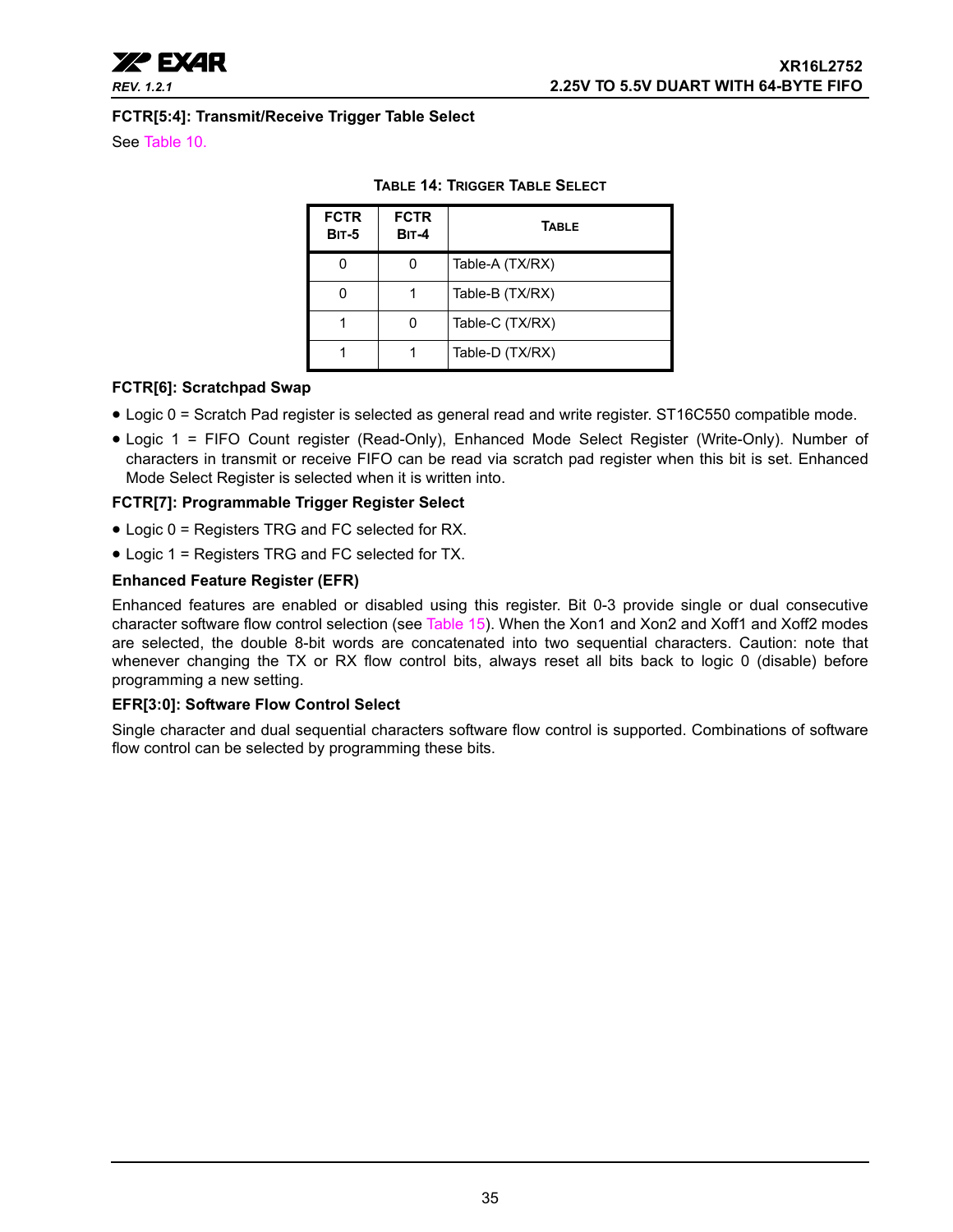**FCTR[5:4]: Transmit/Receive Trigger Table Select**

See Table 10.

**TABLE 14: TRIGGER TABLE SELECT**

| FCTR BIT-5 | FCTR BIT-4 | TABLE |
|---|---|---|
| 0 | 0 | Table-A (TX/RX) |
| 0 | 1 | Table-B (TX/RX) |
| 1 | 0 | Table-C (TX/RX) |
| 1 | 1 | Table-D (TX/RX) |

**FCTR[6]: Scratchpad Swap**

- Logic 0 = Scratch Pad register is selected as general read and write register. ST16C550 compatible mode.
- Logic 1 = FIFO Count register (Read-Only), Enhanced Mode Select Register (Write-Only). Number of characters in transmit or receive FIFO can be read via scratch pad register when this bit is set. Enhanced Mode Select Register is selected when it is written into.

**FCTR[7]: Programmable Trigger Register Select**

- Logic 0 = Registers TRG and FC selected for RX.
- Logic 1 = Registers TRG and FC selected for TX.

**Enhanced Feature Register (EFR)**

Enhanced features are enabled or disabled using this register. Bit 0-3 provide single or dual consecutive character software flow control selection (see Table 15). When the Xon1 and Xon2 and Xoff1 and Xoff2 modes are selected, the double 8-bit words are concatenated into two sequential characters. Caution: note that whenever changing the TX or RX flow control bits, always reset all bits back to logic 0 (disable) before programming a new setting.

**EFR[3:0]: Software Flow Control Select**

Single character and dual sequential characters software flow control is supported. Combinations of software flow control can be selected by programming these bits.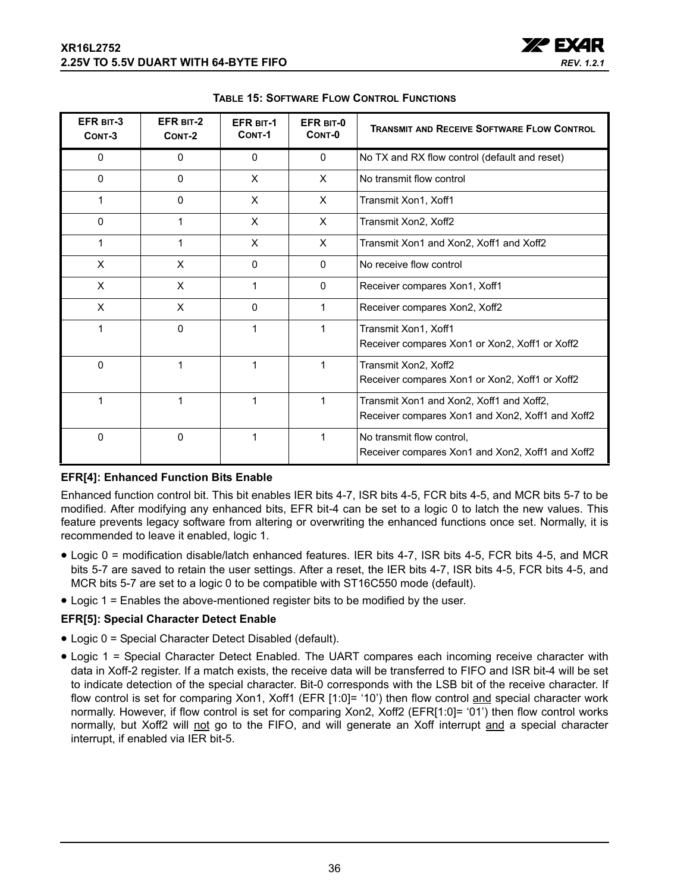**TABLE 15: SOFTWARE FLOW CONTROL FUNCTIONS**

| EFR BIT-3 CONT-3 | EFR BIT-2 CONT-2 | EFR BIT-1 CONT-1 | EFR BIT-0 CONT-0 | TRANSMIT AND RECEIVE SOFTWARE FLOW CONTROL |
|---|---|---|---|---|
| 0 | 0 | 0 | 0 | No TX and RX flow control (default and reset) |
| 0 | 0 | X | X | No transmit flow control |
| 1 | 0 | X | X | Transmit Xon1, Xoff1 |
| 0 | 1 | X | X | Transmit Xon2, Xoff2 |
| 1 | 1 | X | X | Transmit Xon1 and Xon2, Xoff1 and Xoff2 |
| X | X | 0 | 0 | No receive flow control |
| X | X | 1 | 0 | Receiver compares Xon1, Xoff1 |
| X | X | 0 | 1 | Receiver compares Xon2, Xoff2 |
| 1 | 0 | 1 | 1 | Transmit Xon1, Xoff1<br>Receiver compares Xon1 or Xon2, Xoff1 or Xoff2 |
| 0 | 1 | 1 | 1 | Transmit Xon2, Xoff2<br>Receiver compares Xon1 or Xon2, Xoff1 or Xoff2 |
| 1 | 1 | 1 | 1 | Transmit Xon1 and Xon2, Xoff1 and Xoff2,<br>Receiver compares Xon1 and Xon2, Xoff1 and Xoff2 |
| 0 | 0 | 1 | 1 | No transmit flow control,<br>Receiver compares Xon1 and Xon2, Xoff1 and Xoff2 |

**EFR[4]: Enhanced Function Bits Enable**

Enhanced function control bit. This bit enables IER bits 4-7, ISR bits 4-5, FCR bits 4-5, and MCR bits 5-7 to be modified. After modifying any enhanced bits, EFR bit-4 can be set to a logic 0 to latch the new values. This feature prevents legacy software from altering or overwriting the enhanced functions once set. Normally, it is recommended to leave it enabled, logic 1.

- Logic 0 = modification disable/latch enhanced features. IER bits 4-7, ISR bits 4-5, FCR bits 4-5, and MCR bits 5-7 are saved to retain the user settings. After a reset, the IER bits 4-7, ISR bits 4-5, FCR bits 4-5, and MCR bits 5-7 are set to a logic 0 to be compatible with ST16C550 mode (default).
- Logic 1 = Enables the above-mentioned register bits to be modified by the user.

**EFR[5]: Special Character Detect Enable**

- Logic 0 = Special Character Detect Disabled (default).
- Logic 1 = Special Character Detect Enabled. The UART compares each incoming receive character with data in Xoff-2 register. If a match exists, the receive data will be transferred to FIFO and ISR bit-4 will be set to indicate detection of the special character. Bit-0 corresponds with the LSB bit of the receive character. If flow control is set for comparing Xon1, Xoff1 (EFR [1:0]= '10') then flow control and special character work normally. However, if flow control is set for comparing Xon2, Xoff2 (EFR[1:0]= '01') then flow control works normally, but Xoff2 will not go to the FIFO, and will generate an Xoff interrupt and a special character interrupt, if enabled via IER bit-5.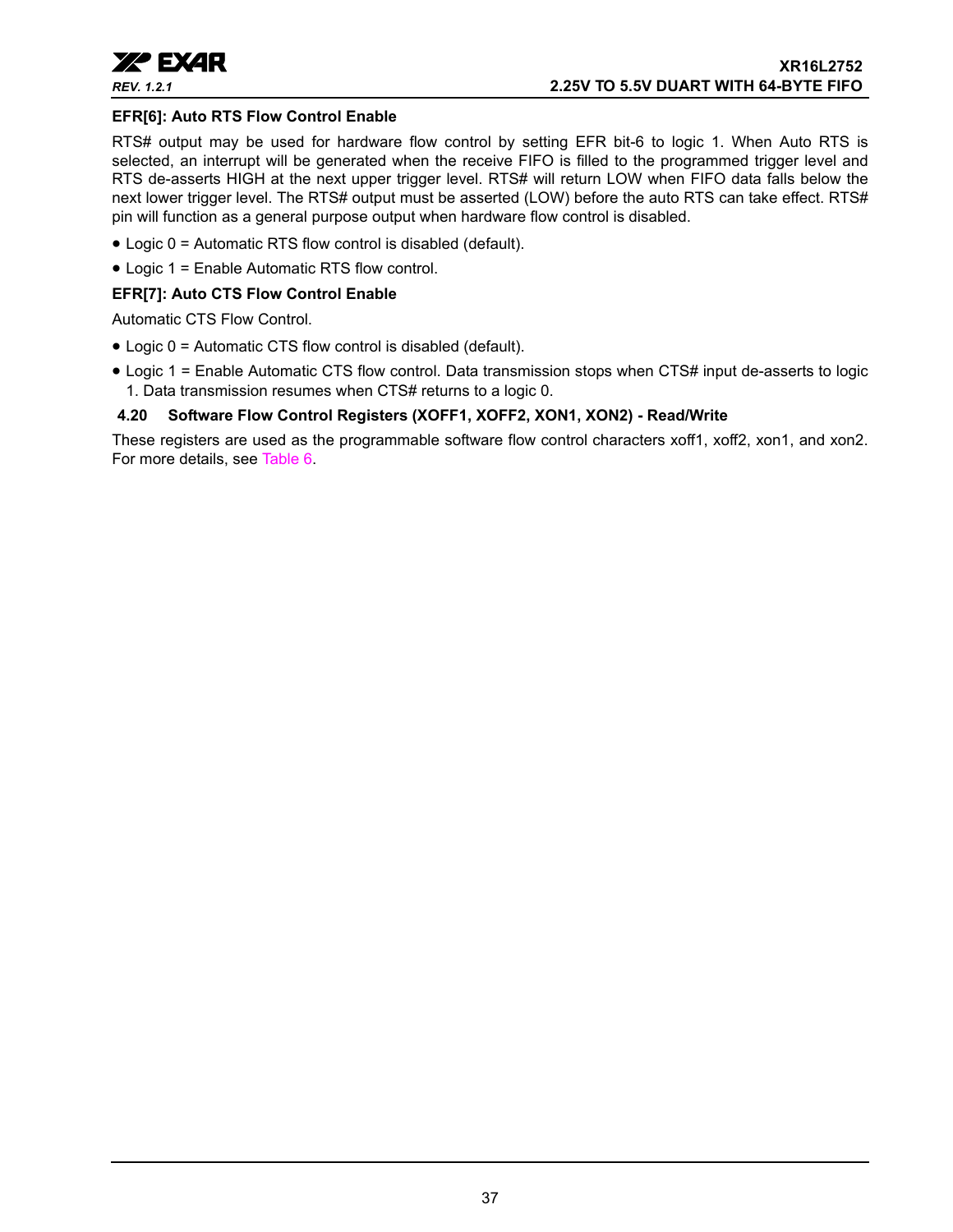#### EFR[6]: Auto RTS Flow Control Enable

RTS# output may be used for hardware flow control by setting EFR bit-6 to logic 1. When Auto RTS is selected, an interrupt will be generated when the receive FIFO is filled to the programmed trigger level and RTS de-asserts HIGH at the next upper trigger level. RTS# will return LOW when FIFO data falls below the next lower trigger level. The RTS# output must be asserted (LOW) before the auto RTS can take effect. RTS# pin will function as a general purpose output when hardware flow control is disabled.

- Logic 0 = Automatic RTS flow control is disabled (default).
- Logic 1 = Enable Automatic RTS flow control.

#### EFR[7]: Auto CTS Flow Control Enable

Automatic CTS Flow Control.

- Logic 0 = Automatic CTS flow control is disabled (default).
- Logic 1 = Enable Automatic CTS flow control. Data transmission stops when CTS# input de-asserts to logic 1. Data transmission resumes when CTS# returns to a logic 0.

### 4.20 Software Flow Control Registers (XOFF1, XOFF2, XON1, XON2) - Read/Write

These registers are used as the programmable software flow control characters xoff1, xoff2, xon1, and xon2. For more details, see Table 6.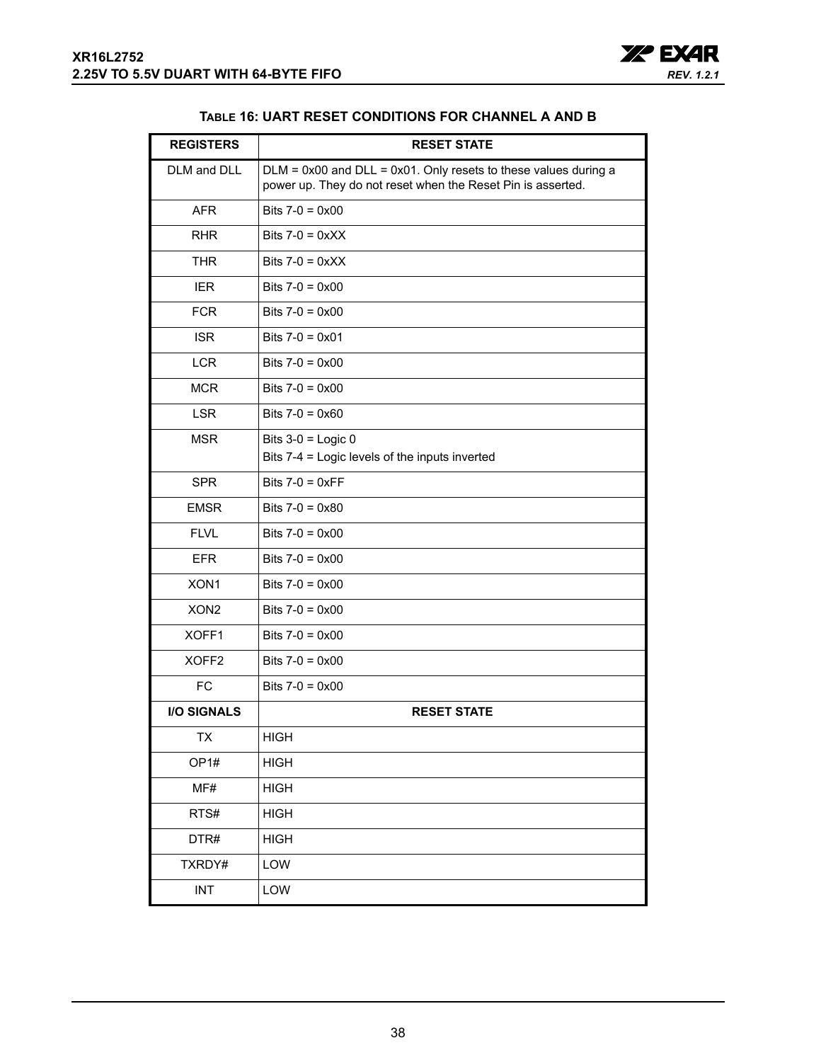### TABLE 16: UART RESET CONDITIONS FOR CHANNEL A AND B

| REGISTERS | RESET STATE |
|---|---|
| DLM and DLL | DLM = 0x00 and DLL = 0x01. Only resets to these values during a power up. They do not reset when the Reset Pin is asserted. |
| AFR | Bits 7-0 = 0x00 |
| RHR | Bits 7-0 = 0xXX |
| THR | Bits 7-0 = 0xXX |
| IER | Bits 7-0 = 0x00 |
| FCR | Bits 7-0 = 0x00 |
| ISR | Bits 7-0 = 0x01 |
| LCR | Bits 7-0 = 0x00 |
| MCR | Bits 7-0 = 0x00 |
| LSR | Bits 7-0 = 0x60 |
| MSR | Bits 3-0 = Logic 0<br>Bits 7-4 = Logic levels of the inputs inverted |
| SPR | Bits 7-0 = 0xFF |
| EMSR | Bits 7-0 = 0x80 |
| FLVL | Bits 7-0 = 0x00 |
| EFR | Bits 7-0 = 0x00 |
| XON1 | Bits 7-0 = 0x00 |
| XON2 | Bits 7-0 = 0x00 |
| XOFF1 | Bits 7-0 = 0x00 |
| XOFF2 | Bits 7-0 = 0x00 |
| FC | Bits 7-0 = 0x00 |
| **I/O SIGNALS** | **RESET STATE** |
| TX | HIGH |
| OP1# | HIGH |
| MF# | HIGH |
| RTS# | HIGH |
| DTR# | HIGH |
| TXRDY# | LOW |
| INT | LOW |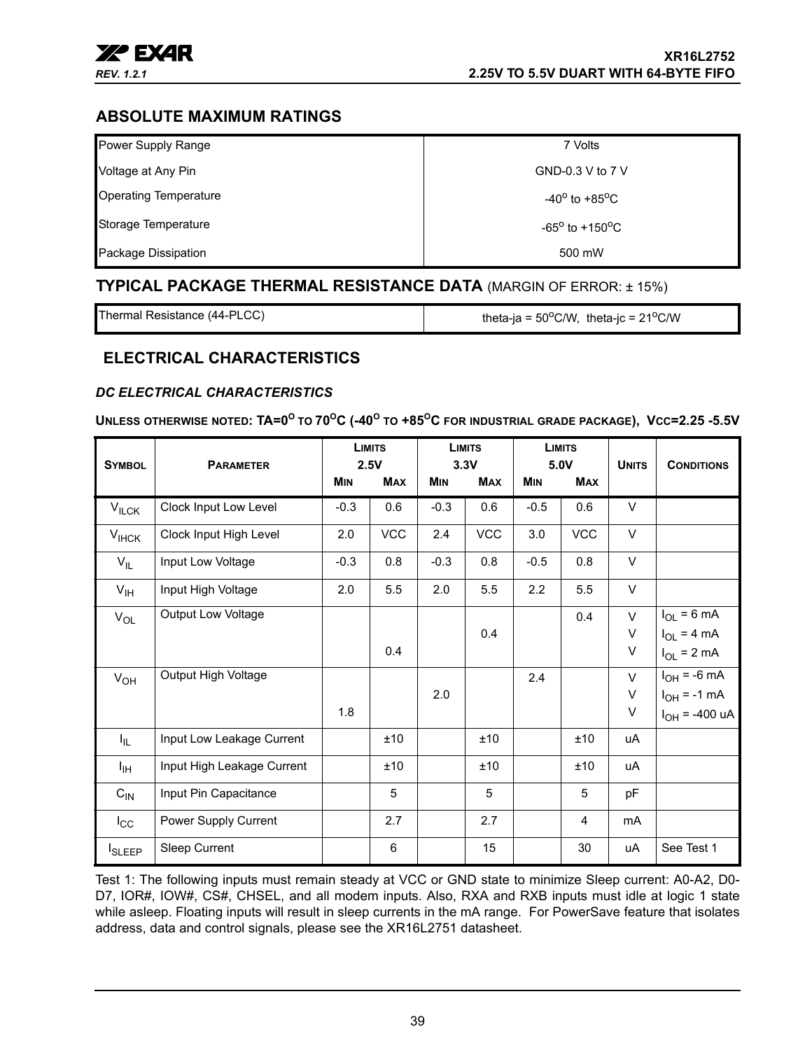## ABSOLUTE MAXIMUM RATINGS

| | |
|---|---|
| Power Supply Range | 7 Volts |
| Voltage at Any Pin | GND-0.3 V to 7 V |
| Operating Temperature | -40$^{o}$ to +85$^{o}$C |
| Storage Temperature | -65$^{o}$ to +150$^{o}$C |
| Package Dissipation | 500 mW |

## TYPICAL PACKAGE THERMAL RESISTANCE DATA (MARGIN OF ERROR: ± 15%)

| | |
|---|---|
| Thermal Resistance (44-PLCC) | theta-ja = 50$^{o}$C/W, theta-jc = 21$^{o}$C/W |

## ELECTRICAL CHARACTERISTICS

### *DC ELECTRICAL CHARACTERISTICS*

**UNLESS OTHERWISE NOTED: TA=0$^{O}$ TO 70$^{O}$C (-40$^{O}$ TO +85$^{O}$C FOR INDUSTRIAL GRADE PACKAGE), VCC=2.25 -5.5V**

| SYMBOL | PARAMETER | LIMITS 2.5V | | LIMITS 3.3V | | LIMITS 5.0V | | UNITS | CONDITIONS |
|---|---|---|---|---|---|---|---|---|---|
| | | MIN | MAX | MIN | MAX | MIN | MAX | | |
| $V_{ILCK}$ | Clock Input Low Level | -0.3 | 0.6 | -0.3 | 0.6 | -0.5 | 0.6 | V | |
| $V_{IHCK}$ | Clock Input High Level | 2.0 | VCC | 2.4 | VCC | 3.0 | VCC | V | |
| $V_{IL}$ | Input Low Voltage | -0.3 | 0.8 | -0.3 | 0.8 | -0.5 | 0.8 | V | |
| $V_{IH}$ | Input High Voltage | 2.0 | 5.5 | 2.0 | 5.5 | 2.2 | 5.5 | V | |
| $V_{OL}$ | Output Low Voltage | | | | | | 0.4 | V | $I_{OL}$ = 6 mA |
| | | | | | 0.4 | | | V | $I_{OL}$ = 4 mA |
| | | | 0.4 | | | | | V | $I_{OL}$ = 2 mA |
| $V_{OH}$ | Output High Voltage | | | | | 2.4 | | V | $I_{OH}$ = -6 mA |
| | | | | 2.0 | | | | V | $I_{OH}$ = -1 mA |
| | | 1.8 | | | | | | V | $I_{OH}$ = -400 uA |
| $I_{IL}$ | Input Low Leakage Current | | ±10 | | ±10 | | ±10 | uA | |
| $I_{IH}$ | Input High Leakage Current | | ±10 | | ±10 | | ±10 | uA | |
| $C_{IN}$ | Input Pin Capacitance | | 5 | | 5 | | 5 | pF | |
| $I_{CC}$ | Power Supply Current | | 2.7 | | 2.7 | | 4 | mA | |
| $I_{SLEEP}$ | Sleep Current | | 6 | | 15 | | 30 | uA | See Test 1 |

Test 1: The following inputs must remain steady at VCC or GND state to minimize Sleep current: A0-A2, D0-D7, IOR#, IOW#, CS#, CHSEL, and all modem inputs. Also, RXA and RXB inputs must idle at logic 1 state while asleep. Floating inputs will result in sleep currents in the mA range. For PowerSave feature that isolates address, data and control signals, please see the XR16L2751 datasheet.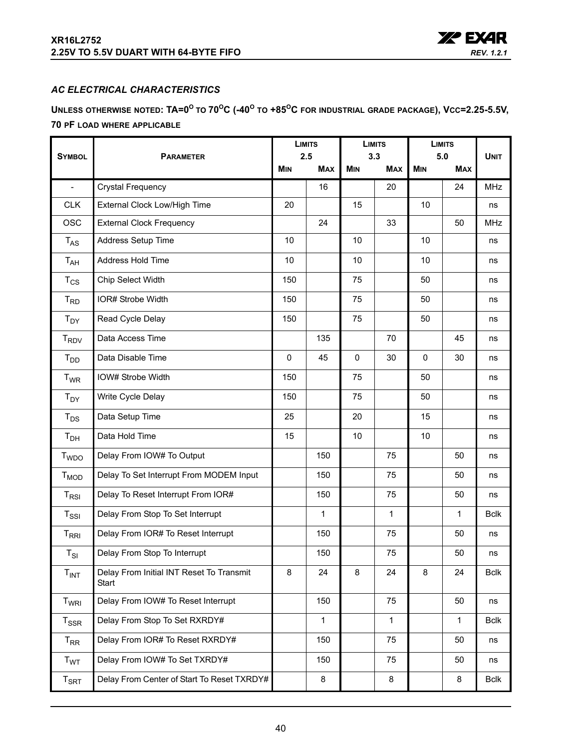### *AC ELECTRICAL CHARACTERISTICS*

**UNLESS OTHERWISE NOTED: TA=0$^{O}$ TO 70$^{O}$C (-40$^{O}$ TO +85$^{O}$C FOR INDUSTRIAL GRADE PACKAGE), VCC=2.25-5.5V, 70 PF LOAD WHERE APPLICABLE**

| SYMBOL | PARAMETER | LIMITS 2.5 | | LIMITS 3.3 | | LIMITS 5.0 | | UNIT |
|---|---|---|---|---|---|---|---|---|
| | | MIN | MAX | MIN | MAX | MIN | MAX | |
| - | Crystal Frequency | | 16 | | 20 | | 24 | MHz |
| CLK | External Clock Low/High Time | 20 | | 15 | | 10 | | ns |
| OSC | External Clock Frequency | | 24 | | 33 | | 50 | MHz |
| $T_{AS}$ | Address Setup Time | 10 | | 10 | | 10 | | ns |
| $T_{AH}$ | Address Hold Time | 10 | | 10 | | 10 | | ns |
| $T_{CS}$ | Chip Select Width | 150 | | 75 | | 50 | | ns |
| $T_{RD}$ | IOR# Strobe Width | 150 | | 75 | | 50 | | ns |
| $T_{DY}$ | Read Cycle Delay | 150 | | 75 | | 50 | | ns |
| $T_{RDV}$ | Data Access Time | | 135 | | 70 | | 45 | ns |
| $T_{DD}$ | Data Disable Time | 0 | 45 | 0 | 30 | 0 | 30 | ns |
| $T_{WR}$ | IOW# Strobe Width | 150 | | 75 | | 50 | | ns |
| $T_{DY}$ | Write Cycle Delay | 150 | | 75 | | 50 | | ns |
| $T_{DS}$ | Data Setup Time | 25 | | 20 | | 15 | | ns |
| $T_{DH}$ | Data Hold Time | 15 | | 10 | | 10 | | ns |
| $T_{WDO}$ | Delay From IOW# To Output | | 150 | | 75 | | 50 | ns |
| $T_{MOD}$ | Delay To Set Interrupt From MODEM Input | | 150 | | 75 | | 50 | ns |
| $T_{RSI}$ | Delay To Reset Interrupt From IOR# | | 150 | | 75 | | 50 | ns |
| $T_{SSI}$ | Delay From Stop To Set Interrupt | | 1 | | 1 | | 1 | Bclk |
| $T_{RRI}$ | Delay From IOR# To Reset Interrupt | | 150 | | 75 | | 50 | ns |
| $T_{SI}$ | Delay From Stop To Interrupt | | 150 | | 75 | | 50 | ns |
| $T_{INT}$ | Delay From Initial INT Reset To Transmit Start | 8 | 24 | 8 | 24 | 8 | 24 | Bclk |
| $T_{WRI}$ | Delay From IOW# To Reset Interrupt | | 150 | | 75 | | 50 | ns |
| $T_{SSR}$ | Delay From Stop To Set RXRDY# | | 1 | | 1 | | 1 | Bclk |
| $T_{RR}$ | Delay From IOR# To Reset RXRDY# | | 150 | | 75 | | 50 | ns |
| $T_{WT}$ | Delay From IOW# To Set TXRDY# | | 150 | | 75 | | 50 | ns |
| $T_{SRT}$ | Delay From Center of Start To Reset TXRDY# | | 8 | | 8 | | 8 | Bclk |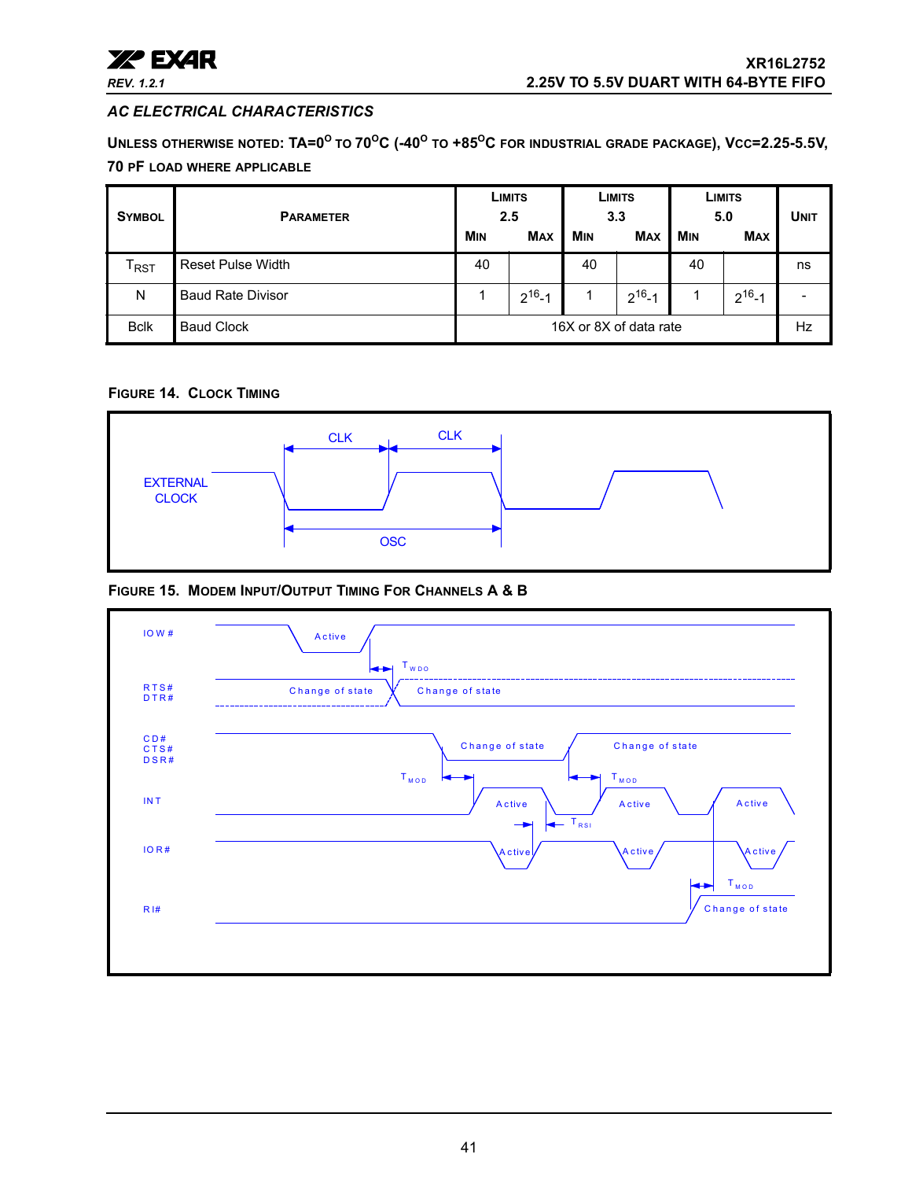## AC ELECTRICAL CHARACTERISTICS

**UNLESS OTHERWISE NOTED: TA=0$^{O}$ TO 70$^{O}$C (-40$^{O}$ TO +85$^{O}$C FOR INDUSTRIAL GRADE PACKAGE), VCC=2.25-5.5V, 70 PF LOAD WHERE APPLICABLE**

| SYMBOL | PARAMETER | LIMITS 2.5 MIN | LIMITS 2.5 MAX | LIMITS 3.3 MIN | LIMITS 3.3 MAX | LIMITS 5.0 MIN | LIMITS 5.0 MAX | UNIT |
|---|---|---|---|---|---|---|---|---|
| $T_{RST}$ | Reset Pulse Width | 40 | | 40 | | 40 | | ns |
| N | Baud Rate Divisor | 1 | $2^{16}$-1 | 1 | $2^{16}$-1 | 1 | $2^{16}$-1 | - |
| Bclk | Baud Clock | 16X or 8X of data rate | | | | | | Hz |

**FIGURE 14. CLOCK TIMING**

EXTERNAL CLOCK, CLK, CLK, OSC

**FIGURE 15. MODEM INPUT/OUTPUT TIMING FOR CHANNELS A & B**

IOW#, Active, $T_{WDO}$, RTS# DTR#, Change of state, Change of state, CD# CTS# DSR#, Change of state, Change of state, $T_{MOD}$, $T_{MOD}$, INT, Active, Active, Active, $T_{RSI}$, IOR#, Active, Active, Active, $T_{MOD}$, RI#, Change of state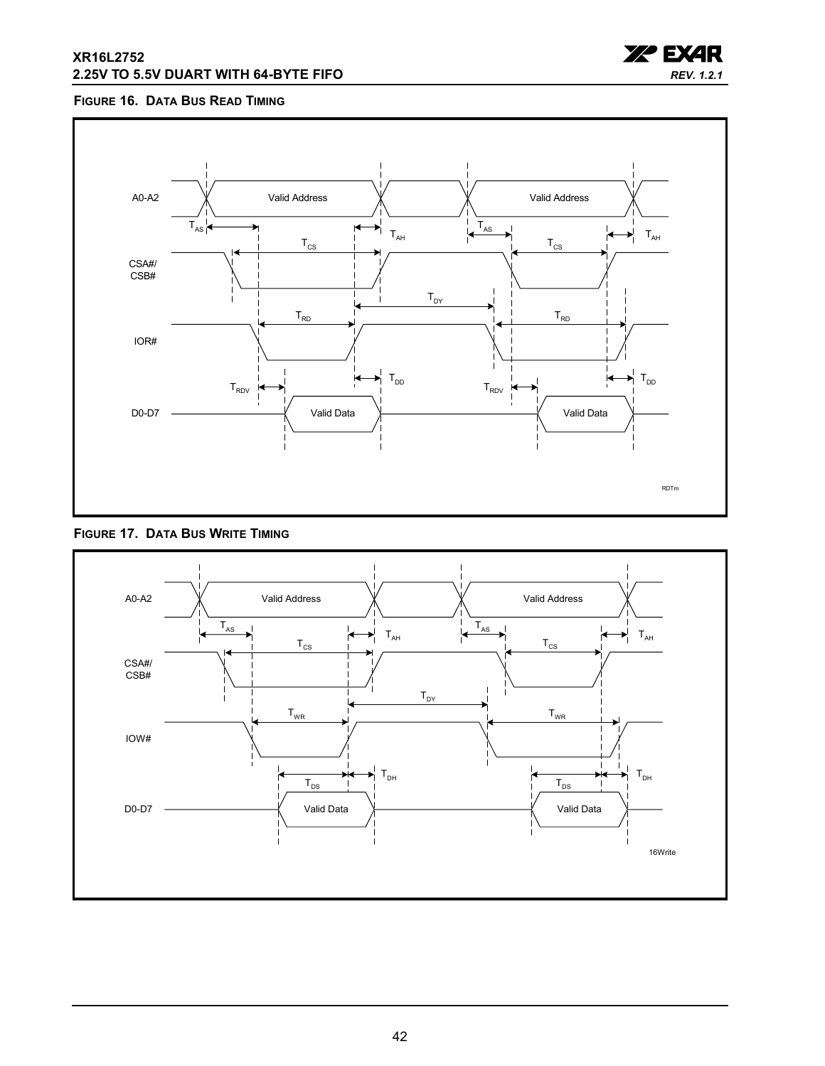**FIGURE 16. DATA BUS READ TIMING**

**FIGURE 17. DATA BUS WRITE TIMING**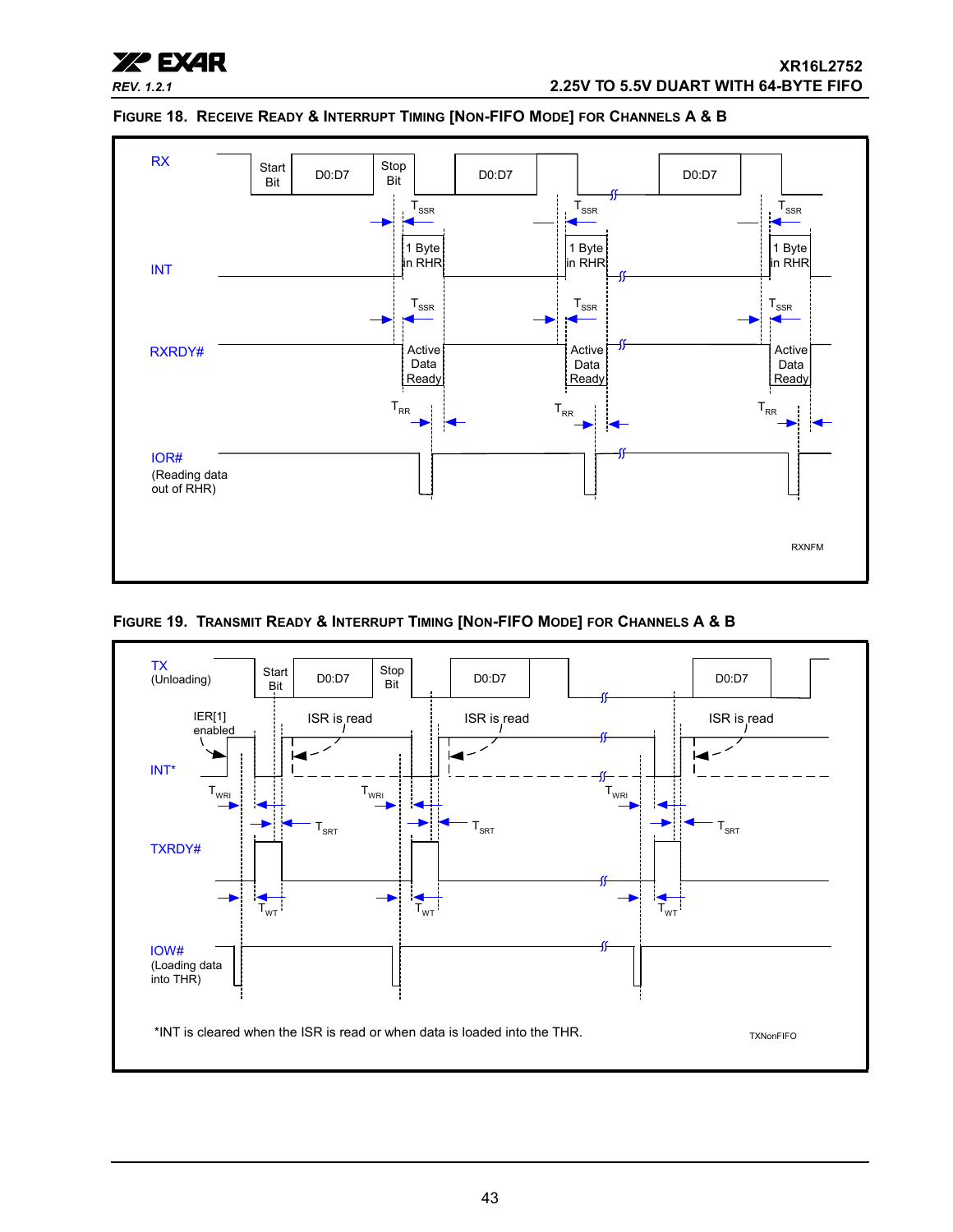**FIGURE 18. RECEIVE READY & INTERRUPT TIMING [NON-FIFO MODE] FOR CHANNELS A & B**

RX — Start Bit — D0:D7 — Stop Bit — D0:D7 — D0:D7

$T_{SSR}$ — INT — 1 Byte in RHR

$T_{SSR}$ — RXRDY# — Active Data Ready

$T_{RR}$ — IOR# (Reading data out of RHR)

RXNFM

**FIGURE 19. TRANSMIT READY & INTERRUPT TIMING [NON-FIFO MODE] FOR CHANNELS A & B**

TX (Unloading) — Start Bit — D0:D7 — Stop Bit — D0:D7 — D0:D7

IER[1] enabled — ISR is read — INT*

$T_{WRI}$ — $T_{SRT}$ — TXRDY# — $T_{WT}$

IOW# (Loading data into THR)

*INT is cleared when the ISR is read or when data is loaded into the THR.

TXNonFIFO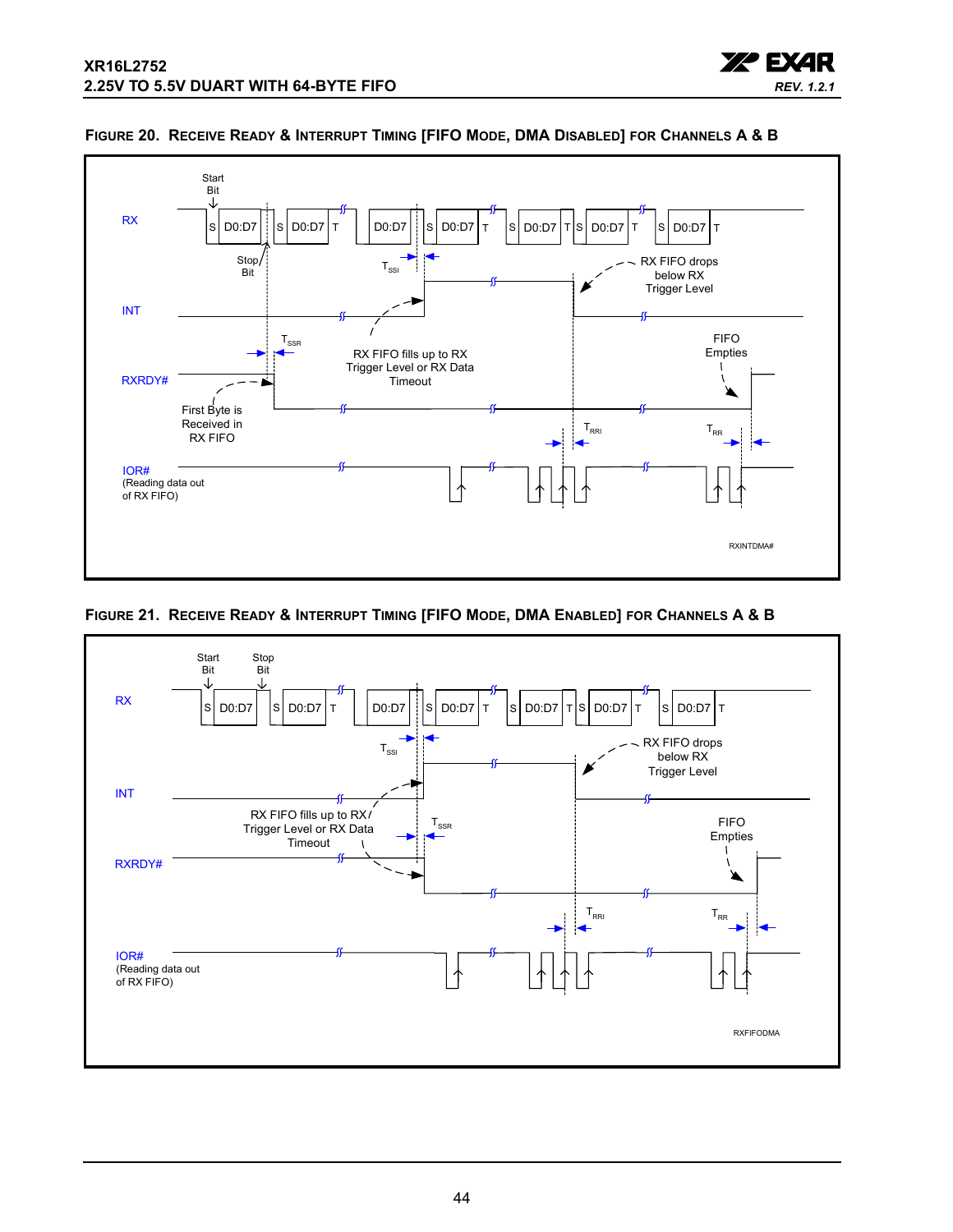#### FIGURE 20. RECEIVE READY & INTERRUPT TIMING [FIFO MODE, DMA DISABLED] FOR CHANNELS A & B

RX

Start Bit

S D0:D7 S D0:D7 T D0:D7 S D0:D7 T S D0:D7 T S D0:D7 T S D0:D7 T

Stop Bit

$T_{SSI}$

RX FIFO drops below RX Trigger Level

INT

$T_{SSR}$

RX FIFO fills up to RX Trigger Level or RX Data Timeout

FIFO Empties

RXRDY#

First Byte is Received in RX FIFO

$T_{RRI}$

$T_{RR}$

IOR# (Reading data out of RX FIFO)

RXINTDMA#

#### FIGURE 21. RECEIVE READY & INTERRUPT TIMING [FIFO MODE, DMA ENABLED] FOR CHANNELS A & B

Start Bit

Stop Bit

RX

S D0:D7 S D0:D7 T D0:D7 S D0:D7 T S D0:D7 T S D0:D7 T S D0:D7 T

$T_{SSI}$

RX FIFO drops below RX Trigger Level

INT

RX FIFO fills up to RX Trigger Level or RX Data Timeout

$T_{SSR}$

FIFO Empties

RXRDY#

$T_{RRI}$

$T_{RR}$

IOR# (Reading data out of RX FIFO)

RXFIFODMA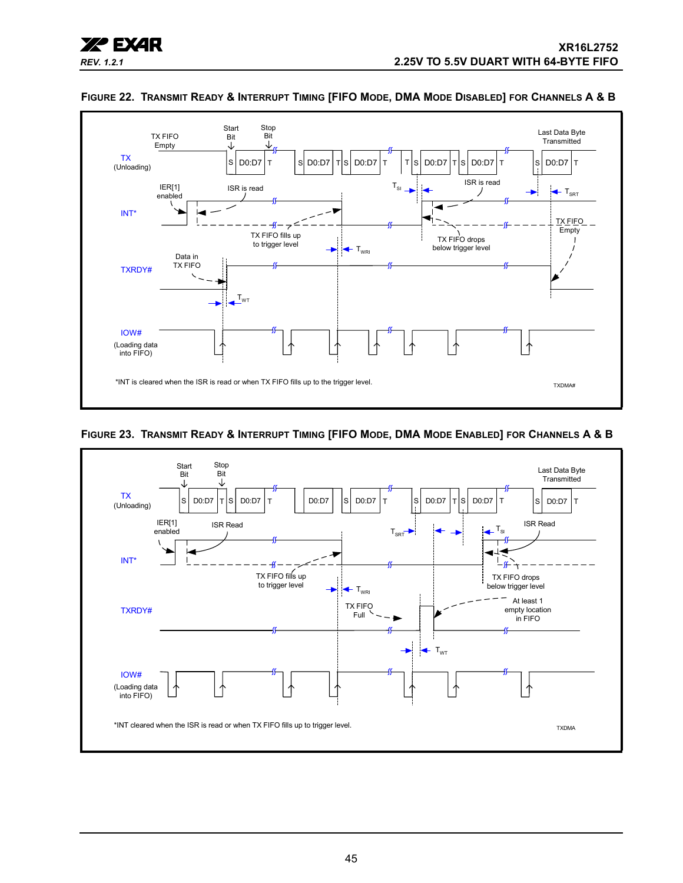### FIGURE 22. TRANSMIT READY & INTERRUPT TIMING [FIFO MODE, DMA MODE DISABLED] FOR CHANNELS A & B

TX FIFO Empty

Start Bit

Stop Bit

Last Data Byte Transmitted

TX (Unloading)

S D0:D7 T | S D0:D7 T S D0:D7 T | T S D0:D7 T S D0:D7 T | S D0:D7 T

IER[1] enabled

ISR is read

$T_{SI}$

ISR is read

$T_{SRT}$

INT*

TX FIFO fills up to trigger level

$T_{WRI}$

TX FIFO drops below trigger level

TX FIFO Empty

Data in TX FIFO

TXRDY#

$T_{WT}$

IOW# (Loading data into FIFO)

*INT is cleared when the ISR is read or when TX FIFO fills up to the trigger level.

TXDMA#

### FIGURE 23. TRANSMIT READY & INTERRUPT TIMING [FIFO MODE, DMA MODE ENABLED] FOR CHANNELS A & B

Start Bit

Stop Bit

Last Data Byte Transmitted

TX (Unloading)

S D0:D7 T S D0:D7 T | D0:D7 | S D0:D7 T | S D0:D7 T S D0:D7 T | S D0:D7 T

IER[1] enabled

ISR Read

$T_{SRT}$

$T_{SI}$

ISR Read

INT*

TX FIFO fills up to trigger level

$T_{WRI}$

TX FIFO drops below trigger level

TX FIFO Full

At least 1 empty location in FIFO

TXRDY#

$T_{WT}$

IOW# (Loading data into FIFO)

*INT cleared when the ISR is read or when TX FIFO fills up to trigger level.

TXDMA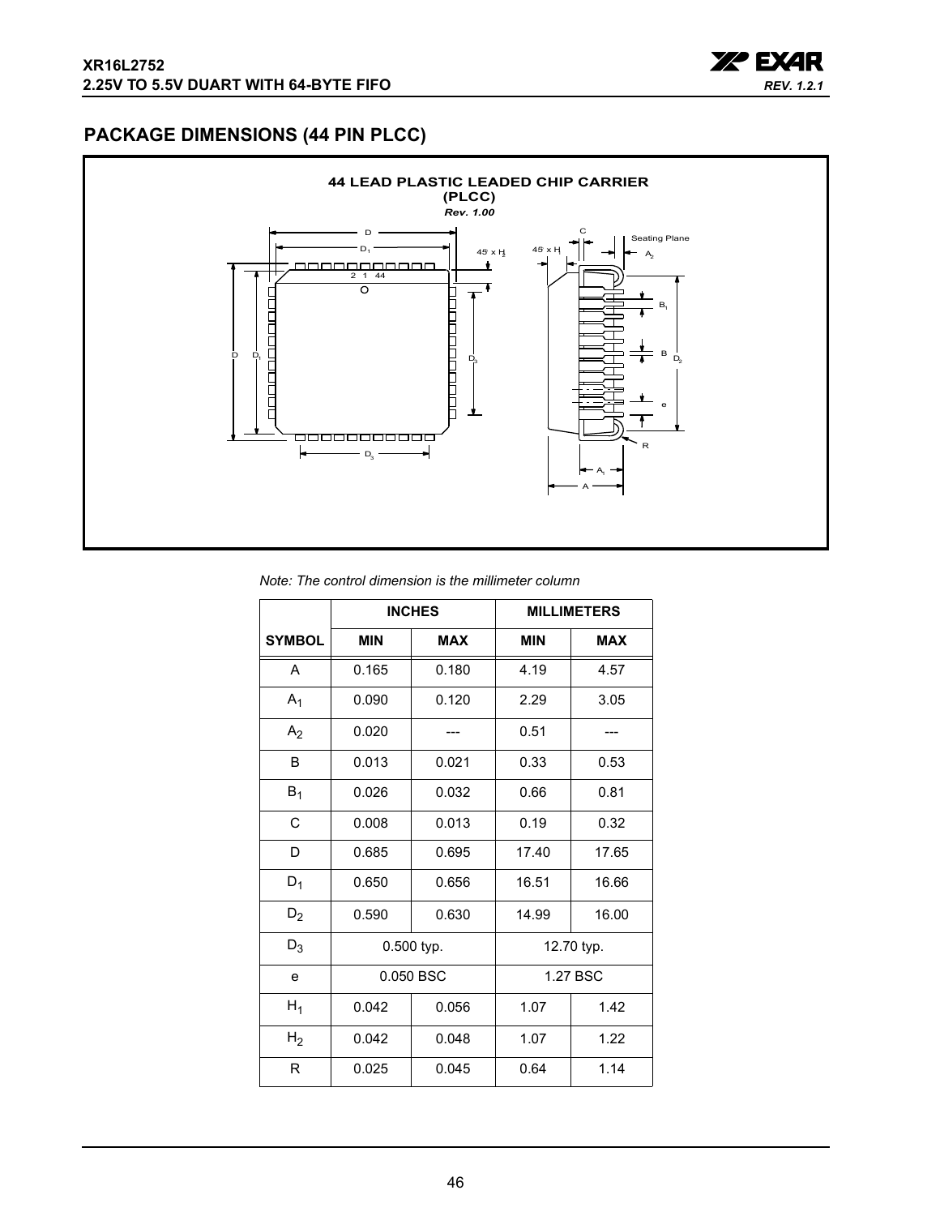## PACKAGE DIMENSIONS (44 PIN PLCC)

**44 LEAD PLASTIC LEADED CHIP CARRIER (PLCC)**

***Rev. 1.00***

*Note: The control dimension is the millimeter column*

| | INCHES | | MILLIMETERS | |
|---|---|---|---|---|
| **SYMBOL** | **MIN** | **MAX** | **MIN** | **MAX** |
| A | 0.165 | 0.180 | 4.19 | 4.57 |
| $A_1$ | 0.090 | 0.120 | 2.29 | 3.05 |
| $A_2$ | 0.020 | --- | 0.51 | --- |
| B | 0.013 | 0.021 | 0.33 | 0.53 |
| $B_1$ | 0.026 | 0.032 | 0.66 | 0.81 |
| C | 0.008 | 0.013 | 0.19 | 0.32 |
| D | 0.685 | 0.695 | 17.40 | 17.65 |
| $D_1$ | 0.650 | 0.656 | 16.51 | 16.66 |
| $D_2$ | 0.590 | 0.630 | 14.99 | 16.00 |
| $D_3$ | 0.500 typ. | | 12.70 typ. | |
| e | 0.050 BSC | | 1.27 BSC | |
| $H_1$ | 0.042 | 0.056 | 1.07 | 1.42 |
| $H_2$ | 0.042 | 0.048 | 1.07 | 1.22 |
| R | 0.025 | 0.045 | 0.64 | 1.14 |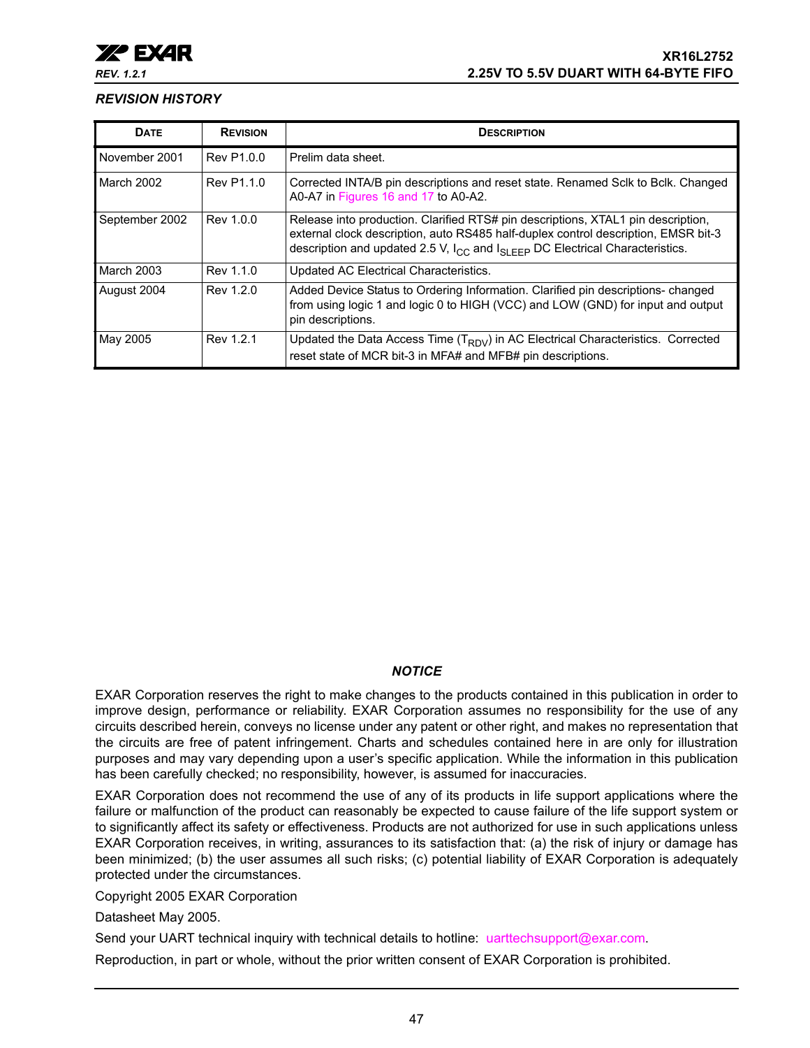### *REVISION HISTORY*

| Date | Revision | Description |
|---|---|---|
| November 2001 | Rev P1.0.0 | Prelim data sheet. |
| March 2002 | Rev P1.1.0 | Corrected INTA/B pin descriptions and reset state. Renamed Sclk to Bclk. Changed A0-A7 in Figures 16 and 17 to A0-A2. |
| September 2002 | Rev 1.0.0 | Release into production. Clarified RTS# pin descriptions, XTAL1 pin description, external clock description, auto RS485 half-duplex control description, EMSR bit-3 description and updated 2.5 V, $I_{CC}$ and $I_{SLEEP}$ DC Electrical Characteristics. |
| March 2003 | Rev 1.1.0 | Updated AC Electrical Characteristics. |
| August 2004 | Rev 1.2.0 | Added Device Status to Ordering Information. Clarified pin descriptions- changed from using logic 1 and logic 0 to HIGH (VCC) and LOW (GND) for input and output pin descriptions. |
| May 2005 | Rev 1.2.1 | Updated the Data Access Time ($T_{RDV}$) in AC Electrical Characteristics. Corrected reset state of MCR bit-3 in MFA# and MFB# pin descriptions. |

***NOTICE***

EXAR Corporation reserves the right to make changes to the products contained in this publication in order to improve design, performance or reliability. EXAR Corporation assumes no responsibility for the use of any circuits described herein, conveys no license under any patent or other right, and makes no representation that the circuits are free of patent infringement. Charts and schedules contained here in are only for illustration purposes and may vary depending upon a user's specific application. While the information in this publication has been carefully checked; no responsibility, however, is assumed for inaccuracies.

EXAR Corporation does not recommend the use of any of its products in life support applications where the failure or malfunction of the product can reasonably be expected to cause failure of the life support system or to significantly affect its safety or effectiveness. Products are not authorized for use in such applications unless EXAR Corporation receives, in writing, assurances to its satisfaction that: (a) the risk of injury or damage has been minimized; (b) the user assumes all such risks; (c) potential liability of EXAR Corporation is adequately protected under the circumstances.

Copyright 2005 EXAR Corporation

Datasheet May 2005.

Send your UART technical inquiry with technical details to hotline: uarttechsupport@exar.com.

Reproduction, in part or whole, without the prior written consent of EXAR Corporation is prohibited.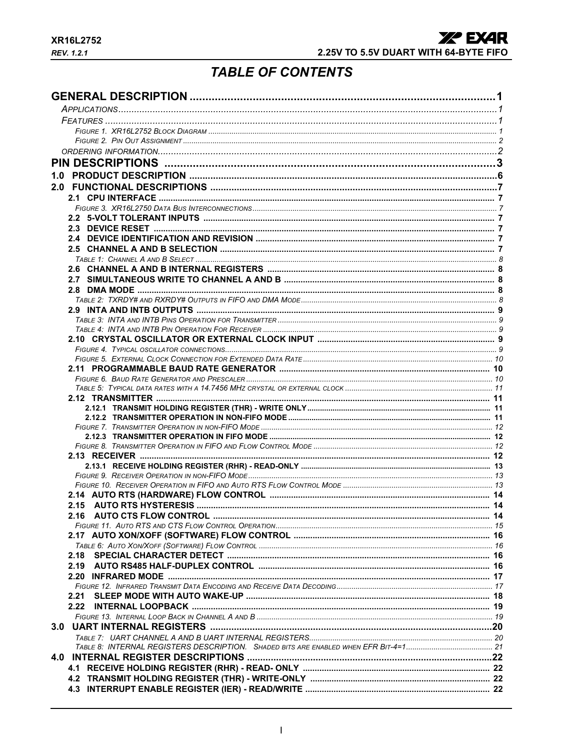# TABLE OF CONTENTS

**GENERAL DESCRIPTION** ..... 1

*APPLICATIONS* ..... 1

*FEATURES* ..... 1

*FIGURE 1. XR16L2752 BLOCK DIAGRAM* ..... 1

*FIGURE 2. PIN OUT ASSIGNMENT* ..... 2

*ORDERING INFORMATION* ..... 2

**PIN DESCRIPTIONS** ..... 3

**1.0 PRODUCT DESCRIPTION** ..... 6

**2.0 FUNCTIONAL DESCRIPTIONS** ..... 7

**2.1 CPU INTERFACE** ..... 7

*FIGURE 3. XR16L2750 DATA BUS INTERCONNECTIONS* ..... 7

**2.2 5-VOLT TOLERANT INPUTS** ..... 7

**2.3 DEVICE RESET** ..... 7

**2.4 DEVICE IDENTIFICATION AND REVISION** ..... 7

**2.5 CHANNEL A AND B SELECTION** ..... 7

*TABLE 1: CHANNEL A AND B SELECT* ..... 8

**2.6 CHANNEL A AND B INTERNAL REGISTERS** ..... 8

**2.7 SIMULTANEOUS WRITE TO CHANNEL A AND B** ..... 8

**2.8 DMA MODE** ..... 8

*TABLE 2: TXRDY# AND RXRDY# OUTPUTS IN FIFO AND DMA MODE* ..... 8

**2.9 INTA AND INTB OUTPUTS** ..... 9

*TABLE 3: INTA AND INTB PINS OPERATION FOR TRANSMITTER* ..... 9

*TABLE 4: INTA AND INTB PIN OPERATION FOR RECEIVER* ..... 9

**2.10 CRYSTAL OSCILLATOR OR EXTERNAL CLOCK INPUT** ..... 9

*FIGURE 4. TYPICAL OSCILLATOR CONNECTIONS* ..... 9

*FIGURE 5. EXTERNAL CLOCK CONNECTION FOR EXTENDED DATA RATE* ..... 10

**2.11 PROGRAMMABLE BAUD RATE GENERATOR** ..... 10

*FIGURE 6. BAUD RATE GENERATOR AND PRESCALER* ..... 10

*TABLE 5: TYPICAL DATA RATES WITH A 14.7456 MHZ CRYSTAL OR EXTERNAL CLOCK* ..... 11

**2.12 TRANSMITTER** ..... 11

**2.12.1 TRANSMIT HOLDING REGISTER (THR) - WRITE ONLY** ..... 11

**2.12.2 TRANSMITTER OPERATION IN NON-FIFO MODE** ..... 11

*FIGURE 7. TRANSMITTER OPERATION IN NON-FIFO MODE* ..... 12

**2.12.3 TRANSMITTER OPERATION IN FIFO MODE** ..... 12

*FIGURE 8. TRANSMITTER OPERATION IN FIFO AND FLOW CONTROL MODE* ..... 12

**2.13 RECEIVER** ..... 12

**2.13.1 RECEIVE HOLDING REGISTER (RHR) - READ-ONLY** ..... 13

*FIGURE 9. RECEIVER OPERATION IN NON-FIFO MODE* ..... 13

*FIGURE 10. RECEIVER OPERATION IN FIFO AND AUTO RTS FLOW CONTROL MODE* ..... 13

**2.14 AUTO RTS (HARDWARE) FLOW CONTROL** ..... 14

**2.15 AUTO RTS HYSTERESIS** ..... 14

**2.16 AUTO CTS FLOW CONTROL** ..... 14

*FIGURE 11. AUTO RTS AND CTS FLOW CONTROL OPERATION* ..... 15

**2.17 AUTO XON/XOFF (SOFTWARE) FLOW CONTROL** ..... 16

*TABLE 6: AUTO XON/XOFF (SOFTWARE) FLOW CONTROL* ..... 16

**2.18 SPECIAL CHARACTER DETECT** ..... 16

**2.19 AUTO RS485 HALF-DUPLEX CONTROL** ..... 16

**2.20 INFRARED MODE** ..... 17

*FIGURE 12. INFRARED TRANSMIT DATA ENCODING AND RECEIVE DATA DECODING* ..... 17

**2.21 SLEEP MODE WITH AUTO WAKE-UP** ..... 18

**2.22 INTERNAL LOOPBACK** ..... 19

*FIGURE 13. INTERNAL LOOP BACK IN CHANNEL A AND B* ..... 19

**3.0 UART INTERNAL REGISTERS** ..... 20

*TABLE 7: UART CHANNEL A AND B UART INTERNAL REGISTERS* ..... 20

*TABLE 8: INTERNAL REGISTERS DESCRIPTION. SHADED BITS ARE ENABLED WHEN EFR BIT-4=1* ..... 21

**4.0 INTERNAL REGISTER DESCRIPTIONS** ..... 22

**4.1 RECEIVE HOLDING REGISTER (RHR) - READ- ONLY** ..... 22

**4.2 TRANSMIT HOLDING REGISTER (THR) - WRITE-ONLY** ..... 22

**4.3 INTERRUPT ENABLE REGISTER (IER) - READ/WRITE** ..... 22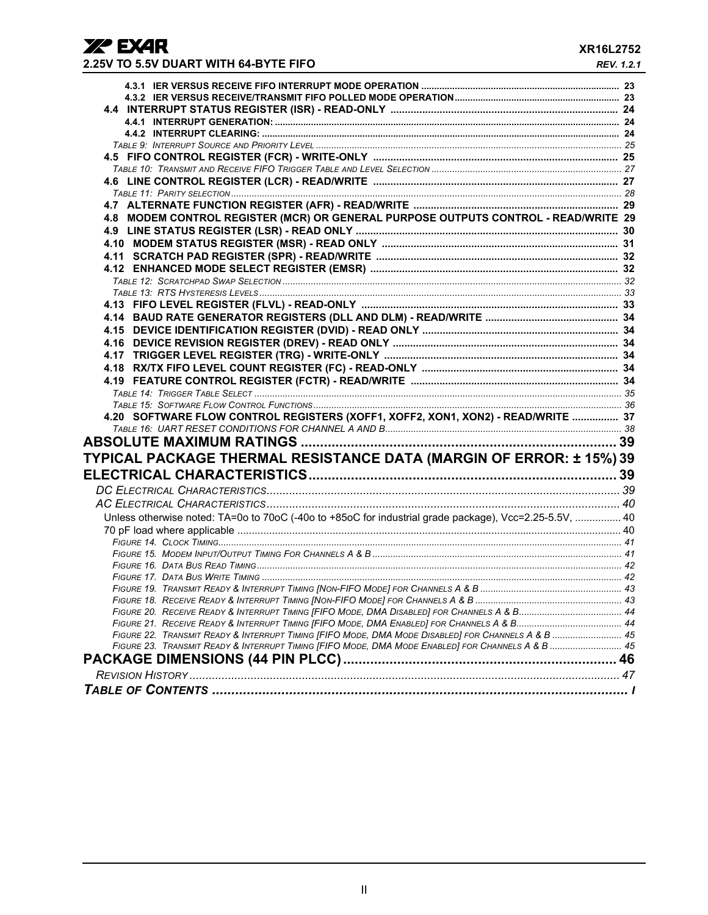4.3.1 IER VERSUS RECEIVE FIFO INTERRUPT MODE OPERATION ........................................................................ 23
4.3.2 IER VERSUS RECEIVE/TRANSMIT FIFO POLLED MODE OPERATION.............................................................. 23
**4.4 INTERRUPT STATUS REGISTER (ISR) - READ-ONLY ............................................................................ 24**
4.4.1 INTERRUPT GENERATION: ........................................................................................................................ 24
4.4.2 INTERRUPT CLEARING: ............................................................................................................................ 24
*TABLE 9: INTERRUPT SOURCE AND PRIORITY LEVEL ........................................................................................................ 25*
**4.5 FIFO CONTROL REGISTER (FCR) - WRITE-ONLY ................................................................................... 25**
*TABLE 10: TRANSMIT AND RECEIVE FIFO TRIGGER TABLE AND LEVEL SELECTION ................................................................ 27*
**4.6 LINE CONTROL REGISTER (LCR) - READ/WRITE ................................................................................... 27**
*TABLE 11: PARITY SELECTION ....................................................................................................................................... 28*
**4.7 ALTERNATE FUNCTION REGISTER (AFR) - READ/WRITE ...................................................................... 29**
**4.8 MODEM CONTROL REGISTER (MCR) OR GENERAL PURPOSE OUTPUTS CONTROL - READ/WRITE 29**
**4.9 LINE STATUS REGISTER (LSR) - READ ONLY ........................................................................................ 30**
**4.10 MODEM STATUS REGISTER (MSR) - READ ONLY ................................................................................. 31**
**4.11 SCRATCH PAD REGISTER (SPR) - READ/WRITE ................................................................................... 32**
**4.12 ENHANCED MODE SELECT REGISTER (EMSR) ..................................................................................... 32**
*TABLE 12: SCRATCHPAD SWAP SELECTION .................................................................................................................... 32*
*TABLE 13: RTS HYSTERESIS LEVELS ............................................................................................................................. 33*
**4.13 FIFO LEVEL REGISTER (FLVL) - READ-ONLY ........................................................................................ 33**
**4.14 BAUD RATE GENERATOR REGISTERS (DLL AND DLM) - READ/WRITE ............................................. 34**
**4.15 DEVICE IDENTIFICATION REGISTER (DVID) - READ ONLY .................................................................... 34**
**4.16 DEVICE REVISION REGISTER (DREV) - READ ONLY ............................................................................. 34**
**4.17 TRIGGER LEVEL REGISTER (TRG) - WRITE-ONLY ................................................................................ 34**
**4.18 RX/TX FIFO LEVEL COUNT REGISTER (FC) - READ-ONLY .................................................................... 34**
**4.19 FEATURE CONTROL REGISTER (FCTR) - READ/WRITE ........................................................................ 34**
*TABLE 14: TRIGGER TABLE SELECT ............................................................................................................................... 35*
*TABLE 15: SOFTWARE FLOW CONTROL FUNCTIONS ......................................................................................................... 36*
**4.20 SOFTWARE FLOW CONTROL REGISTERS (XOFF1, XOFF2, XON1, XON2) - READ/WRITE ................ 37**
*TABLE 16: UART RESET CONDITIONS FOR CHANNEL A AND B ........................................................................................... 38*

**ABSOLUTE MAXIMUM RATINGS .................................................................................. 39**
**TYPICAL PACKAGE THERMAL RESISTANCE DATA (MARGIN OF ERROR: ± 15%) 39**
**ELECTRICAL CHARACTERISTICS ................................................................................. 39**
*DC ELECTRICAL CHARACTERISTICS .............................................................................................................. 39*
*AC ELECTRICAL CHARACTERISTICS .............................................................................................................. 40*
Unless otherwise noted: TA=0o to 70oC (-40o to +85oC for industrial grade package), Vcc=2.25-5.5V, ................ 40
70 pF load where applicable ..................................................................................................................................... 40
*FIGURE 14. CLOCK TIMING ............................................................................................................................................ 41*
*FIGURE 15. MODEM INPUT/OUTPUT TIMING FOR CHANNELS A & B ................................................................................ 41*
*FIGURE 16. DATA BUS READ TIMING ............................................................................................................................. 42*
*FIGURE 17. DATA BUS WRITE TIMING ........................................................................................................................... 42*
*FIGURE 19. TRANSMIT READY & INTERRUPT TIMING [NON-FIFO MODE] FOR CHANNELS A & B ...................................... 43*
*FIGURE 18. RECEIVE READY & INTERRUPT TIMING [NON-FIFO MODE] FOR CHANNELS A & B ........................................ 43*
*FIGURE 20. RECEIVE READY & INTERRUPT TIMING [FIFO MODE, DMA DISABLED] FOR CHANNELS A & B ....................... 44*
*FIGURE 21. RECEIVE READY & INTERRUPT TIMING [FIFO MODE, DMA ENABLED] FOR CHANNELS A & B ......................... 44*
*FIGURE 22. TRANSMIT READY & INTERRUPT TIMING [FIFO MODE, DMA MODE DISABLED] FOR CHANNELS A & B ............ 45*
*FIGURE 23. TRANSMIT READY & INTERRUPT TIMING [FIFO MODE, DMA MODE ENABLED] FOR CHANNELS A & B ............. 45*

**PACKAGE DIMENSIONS (44 PIN PLCC) ....................................................................... 46**
*REVISION HISTORY .......................................................................................................................................... 47*
***TABLE OF CONTENTS ............................................................................................................. I***